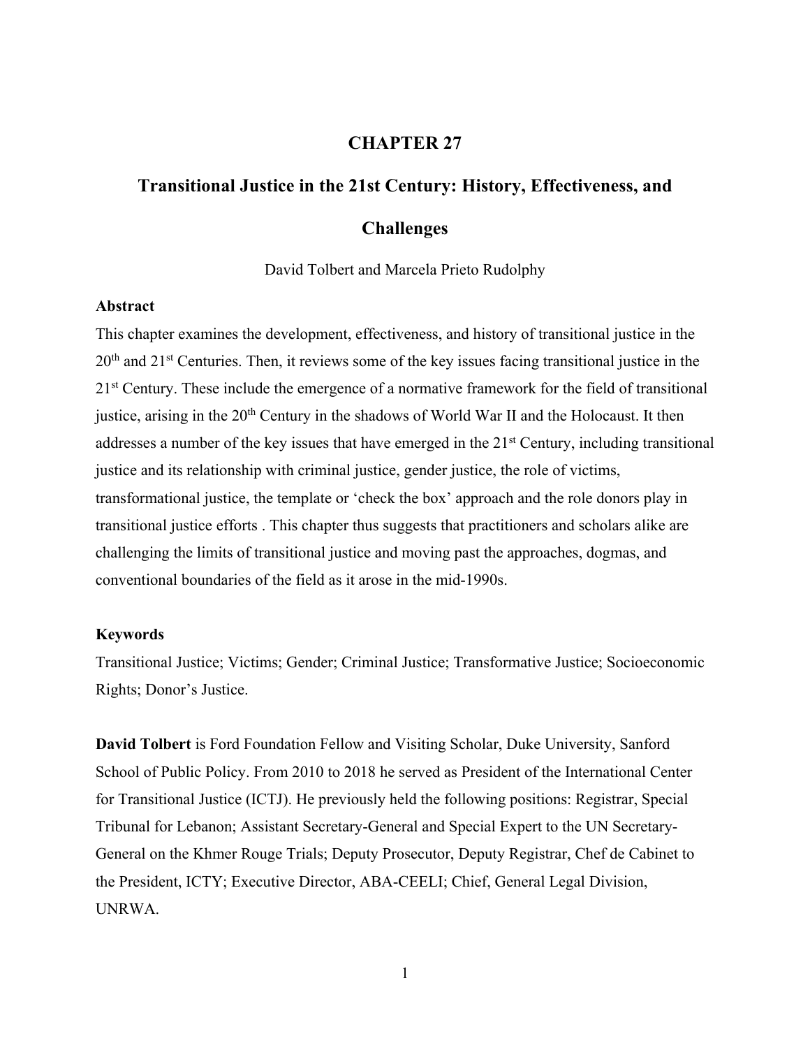# CHAPTER 27

# Transitional Justice in the 21st Century: History, Effectiveness, and Challenges

David Tolbert and Marcela Prieto Rudolphy

**Abstract**

This chapter examines the development, effectiveness, and history of transitional justice in the 20th and 21st Centuries. Then, it reviews some of the key issues facing transitional justice in the 21st Century. These include the emergence of a normative framework for the field of transitional justice, arising in the 20th Century in the shadows of World War II and the Holocaust. It then addresses a number of the key issues that have emerged in the 21st Century, including transitional justice and its relationship with criminal justice, gender justice, the role of victims, transformational justice, the template or 'check the box' approach and the role donors play in transitional justice efforts . This chapter thus suggests that practitioners and scholars alike are challenging the limits of transitional justice and moving past the approaches, dogmas, and conventional boundaries of the field as it arose in the mid-1990s.

**Keywords**

Transitional Justice; Victims; Gender; Criminal Justice; Transformative Justice; Socioeconomic Rights; Donor's Justice.

**David Tolbert** is Ford Foundation Fellow and Visiting Scholar, Duke University, Sanford School of Public Policy. From 2010 to 2018 he served as President of the International Center for Transitional Justice (ICTJ). He previously held the following positions: Registrar, Special Tribunal for Lebanon; Assistant Secretary-General and Special Expert to the UN Secretary-General on the Khmer Rouge Trials; Deputy Prosecutor, Deputy Registrar, Chef de Cabinet to the President, ICTY; Executive Director, ABA-CEELI; Chief, General Legal Division, UNRWA.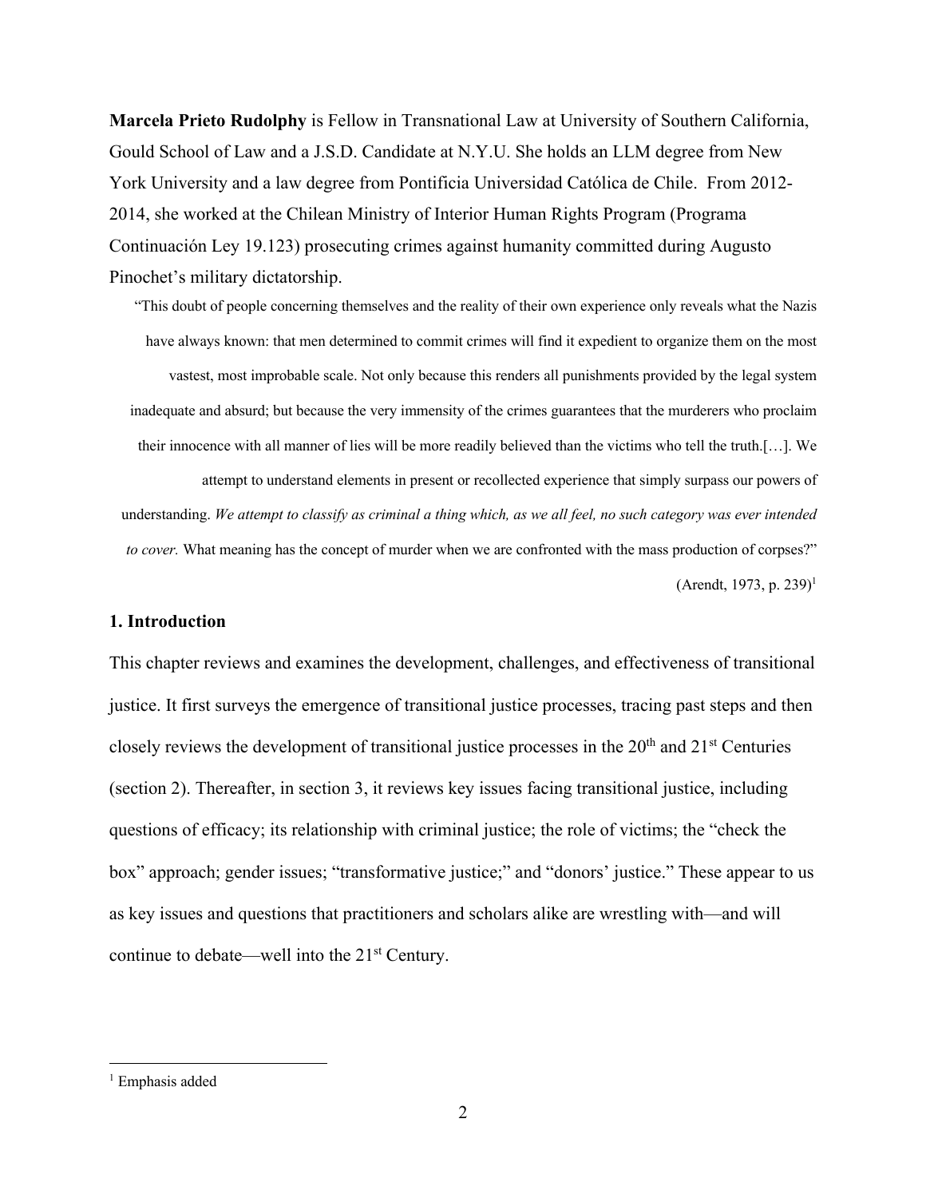**Marcela Prieto Rudolphy** is Fellow in Transnational Law at University of Southern California, Gould School of Law and a J.S.D. Candidate at N.Y.U. She holds an LLM degree from New York University and a law degree from Pontificia Universidad Católica de Chile. From 2012-2014, she worked at the Chilean Ministry of Interior Human Rights Program (Programa Continuación Ley 19.123) prosecuting crimes against humanity committed during Augusto Pinochet's military dictatorship.

> "This doubt of people concerning themselves and the reality of their own experience only reveals what the Nazis have always known: that men determined to commit crimes will find it expedient to organize them on the most vastest, most improbable scale. Not only because this renders all punishments provided by the legal system inadequate and absurd; but because the very immensity of the crimes guarantees that the murderers who proclaim their innocence with all manner of lies will be more readily believed than the victims who tell the truth.[…]. We attempt to understand elements in present or recollected experience that simply surpass our powers of understanding. *We attempt to classify as criminal a thing which, as we all feel, no such category was ever intended to cover.* What meaning has the concept of murder when we are confronted with the mass production of corpses?"
>
> (Arendt, 1973, p. 239)[1]

## 1. Introduction

This chapter reviews and examines the development, challenges, and effectiveness of transitional justice. It first surveys the emergence of transitional justice processes, tracing past steps and then closely reviews the development of transitional justice processes in the 20th and 21st Centuries (section 2). Thereafter, in section 3, it reviews key issues facing transitional justice, including questions of efficacy; its relationship with criminal justice; the role of victims; the "check the box" approach; gender issues; "transformative justice;" and "donors' justice." These appear to us as key issues and questions that practitioners and scholars alike are wrestling with—and will continue to debate—well into the 21st Century.

[1] Emphasis added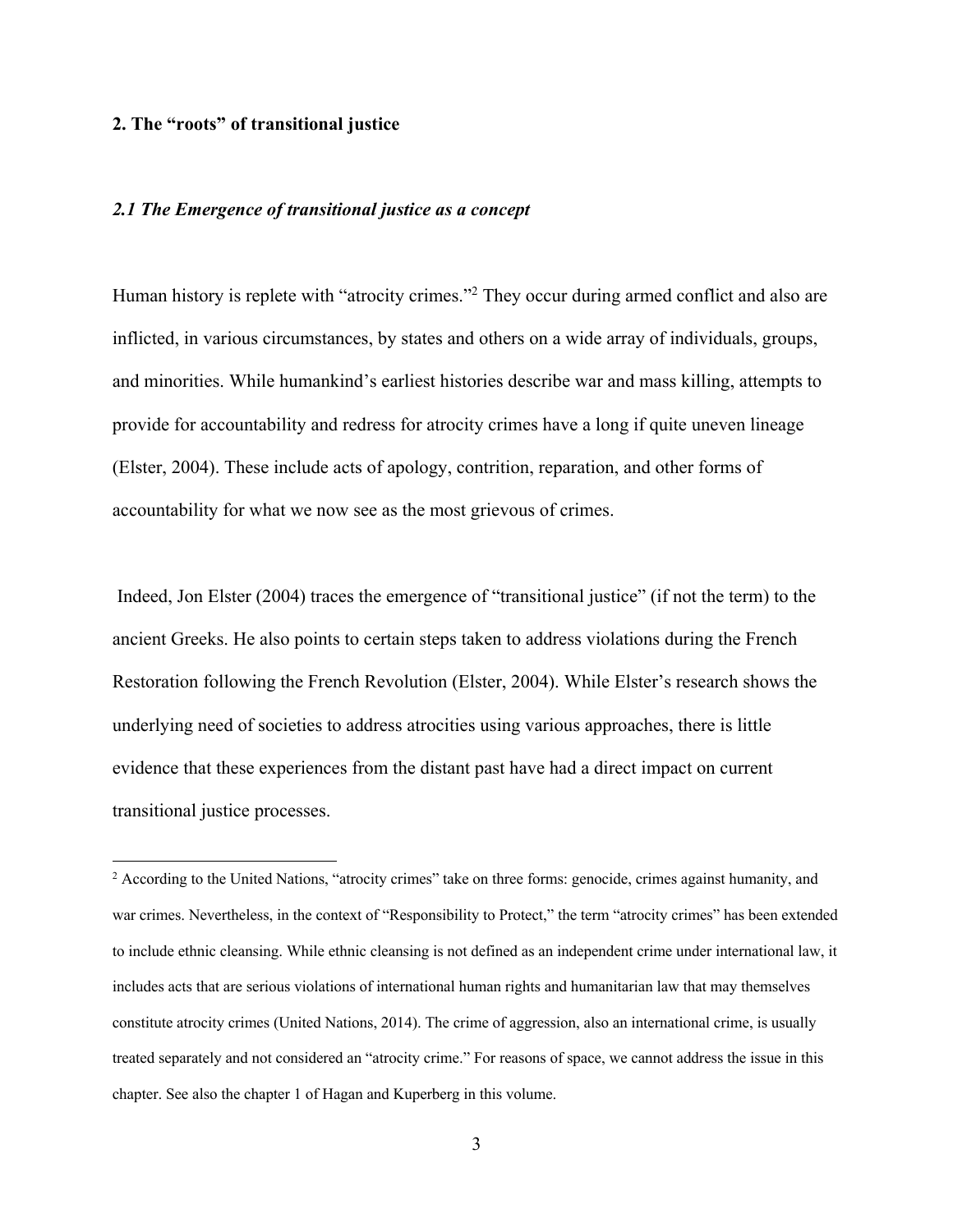## 2. The "roots" of transitional justice

### *2.1 The Emergence of transitional justice as a concept*

Human history is replete with "atrocity crimes."[2] They occur during armed conflict and also are inflicted, in various circumstances, by states and others on a wide array of individuals, groups, and minorities. While humankind's earliest histories describe war and mass killing, attempts to provide for accountability and redress for atrocity crimes have a long if quite uneven lineage (Elster, 2004). These include acts of apology, contrition, reparation, and other forms of accountability for what we now see as the most grievous of crimes.

Indeed, Jon Elster (2004) traces the emergence of "transitional justice" (if not the term) to the ancient Greeks. He also points to certain steps taken to address violations during the French Restoration following the French Revolution (Elster, 2004). While Elster's research shows the underlying need of societies to address atrocities using various approaches, there is little evidence that these experiences from the distant past have had a direct impact on current transitional justice processes.

[2] According to the United Nations, "atrocity crimes" take on three forms: genocide, crimes against humanity, and war crimes. Nevertheless, in the context of "Responsibility to Protect," the term "atrocity crimes" has been extended to include ethnic cleansing. While ethnic cleansing is not defined as an independent crime under international law, it includes acts that are serious violations of international human rights and humanitarian law that may themselves constitute atrocity crimes (United Nations, 2014). The crime of aggression, also an international crime, is usually treated separately and not considered an "atrocity crime." For reasons of space, we cannot address the issue in this chapter. See also the chapter 1 of Hagan and Kuperberg in this volume.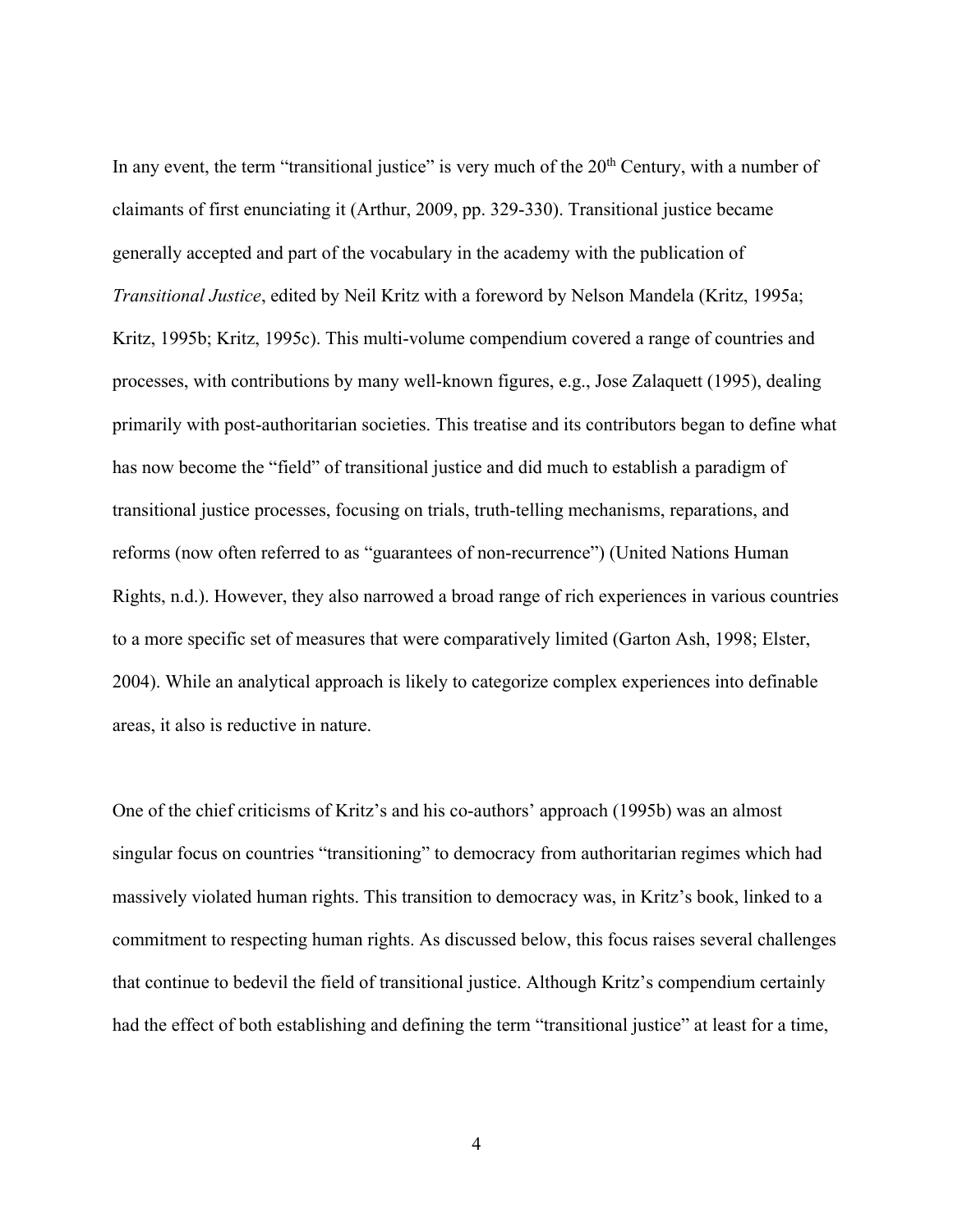In any event, the term "transitional justice" is very much of the 20th Century, with a number of claimants of first enunciating it (Arthur, 2009, pp. 329-330). Transitional justice became generally accepted and part of the vocabulary in the academy with the publication of *Transitional Justice*, edited by Neil Kritz with a foreword by Nelson Mandela (Kritz, 1995a; Kritz, 1995b; Kritz, 1995c). This multi-volume compendium covered a range of countries and processes, with contributions by many well-known figures, e.g., Jose Zalaquett (1995), dealing primarily with post-authoritarian societies. This treatise and its contributors began to define what has now become the "field" of transitional justice and did much to establish a paradigm of transitional justice processes, focusing on trials, truth-telling mechanisms, reparations, and reforms (now often referred to as "guarantees of non-recurrence") (United Nations Human Rights, n.d.). However, they also narrowed a broad range of rich experiences in various countries to a more specific set of measures that were comparatively limited (Garton Ash, 1998; Elster, 2004). While an analytical approach is likely to categorize complex experiences into definable areas, it also is reductive in nature.

One of the chief criticisms of Kritz's and his co-authors' approach (1995b) was an almost singular focus on countries "transitioning" to democracy from authoritarian regimes which had massively violated human rights. This transition to democracy was, in Kritz's book, linked to a commitment to respecting human rights. As discussed below, this focus raises several challenges that continue to bedevil the field of transitional justice. Although Kritz's compendium certainly had the effect of both establishing and defining the term "transitional justice" at least for a time,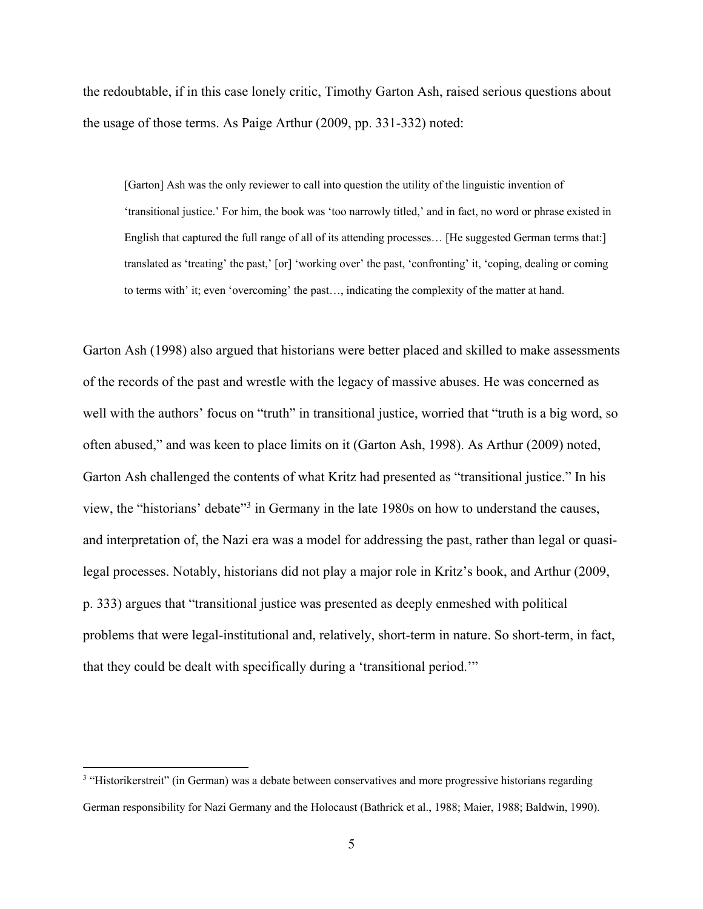the redoubtable, if in this case lonely critic, Timothy Garton Ash, raised serious questions about the usage of those terms. As Paige Arthur (2009, pp. 331-332) noted:

> [Garton] Ash was the only reviewer to call into question the utility of the linguistic invention of 'transitional justice.' For him, the book was 'too narrowly titled,' and in fact, no word or phrase existed in English that captured the full range of all of its attending processes… [He suggested German terms that:] translated as 'treating' the past,' [or] 'working over' the past, 'confronting' it, 'coping, dealing or coming to terms with' it; even 'overcoming' the past…, indicating the complexity of the matter at hand.

Garton Ash (1998) also argued that historians were better placed and skilled to make assessments of the records of the past and wrestle with the legacy of massive abuses. He was concerned as well with the authors' focus on "truth" in transitional justice, worried that "truth is a big word, so often abused," and was keen to place limits on it (Garton Ash, 1998). As Arthur (2009) noted, Garton Ash challenged the contents of what Kritz had presented as "transitional justice." In his view, the "historians' debate"[3] in Germany in the late 1980s on how to understand the causes, and interpretation of, the Nazi era was a model for addressing the past, rather than legal or quasi-legal processes. Notably, historians did not play a major role in Kritz's book, and Arthur (2009, p. 333) argues that "transitional justice was presented as deeply enmeshed with political problems that were legal-institutional and, relatively, short-term in nature. So short-term, in fact, that they could be dealt with specifically during a 'transitional period.'"

---

[3] "Historikerstreit" (in German) was a debate between conservatives and more progressive historians regarding German responsibility for Nazi Germany and the Holocaust (Bathrick et al., 1988; Maier, 1988; Baldwin, 1990).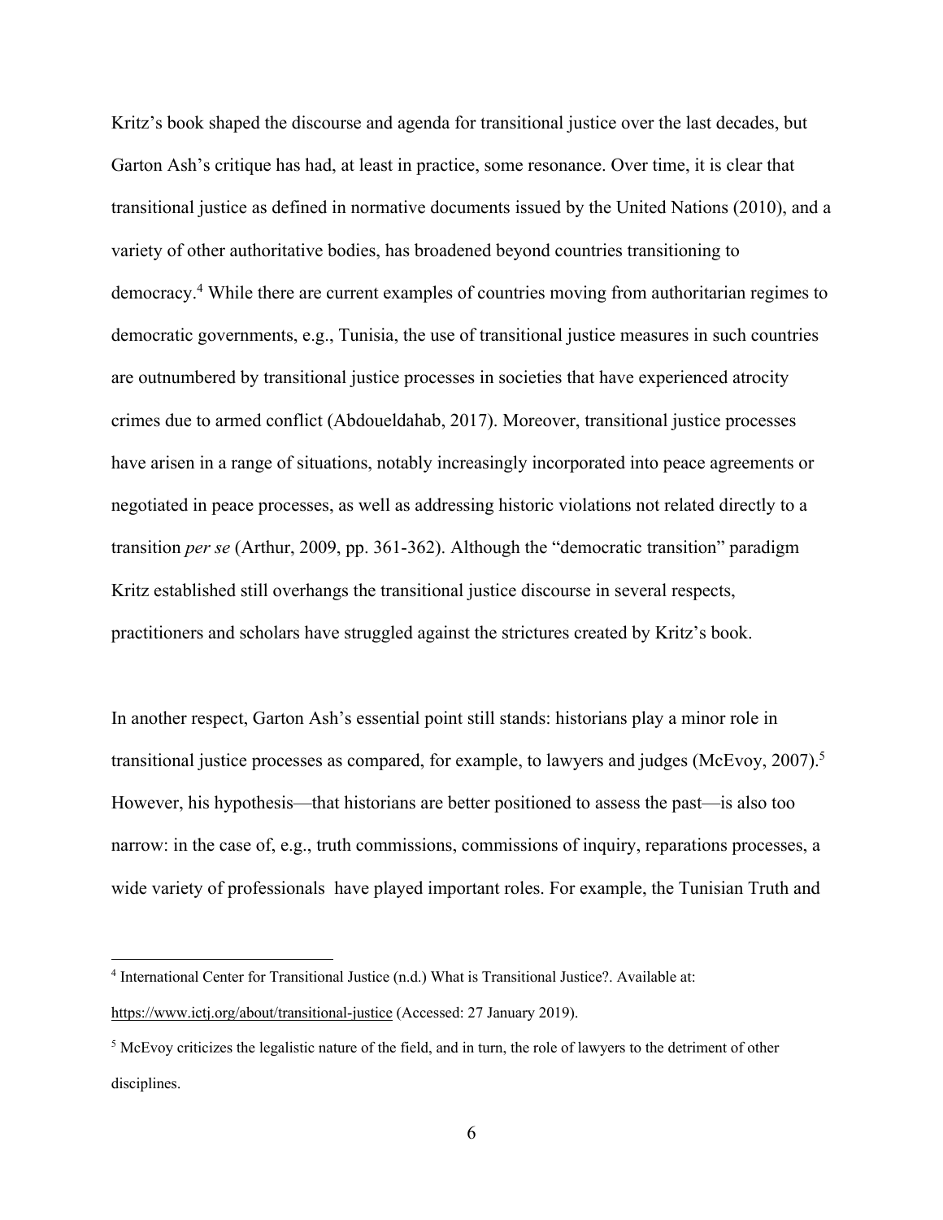Kritz's book shaped the discourse and agenda for transitional justice over the last decades, but Garton Ash's critique has had, at least in practice, some resonance. Over time, it is clear that transitional justice as defined in normative documents issued by the United Nations (2010), and a variety of other authoritative bodies, has broadened beyond countries transitioning to democracy.[4] While there are current examples of countries moving from authoritarian regimes to democratic governments, e.g., Tunisia, the use of transitional justice measures in such countries are outnumbered by transitional justice processes in societies that have experienced atrocity crimes due to armed conflict (Abdoueldahab, 2017). Moreover, transitional justice processes have arisen in a range of situations, notably increasingly incorporated into peace agreements or negotiated in peace processes, as well as addressing historic violations not related directly to a transition *per se* (Arthur, 2009, pp. 361-362). Although the "democratic transition" paradigm Kritz established still overhangs the transitional justice discourse in several respects, practitioners and scholars have struggled against the strictures created by Kritz's book.

In another respect, Garton Ash's essential point still stands: historians play a minor role in transitional justice processes as compared, for example, to lawyers and judges (McEvoy, 2007).[5] However, his hypothesis—that historians are better positioned to assess the past—is also too narrow: in the case of, e.g., truth commissions, commissions of inquiry, reparations processes, a wide variety of professionals have played important roles. For example, the Tunisian Truth and

---

[4] International Center for Transitional Justice (n.d.) What is Transitional Justice?. Available at: https://www.ictj.org/about/transitional-justice (Accessed: 27 January 2019).

[5] McEvoy criticizes the legalistic nature of the field, and in turn, the role of lawyers to the detriment of other disciplines.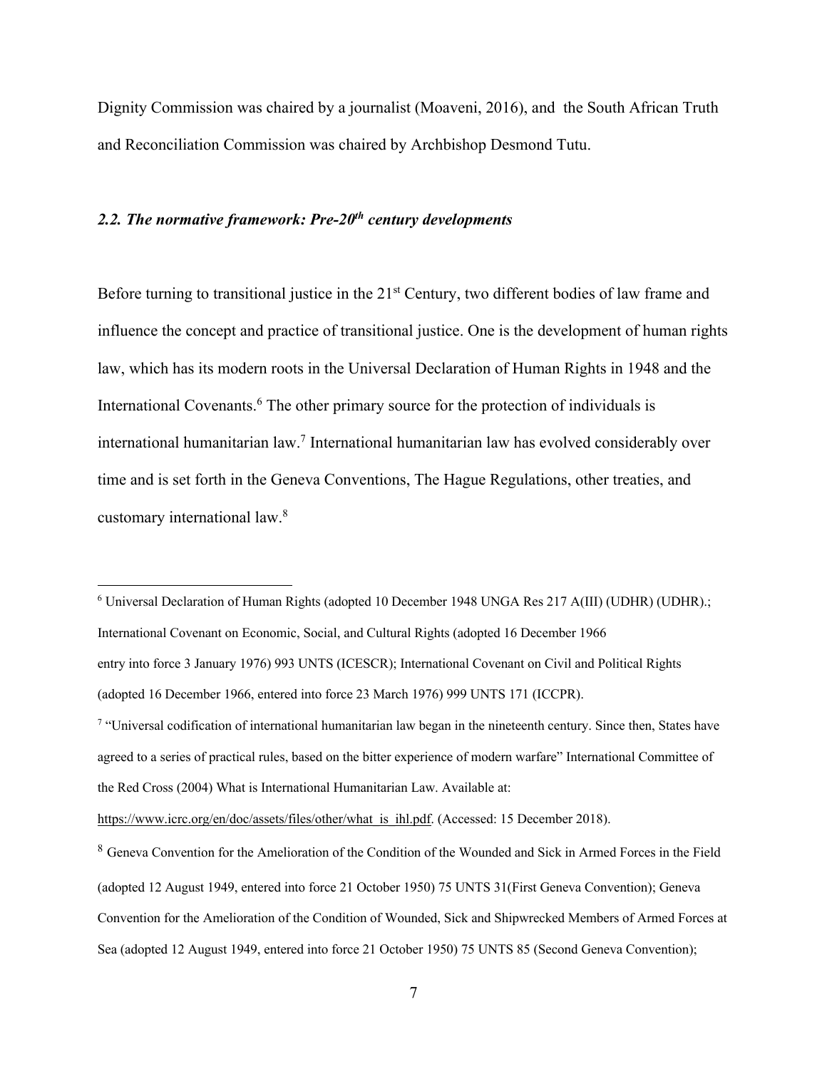Dignity Commission was chaired by a journalist (Moaveni, 2016), and the South African Truth and Reconciliation Commission was chaired by Archbishop Desmond Tutu.

### *2.2. The normative framework: Pre-20th century developments*

Before turning to transitional justice in the 21st Century, two different bodies of law frame and influence the concept and practice of transitional justice. One is the development of human rights law, which has its modern roots in the Universal Declaration of Human Rights in 1948 and the International Covenants.[6] The other primary source for the protection of individuals is international humanitarian law.[7] International humanitarian law has evolved considerably over time and is set forth in the Geneva Conventions, The Hague Regulations, other treaties, and customary international law.[8]

---

[6] Universal Declaration of Human Rights (adopted 10 December 1948 UNGA Res 217 A(III) (UDHR) (UDHR).; International Covenant on Economic, Social, and Cultural Rights (adopted 16 December 1966 entry into force 3 January 1976) 993 UNTS (ICESCR); International Covenant on Civil and Political Rights (adopted 16 December 1966, entered into force 23 March 1976) 999 UNTS 171 (ICCPR).

[7] "Universal codification of international humanitarian law began in the nineteenth century. Since then, States have agreed to a series of practical rules, based on the bitter experience of modern warfare" International Committee of the Red Cross (2004) What is International Humanitarian Law. Available at: https://www.icrc.org/en/doc/assets/files/other/what_is_ihl.pdf. (Accessed: 15 December 2018).

[8] Geneva Convention for the Amelioration of the Condition of the Wounded and Sick in Armed Forces in the Field (adopted 12 August 1949, entered into force 21 October 1950) 75 UNTS 31(First Geneva Convention); Geneva Convention for the Amelioration of the Condition of Wounded, Sick and Shipwrecked Members of Armed Forces at Sea (adopted 12 August 1949, entered into force 21 October 1950) 75 UNTS 85 (Second Geneva Convention);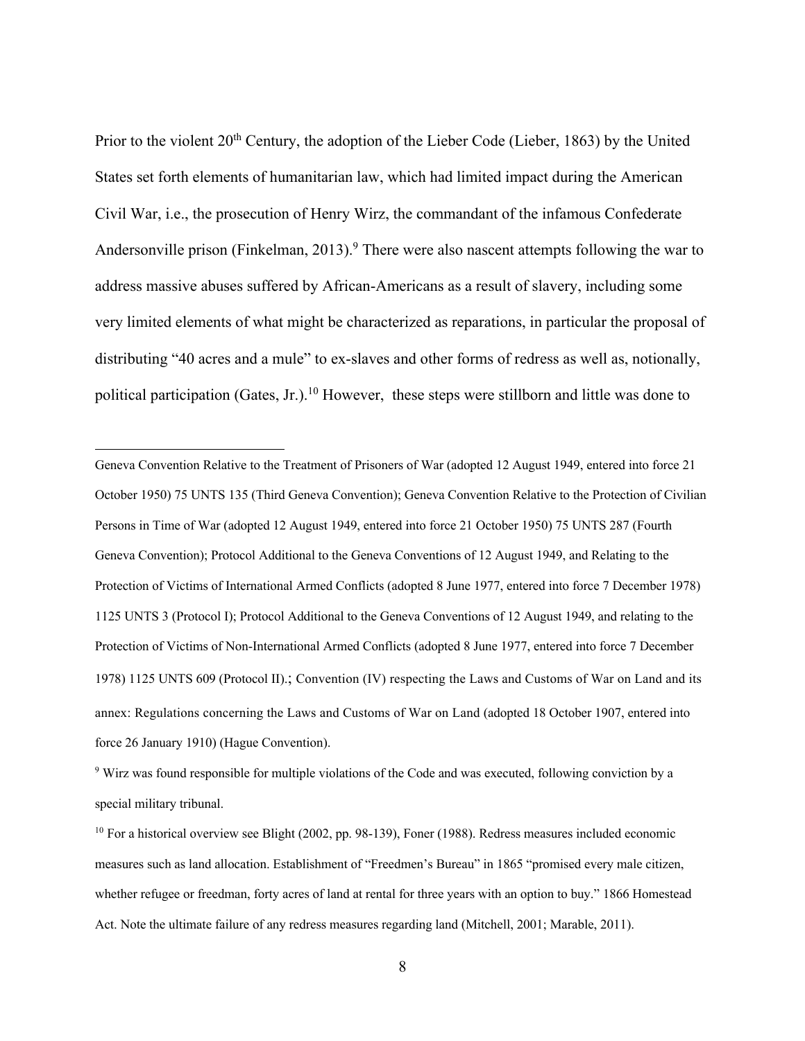Prior to the violent 20th Century, the adoption of the Lieber Code (Lieber, 1863) by the United States set forth elements of humanitarian law, which had limited impact during the American Civil War, i.e., the prosecution of Henry Wirz, the commandant of the infamous Confederate Andersonville prison (Finkelman, 2013).[9] There were also nascent attempts following the war to address massive abuses suffered by African-Americans as a result of slavery, including some very limited elements of what might be characterized as reparations, in particular the proposal of distributing "40 acres and a mule" to ex-slaves and other forms of redress as well as, notionally, political participation (Gates, Jr.).[10] However, these steps were stillborn and little was done to

---

Geneva Convention Relative to the Treatment of Prisoners of War (adopted 12 August 1949, entered into force 21 October 1950) 75 UNTS 135 (Third Geneva Convention); Geneva Convention Relative to the Protection of Civilian Persons in Time of War (adopted 12 August 1949, entered into force 21 October 1950) 75 UNTS 287 (Fourth Geneva Convention); Protocol Additional to the Geneva Conventions of 12 August 1949, and Relating to the Protection of Victims of International Armed Conflicts (adopted 8 June 1977, entered into force 7 December 1978) 1125 UNTS 3 (Protocol I); Protocol Additional to the Geneva Conventions of 12 August 1949, and relating to the Protection of Victims of Non-International Armed Conflicts (adopted 8 June 1977, entered into force 7 December 1978) 1125 UNTS 609 (Protocol II).; Convention (IV) respecting the Laws and Customs of War on Land and its annex: Regulations concerning the Laws and Customs of War on Land (adopted 18 October 1907, entered into force 26 January 1910) (Hague Convention).

[9] Wirz was found responsible for multiple violations of the Code and was executed, following conviction by a special military tribunal.

[10] For a historical overview see Blight (2002, pp. 98-139), Foner (1988). Redress measures included economic measures such as land allocation. Establishment of "Freedmen's Bureau" in 1865 "promised every male citizen, whether refugee or freedman, forty acres of land at rental for three years with an option to buy." 1866 Homestead Act. Note the ultimate failure of any redress measures regarding land (Mitchell, 2001; Marable, 2011).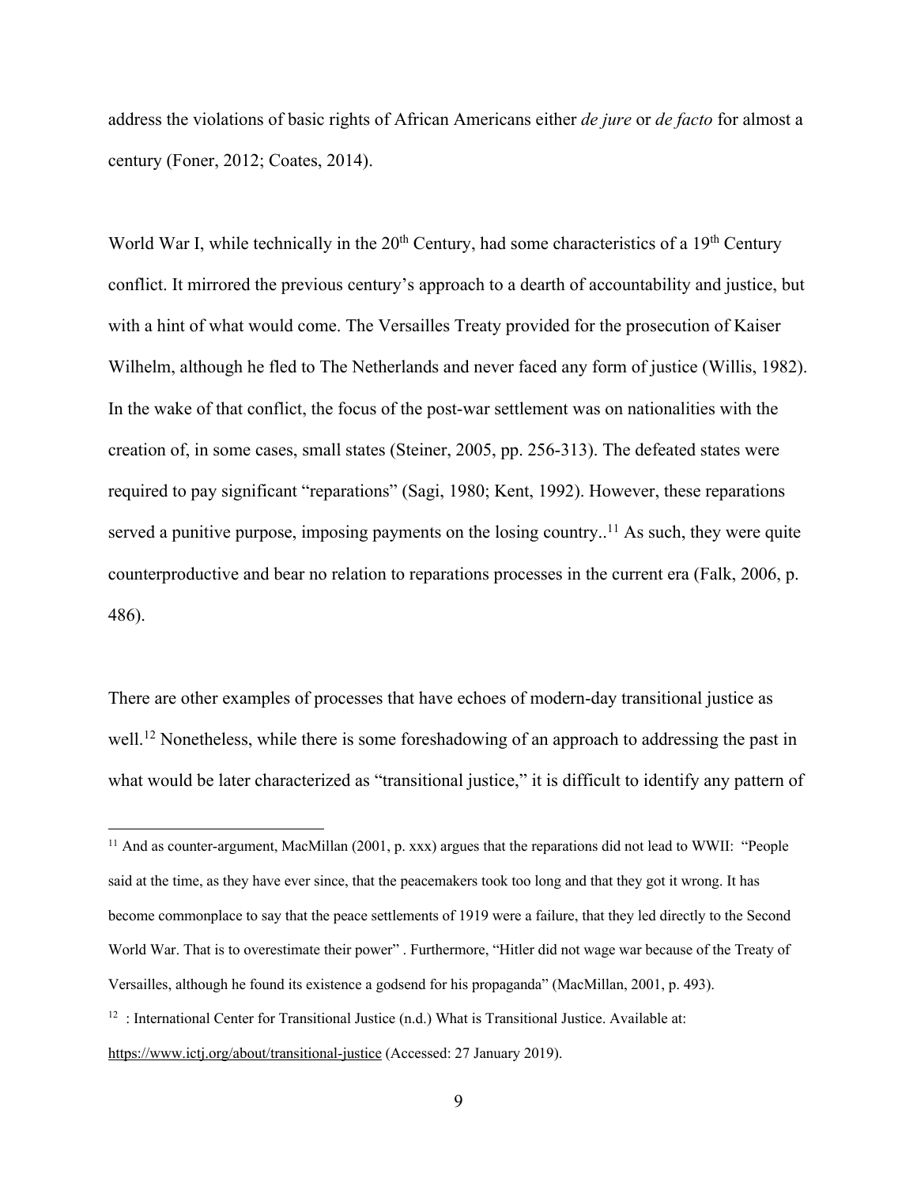address the violations of basic rights of African Americans either *de jure* or *de facto* for almost a century (Foner, 2012; Coates, 2014).

World War I, while technically in the 20th Century, had some characteristics of a 19th Century conflict. It mirrored the previous century's approach to a dearth of accountability and justice, but with a hint of what would come. The Versailles Treaty provided for the prosecution of Kaiser Wilhelm, although he fled to The Netherlands and never faced any form of justice (Willis, 1982). In the wake of that conflict, the focus of the post-war settlement was on nationalities with the creation of, in some cases, small states (Steiner, 2005, pp. 256-313). The defeated states were required to pay significant "reparations" (Sagi, 1980; Kent, 1992). However, these reparations served a punitive purpose, imposing payments on the losing country..[11] As such, they were quite counterproductive and bear no relation to reparations processes in the current era (Falk, 2006, p. 486).

There are other examples of processes that have echoes of modern-day transitional justice as well.[12] Nonetheless, while there is some foreshadowing of an approach to addressing the past in what would be later characterized as "transitional justice," it is difficult to identify any pattern of

---

[11] And as counter-argument, MacMillan (2001, p. xxx) argues that the reparations did not lead to WWII: "People said at the time, as they have ever since, that the peacemakers took too long and that they got it wrong. It has become commonplace to say that the peace settlements of 1919 were a failure, that they led directly to the Second World War. That is to overestimate their power" . Furthermore, "Hitler did not wage war because of the Treaty of Versailles, although he found its existence a godsend for his propaganda" (MacMillan, 2001, p. 493).

[12] : International Center for Transitional Justice (n.d.) What is Transitional Justice. Available at: https://www.ictj.org/about/transitional-justice (Accessed: 27 January 2019).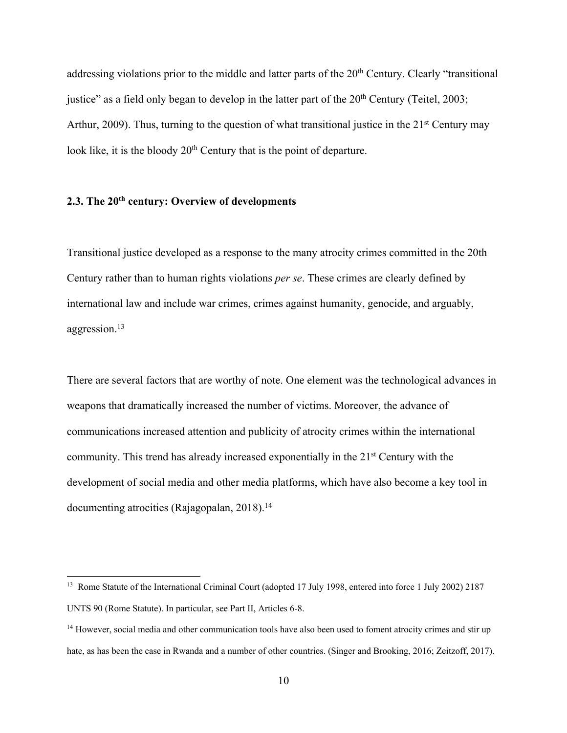addressing violations prior to the middle and latter parts of the 20th Century. Clearly "transitional justice" as a field only began to develop in the latter part of the 20th Century (Teitel, 2003; Arthur, 2009). Thus, turning to the question of what transitional justice in the 21st Century may look like, it is the bloody 20th Century that is the point of departure.

## 2.3. The 20th century: Overview of developments

Transitional justice developed as a response to the many atrocity crimes committed in the 20th Century rather than to human rights violations *per se*. These crimes are clearly defined by international law and include war crimes, crimes against humanity, genocide, and arguably, aggression.[13]

There are several factors that are worthy of note. One element was the technological advances in weapons that dramatically increased the number of victims. Moreover, the advance of communications increased attention and publicity of atrocity crimes within the international community. This trend has already increased exponentially in the 21st Century with the development of social media and other media platforms, which have also become a key tool in documenting atrocities (Rajagopalan, 2018).[14]

---

[13] Rome Statute of the International Criminal Court (adopted 17 July 1998, entered into force 1 July 2002) 2187 UNTS 90 (Rome Statute). In particular, see Part II, Articles 6-8.

[14] However, social media and other communication tools have also been used to foment atrocity crimes and stir up hate, as has been the case in Rwanda and a number of other countries. (Singer and Brooking, 2016; Zeitzoff, 2017).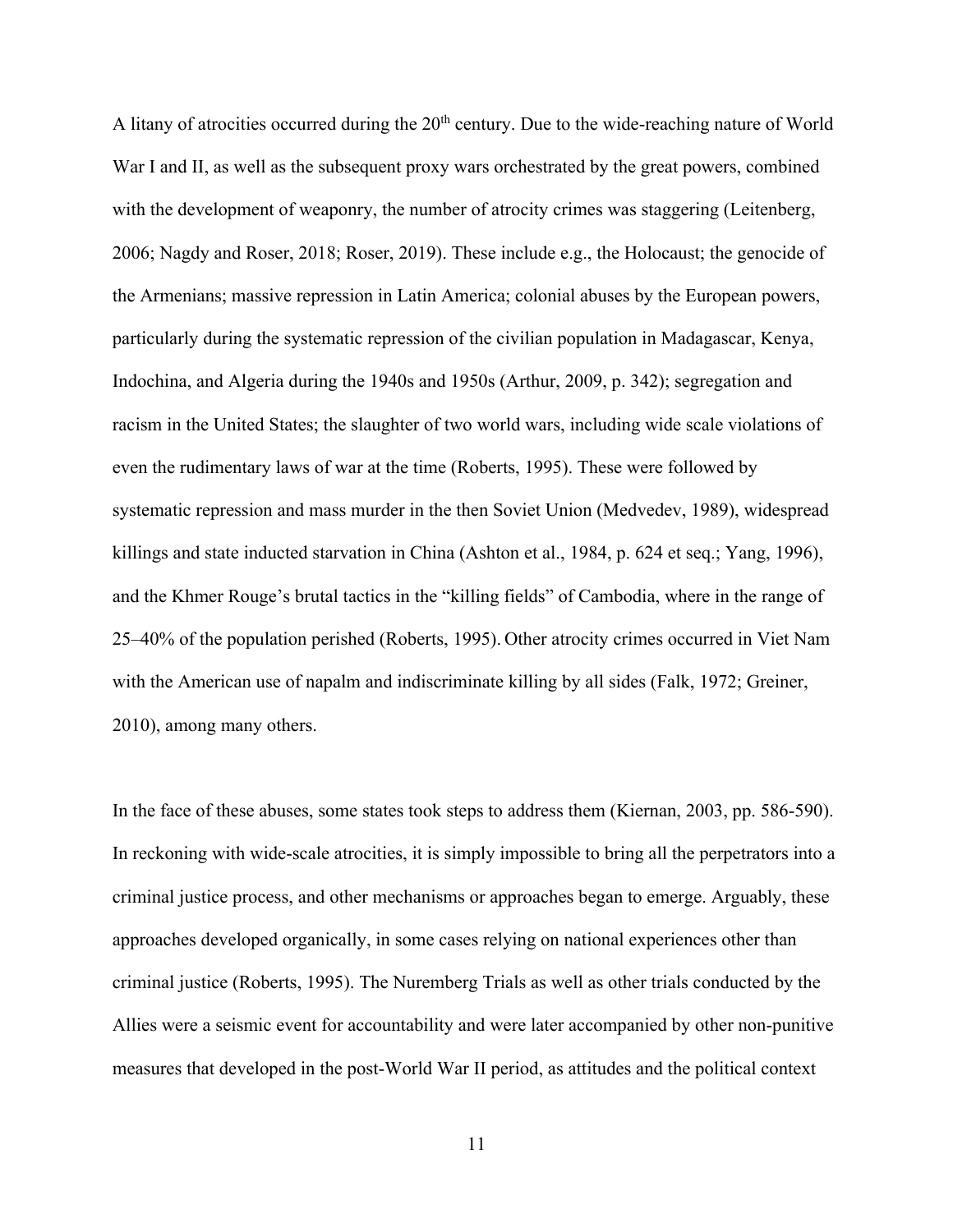A litany of atrocities occurred during the 20th century. Due to the wide-reaching nature of World War I and II, as well as the subsequent proxy wars orchestrated by the great powers, combined with the development of weaponry, the number of atrocity crimes was staggering (Leitenberg, 2006; Nagdy and Roser, 2018; Roser, 2019). These include e.g., the Holocaust; the genocide of the Armenians; massive repression in Latin America; colonial abuses by the European powers, particularly during the systematic repression of the civilian population in Madagascar, Kenya, Indochina, and Algeria during the 1940s and 1950s (Arthur, 2009, p. 342); segregation and racism in the United States; the slaughter of two world wars, including wide scale violations of even the rudimentary laws of war at the time (Roberts, 1995). These were followed by systematic repression and mass murder in the then Soviet Union (Medvedev, 1989), widespread killings and state inducted starvation in China (Ashton et al., 1984, p. 624 et seq.; Yang, 1996), and the Khmer Rouge's brutal tactics in the "killing fields" of Cambodia, where in the range of 25–40% of the population perished (Roberts, 1995). Other atrocity crimes occurred in Viet Nam with the American use of napalm and indiscriminate killing by all sides (Falk, 1972; Greiner, 2010), among many others.

In the face of these abuses, some states took steps to address them (Kiernan, 2003, pp. 586-590). In reckoning with wide-scale atrocities, it is simply impossible to bring all the perpetrators into a criminal justice process, and other mechanisms or approaches began to emerge. Arguably, these approaches developed organically, in some cases relying on national experiences other than criminal justice (Roberts, 1995). The Nuremberg Trials as well as other trials conducted by the Allies were a seismic event for accountability and were later accompanied by other non-punitive measures that developed in the post-World War II period, as attitudes and the political context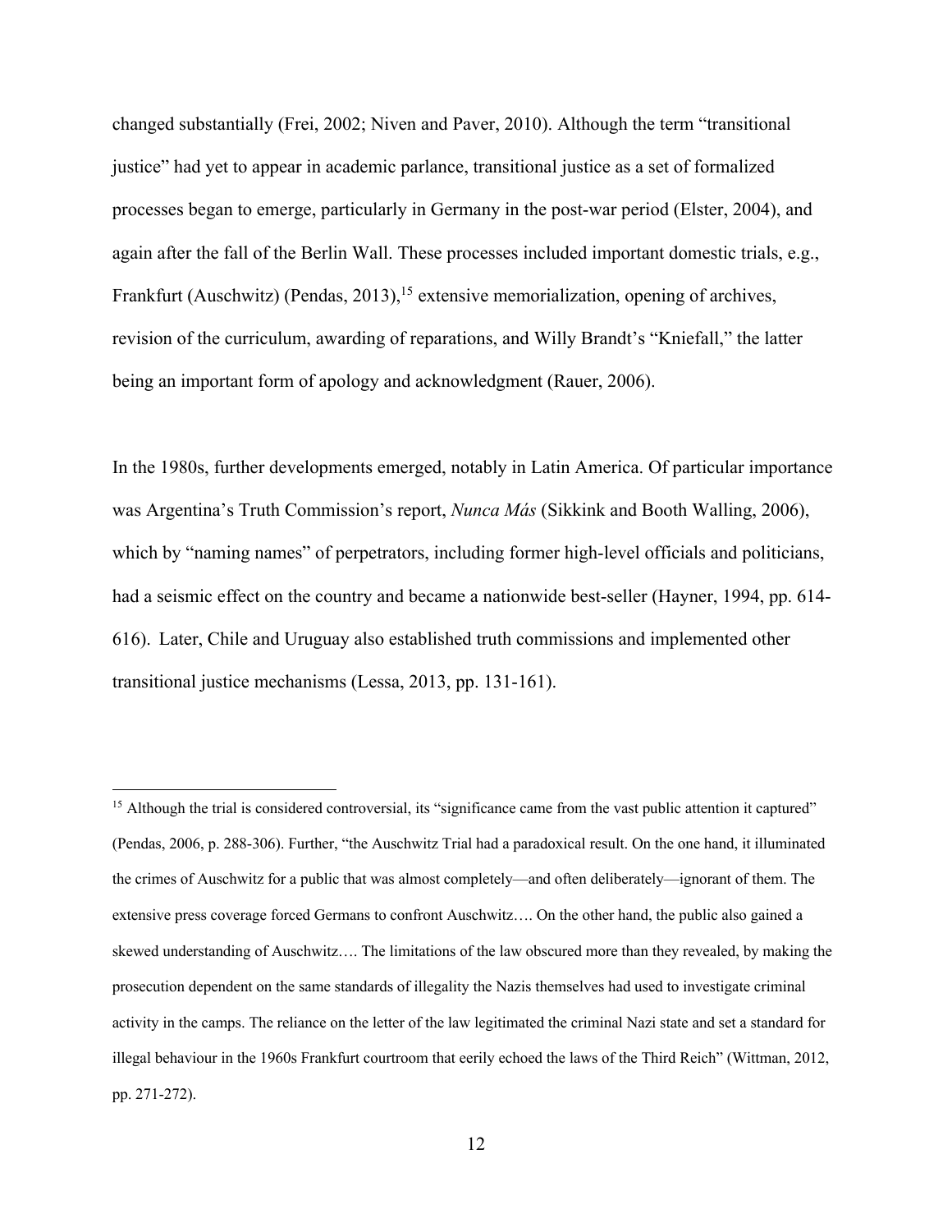changed substantially (Frei, 2002; Niven and Paver, 2010). Although the term "transitional justice" had yet to appear in academic parlance, transitional justice as a set of formalized processes began to emerge, particularly in Germany in the post-war period (Elster, 2004), and again after the fall of the Berlin Wall. These processes included important domestic trials, e.g., Frankfurt (Auschwitz) (Pendas, 2013),[15] extensive memorialization, opening of archives, revision of the curriculum, awarding of reparations, and Willy Brandt's "Kniefall," the latter being an important form of apology and acknowledgment (Rauer, 2006).

In the 1980s, further developments emerged, notably in Latin America. Of particular importance was Argentina's Truth Commission's report, *Nunca Más* (Sikkink and Booth Walling, 2006), which by "naming names" of perpetrators, including former high-level officials and politicians, had a seismic effect on the country and became a nationwide best-seller (Hayner, 1994, pp. 614-616). Later, Chile and Uruguay also established truth commissions and implemented other transitional justice mechanisms (Lessa, 2013, pp. 131-161).

---

[15] Although the trial is considered controversial, its "significance came from the vast public attention it captured" (Pendas, 2006, p. 288-306). Further, "the Auschwitz Trial had a paradoxical result. On the one hand, it illuminated the crimes of Auschwitz for a public that was almost completely—and often deliberately—ignorant of them. The extensive press coverage forced Germans to confront Auschwitz…. On the other hand, the public also gained a skewed understanding of Auschwitz…. The limitations of the law obscured more than they revealed, by making the prosecution dependent on the same standards of illegality the Nazis themselves had used to investigate criminal activity in the camps. The reliance on the letter of the law legitimated the criminal Nazi state and set a standard for illegal behaviour in the 1960s Frankfurt courtroom that eerily echoed the laws of the Third Reich" (Wittman, 2012, pp. 271-272).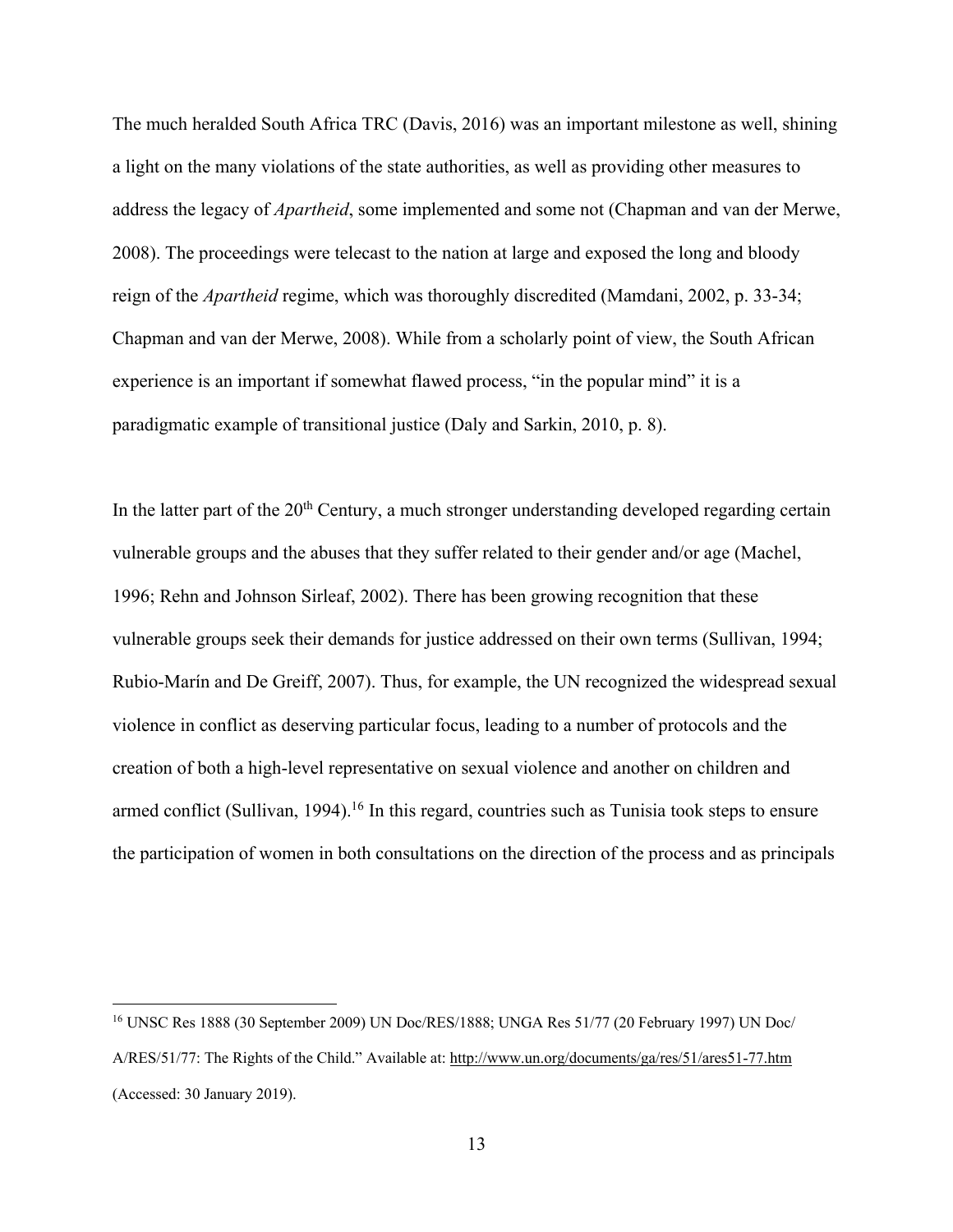The much heralded South Africa TRC (Davis, 2016) was an important milestone as well, shining a light on the many violations of the state authorities, as well as providing other measures to address the legacy of *Apartheid*, some implemented and some not (Chapman and van der Merwe, 2008). The proceedings were telecast to the nation at large and exposed the long and bloody reign of the *Apartheid* regime, which was thoroughly discredited (Mamdani, 2002, p. 33-34; Chapman and van der Merwe, 2008). While from a scholarly point of view, the South African experience is an important if somewhat flawed process, "in the popular mind" it is a paradigmatic example of transitional justice (Daly and Sarkin, 2010, p. 8).

In the latter part of the 20th Century, a much stronger understanding developed regarding certain vulnerable groups and the abuses that they suffer related to their gender and/or age (Machel, 1996; Rehn and Johnson Sirleaf, 2002). There has been growing recognition that these vulnerable groups seek their demands for justice addressed on their own terms (Sullivan, 1994; Rubio-Marín and De Greiff, 2007). Thus, for example, the UN recognized the widespread sexual violence in conflict as deserving particular focus, leading to a number of protocols and the creation of both a high-level representative on sexual violence and another on children and armed conflict (Sullivan, 1994).[16] In this regard, countries such as Tunisia took steps to ensure the participation of women in both consultations on the direction of the process and as principals

---

[16] UNSC Res 1888 (30 September 2009) UN Doc/RES/1888; UNGA Res 51/77 (20 February 1997) UN Doc/ A/RES/51/77: The Rights of the Child." Available at: http://www.un.org/documents/ga/res/51/ares51-77.htm (Accessed: 30 January 2019).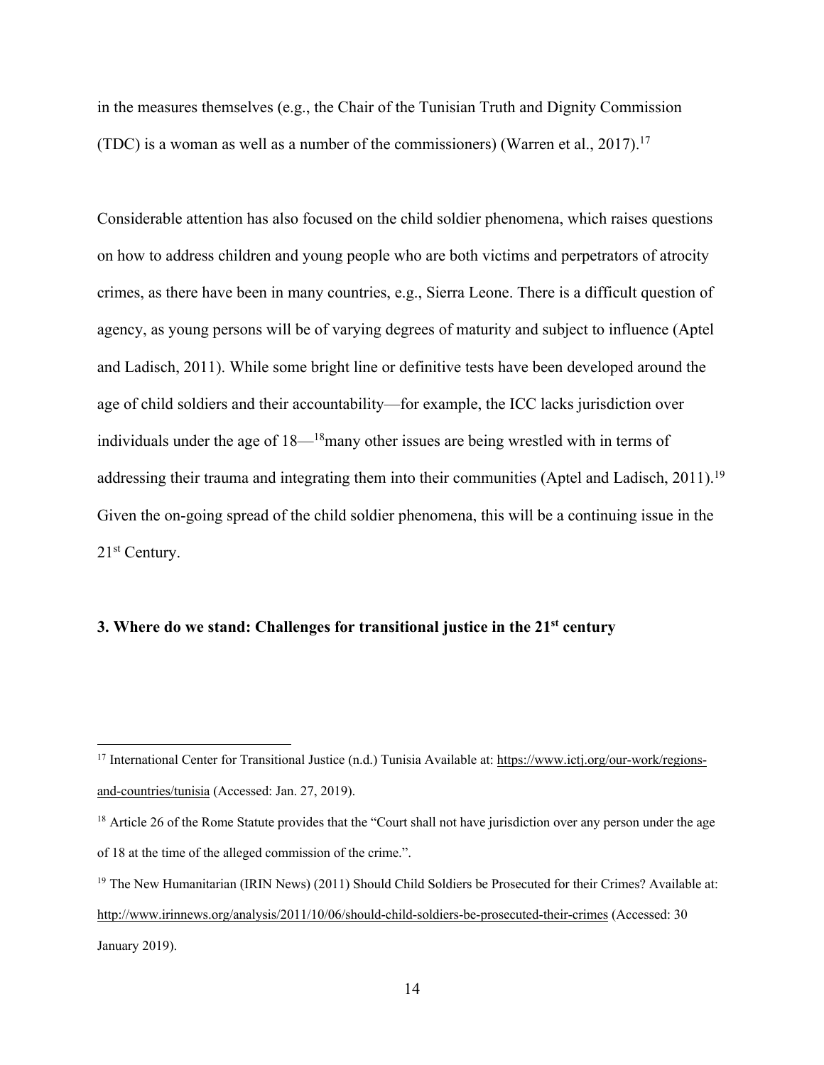in the measures themselves (e.g., the Chair of the Tunisian Truth and Dignity Commission (TDC) is a woman as well as a number of the commissioners) (Warren et al., 2017).[17]

Considerable attention has also focused on the child soldier phenomena, which raises questions on how to address children and young people who are both victims and perpetrators of atrocity crimes, as there have been in many countries, e.g., Sierra Leone. There is a difficult question of agency, as young persons will be of varying degrees of maturity and subject to influence (Aptel and Ladisch, 2011). While some bright line or definitive tests have been developed around the age of child soldiers and their accountability—for example, the ICC lacks jurisdiction over individuals under the age of 18—[18]many other issues are being wrestled with in terms of addressing their trauma and integrating them into their communities (Aptel and Ladisch, 2011).[19] Given the on-going spread of the child soldier phenomena, this will be a continuing issue in the 21st Century.

## 3. Where do we stand: Challenges for transitional justice in the 21st century

---

[17] International Center for Transitional Justice (n.d.) Tunisia Available at: https://www.ictj.org/our-work/regions-and-countries/tunisia (Accessed: Jan. 27, 2019).

[18] Article 26 of the Rome Statute provides that the "Court shall not have jurisdiction over any person under the age of 18 at the time of the alleged commission of the crime.".

[19] The New Humanitarian (IRIN News) (2011) Should Child Soldiers be Prosecuted for their Crimes? Available at: http://www.irinnews.org/analysis/2011/10/06/should-child-soldiers-be-prosecuted-their-crimes (Accessed: 30 January 2019).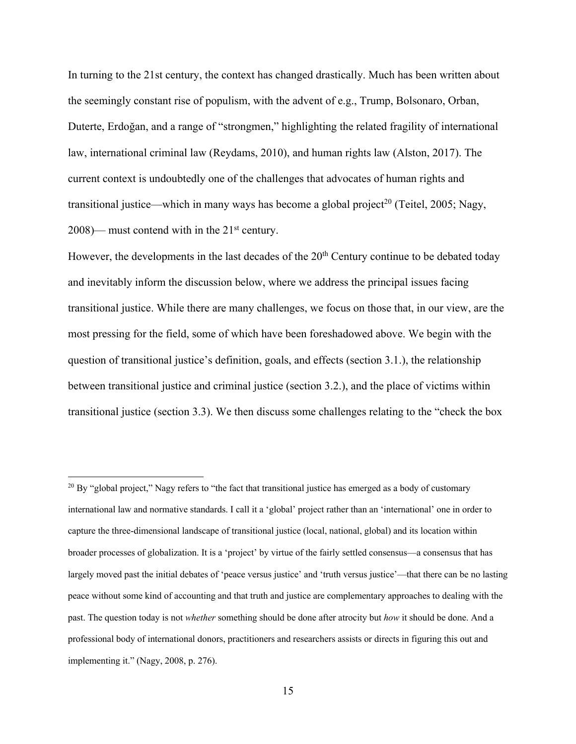In turning to the 21st century, the context has changed drastically. Much has been written about the seemingly constant rise of populism, with the advent of e.g., Trump, Bolsonaro, Orban, Duterte, Erdoğan, and a range of "strongmen," highlighting the related fragility of international law, international criminal law (Reydams, 2010), and human rights law (Alston, 2017). The current context is undoubtedly one of the challenges that advocates of human rights and transitional justice—which in many ways has become a global project[20] (Teitel, 2005; Nagy, 2008)— must contend with in the 21st century.

However, the developments in the last decades of the 20th Century continue to be debated today and inevitably inform the discussion below, where we address the principal issues facing transitional justice. While there are many challenges, we focus on those that, in our view, are the most pressing for the field, some of which have been foreshadowed above. We begin with the question of transitional justice's definition, goals, and effects (section 3.1.), the relationship between transitional justice and criminal justice (section 3.2.), and the place of victims within transitional justice (section 3.3). We then discuss some challenges relating to the "check the box

[20] By "global project," Nagy refers to "the fact that transitional justice has emerged as a body of customary international law and normative standards. I call it a 'global' project rather than an 'international' one in order to capture the three-dimensional landscape of transitional justice (local, national, global) and its location within broader processes of globalization. It is a 'project' by virtue of the fairly settled consensus—a consensus that has largely moved past the initial debates of 'peace versus justice' and 'truth versus justice'—that there can be no lasting peace without some kind of accounting and that truth and justice are complementary approaches to dealing with the past. The question today is not *whether* something should be done after atrocity but *how* it should be done. And a professional body of international donors, practitioners and researchers assists or directs in figuring this out and implementing it." (Nagy, 2008, p. 276).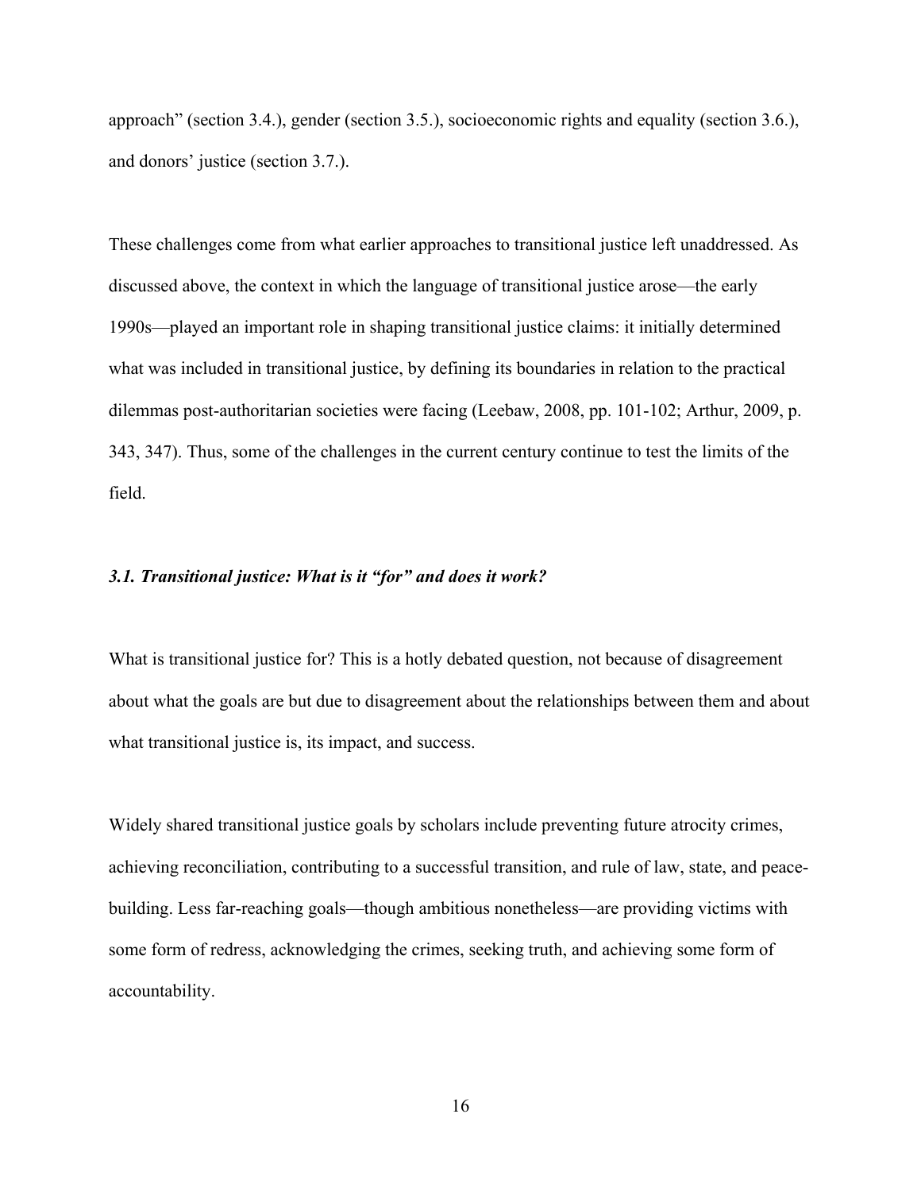approach” (section 3.4.), gender (section 3.5.), socioeconomic rights and equality (section 3.6.), and donors’ justice (section 3.7.).

These challenges come from what earlier approaches to transitional justice left unaddressed. As discussed above, the context in which the language of transitional justice arose—the early 1990s—played an important role in shaping transitional justice claims: it initially determined what was included in transitional justice, by defining its boundaries in relation to the practical dilemmas post-authoritarian societies were facing (Leebaw, 2008, pp. 101-102; Arthur, 2009, p. 343, 347). Thus, some of the challenges in the current century continue to test the limits of the field.

### *3.1. Transitional justice: What is it “for” and does it work?*

What is transitional justice for? This is a hotly debated question, not because of disagreement about what the goals are but due to disagreement about the relationships between them and about what transitional justice is, its impact, and success.

Widely shared transitional justice goals by scholars include preventing future atrocity crimes, achieving reconciliation, contributing to a successful transition, and rule of law, state, and peace-building. Less far-reaching goals—though ambitious nonetheless—are providing victims with some form of redress, acknowledging the crimes, seeking truth, and achieving some form of accountability.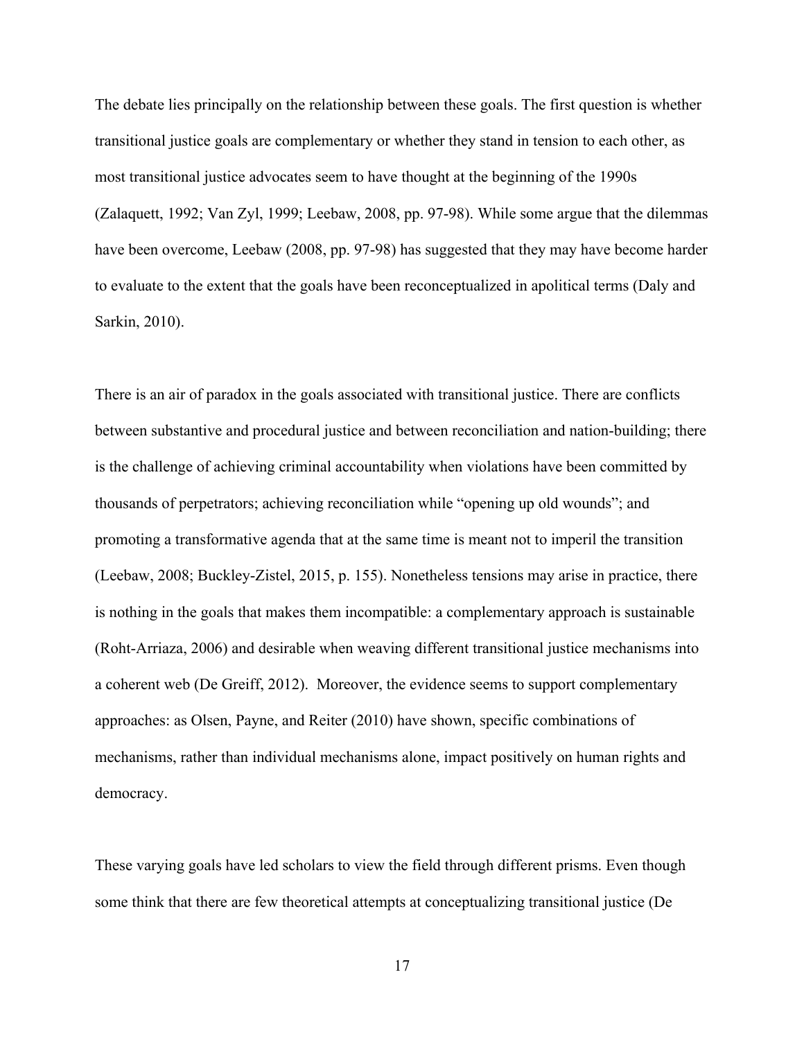The debate lies principally on the relationship between these goals. The first question is whether transitional justice goals are complementary or whether they stand in tension to each other, as most transitional justice advocates seem to have thought at the beginning of the 1990s (Zalaquett, 1992; Van Zyl, 1999; Leebaw, 2008, pp. 97-98). While some argue that the dilemmas have been overcome, Leebaw (2008, pp. 97-98) has suggested that they may have become harder to evaluate to the extent that the goals have been reconceptualized in apolitical terms (Daly and Sarkin, 2010).

There is an air of paradox in the goals associated with transitional justice. There are conflicts between substantive and procedural justice and between reconciliation and nation-building; there is the challenge of achieving criminal accountability when violations have been committed by thousands of perpetrators; achieving reconciliation while "opening up old wounds"; and promoting a transformative agenda that at the same time is meant not to imperil the transition (Leebaw, 2008; Buckley-Zistel, 2015, p. 155). Nonetheless tensions may arise in practice, there is nothing in the goals that makes them incompatible: a complementary approach is sustainable (Roht-Arriaza, 2006) and desirable when weaving different transitional justice mechanisms into a coherent web (De Greiff, 2012). Moreover, the evidence seems to support complementary approaches: as Olsen, Payne, and Reiter (2010) have shown, specific combinations of mechanisms, rather than individual mechanisms alone, impact positively on human rights and democracy.

These varying goals have led scholars to view the field through different prisms. Even though some think that there are few theoretical attempts at conceptualizing transitional justice (De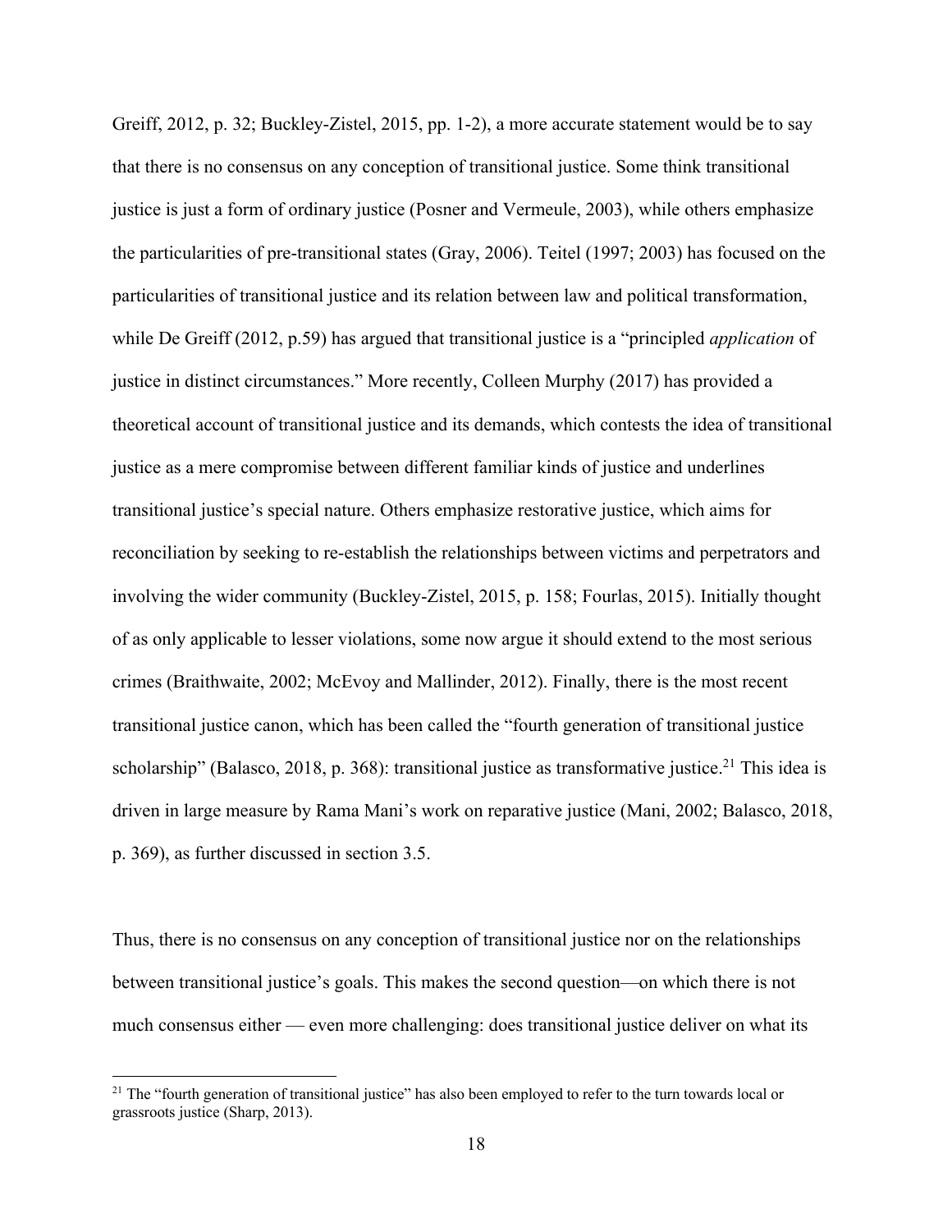Greiff, 2012, p. 32; Buckley-Zistel, 2015, pp. 1-2), a more accurate statement would be to say that there is no consensus on any conception of transitional justice. Some think transitional justice is just a form of ordinary justice (Posner and Vermeule, 2003), while others emphasize the particularities of pre-transitional states (Gray, 2006). Teitel (1997; 2003) has focused on the particularities of transitional justice and its relation between law and political transformation, while De Greiff (2012, p.59) has argued that transitional justice is a "principled *application* of justice in distinct circumstances." More recently, Colleen Murphy (2017) has provided a theoretical account of transitional justice and its demands, which contests the idea of transitional justice as a mere compromise between different familiar kinds of justice and underlines transitional justice's special nature. Others emphasize restorative justice, which aims for reconciliation by seeking to re-establish the relationships between victims and perpetrators and involving the wider community (Buckley-Zistel, 2015, p. 158; Fourlas, 2015). Initially thought of as only applicable to lesser violations, some now argue it should extend to the most serious crimes (Braithwaite, 2002; McEvoy and Mallinder, 2012). Finally, there is the most recent transitional justice canon, which has been called the "fourth generation of transitional justice scholarship" (Balasco, 2018, p. 368): transitional justice as transformative justice.[21] This idea is driven in large measure by Rama Mani's work on reparative justice (Mani, 2002; Balasco, 2018, p. 369), as further discussed in section 3.5.

Thus, there is no consensus on any conception of transitional justice nor on the relationships between transitional justice's goals. This makes the second question—on which there is not much consensus either — even more challenging: does transitional justice deliver on what its

[21] The "fourth generation of transitional justice" has also been employed to refer to the turn towards local or grassroots justice (Sharp, 2013).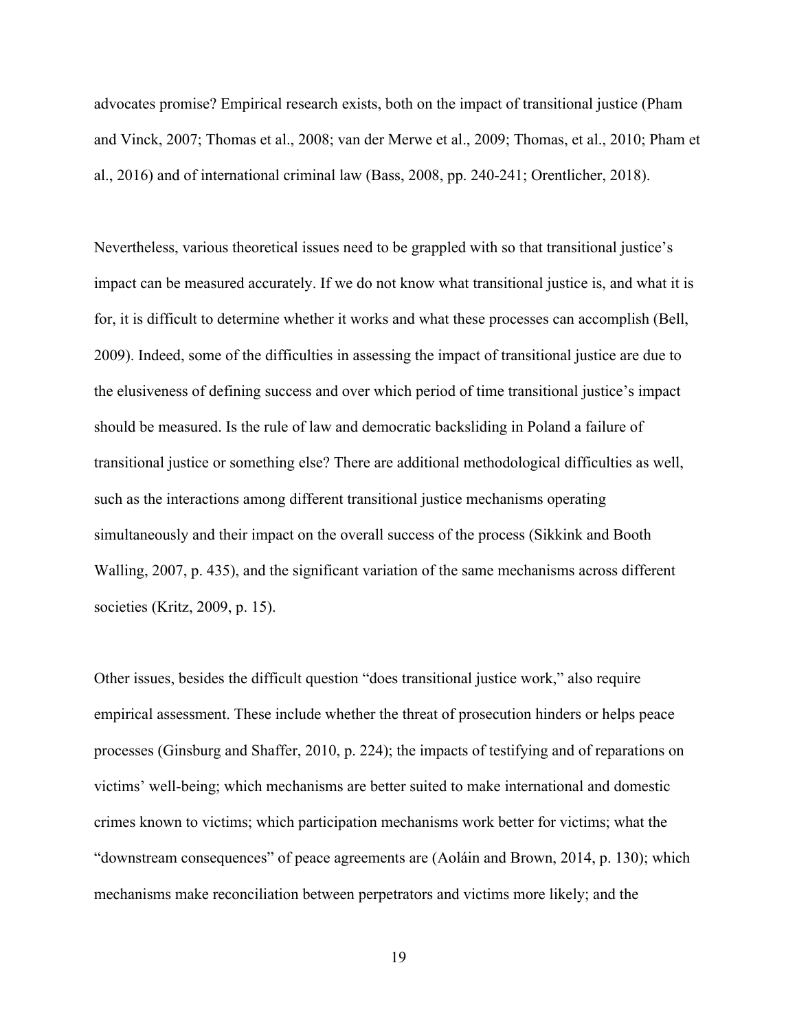advocates promise? Empirical research exists, both on the impact of transitional justice (Pham and Vinck, 2007; Thomas et al., 2008; van der Merwe et al., 2009; Thomas, et al., 2010; Pham et al., 2016) and of international criminal law (Bass, 2008, pp. 240-241; Orentlicher, 2018).

Nevertheless, various theoretical issues need to be grappled with so that transitional justice's impact can be measured accurately. If we do not know what transitional justice is, and what it is for, it is difficult to determine whether it works and what these processes can accomplish (Bell, 2009). Indeed, some of the difficulties in assessing the impact of transitional justice are due to the elusiveness of defining success and over which period of time transitional justice's impact should be measured. Is the rule of law and democratic backsliding in Poland a failure of transitional justice or something else? There are additional methodological difficulties as well, such as the interactions among different transitional justice mechanisms operating simultaneously and their impact on the overall success of the process (Sikkink and Booth Walling, 2007, p. 435), and the significant variation of the same mechanisms across different societies (Kritz, 2009, p. 15).

Other issues, besides the difficult question "does transitional justice work," also require empirical assessment. These include whether the threat of prosecution hinders or helps peace processes (Ginsburg and Shaffer, 2010, p. 224); the impacts of testifying and of reparations on victims' well-being; which mechanisms are better suited to make international and domestic crimes known to victims; which participation mechanisms work better for victims; what the "downstream consequences" of peace agreements are (Aoláin and Brown, 2014, p. 130); which mechanisms make reconciliation between perpetrators and victims more likely; and the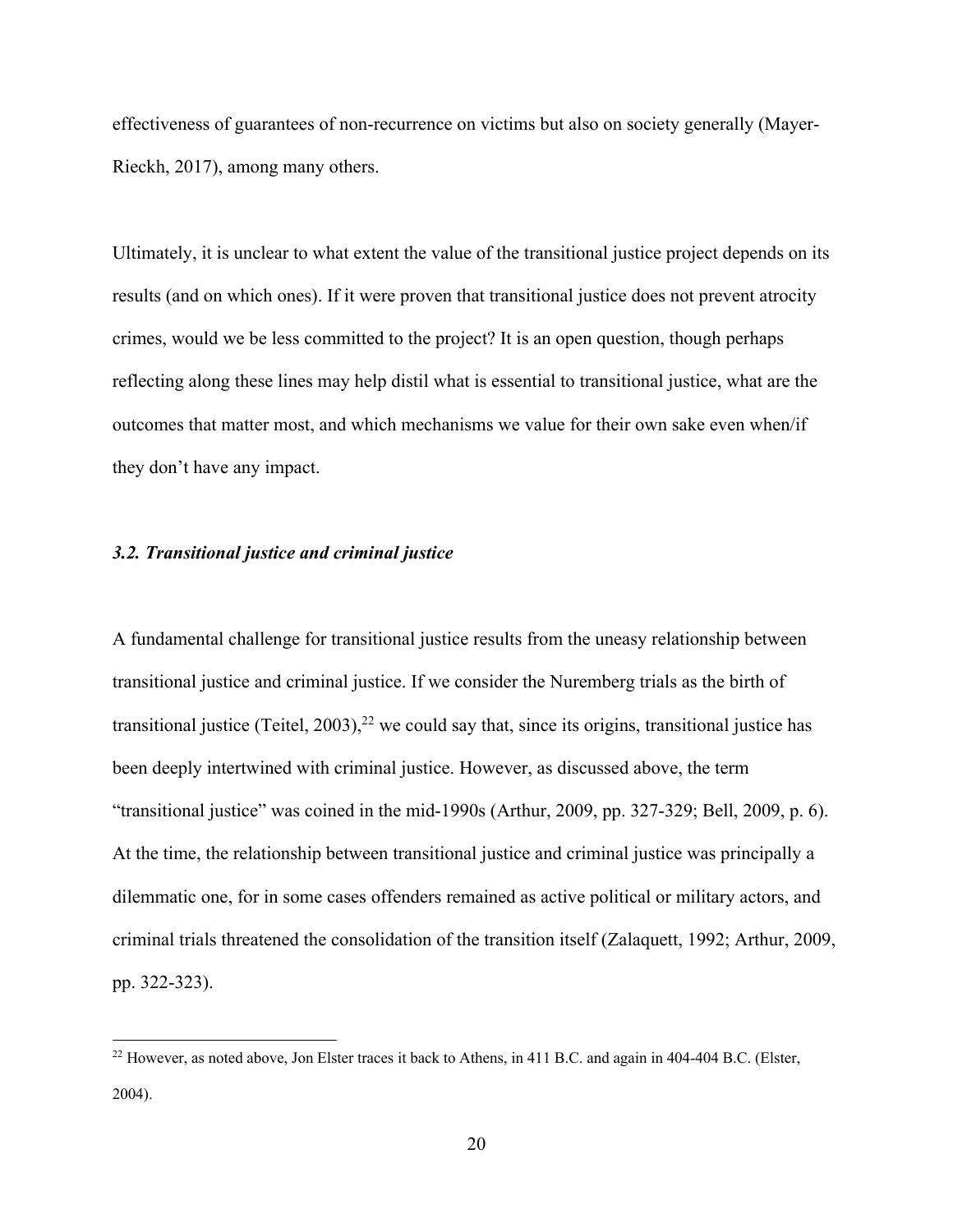effectiveness of guarantees of non-recurrence on victims but also on society generally (Mayer-Rieckh, 2017), among many others.

Ultimately, it is unclear to what extent the value of the transitional justice project depends on its results (and on which ones). If it were proven that transitional justice does not prevent atrocity crimes, would we be less committed to the project? It is an open question, though perhaps reflecting along these lines may help distil what is essential to transitional justice, what are the outcomes that matter most, and which mechanisms we value for their own sake even when/if they don't have any impact.

### *3.2. Transitional justice and criminal justice*

A fundamental challenge for transitional justice results from the uneasy relationship between transitional justice and criminal justice. If we consider the Nuremberg trials as the birth of transitional justice (Teitel, 2003),[22] we could say that, since its origins, transitional justice has been deeply intertwined with criminal justice. However, as discussed above, the term "transitional justice" was coined in the mid-1990s (Arthur, 2009, pp. 327-329; Bell, 2009, p. 6). At the time, the relationship between transitional justice and criminal justice was principally a dilemmatic one, for in some cases offenders remained as active political or military actors, and criminal trials threatened the consolidation of the transition itself (Zalaquett, 1992; Arthur, 2009, pp. 322-323).

[22] However, as noted above, Jon Elster traces it back to Athens, in 411 B.C. and again in 404-404 B.C. (Elster, 2004).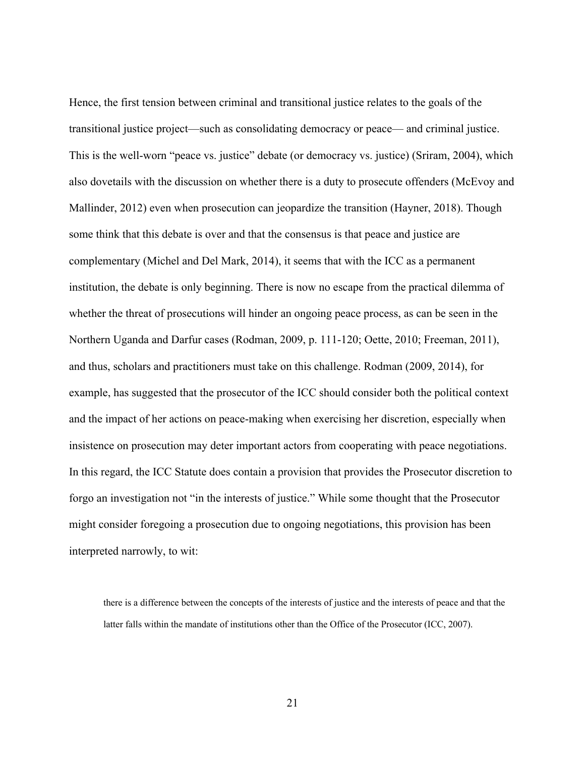Hence, the first tension between criminal and transitional justice relates to the goals of the transitional justice project—such as consolidating democracy or peace— and criminal justice. This is the well-worn "peace vs. justice" debate (or democracy vs. justice) (Sriram, 2004), which also dovetails with the discussion on whether there is a duty to prosecute offenders (McEvoy and Mallinder, 2012) even when prosecution can jeopardize the transition (Hayner, 2018). Though some think that this debate is over and that the consensus is that peace and justice are complementary (Michel and Del Mark, 2014), it seems that with the ICC as a permanent institution, the debate is only beginning. There is now no escape from the practical dilemma of whether the threat of prosecutions will hinder an ongoing peace process, as can be seen in the Northern Uganda and Darfur cases (Rodman, 2009, p. 111-120; Oette, 2010; Freeman, 2011), and thus, scholars and practitioners must take on this challenge. Rodman (2009, 2014), for example, has suggested that the prosecutor of the ICC should consider both the political context and the impact of her actions on peace-making when exercising her discretion, especially when insistence on prosecution may deter important actors from cooperating with peace negotiations. In this regard, the ICC Statute does contain a provision that provides the Prosecutor discretion to forgo an investigation not "in the interests of justice." While some thought that the Prosecutor might consider foregoing a prosecution due to ongoing negotiations, this provision has been interpreted narrowly, to wit:

> there is a difference between the concepts of the interests of justice and the interests of peace and that the latter falls within the mandate of institutions other than the Office of the Prosecutor (ICC, 2007).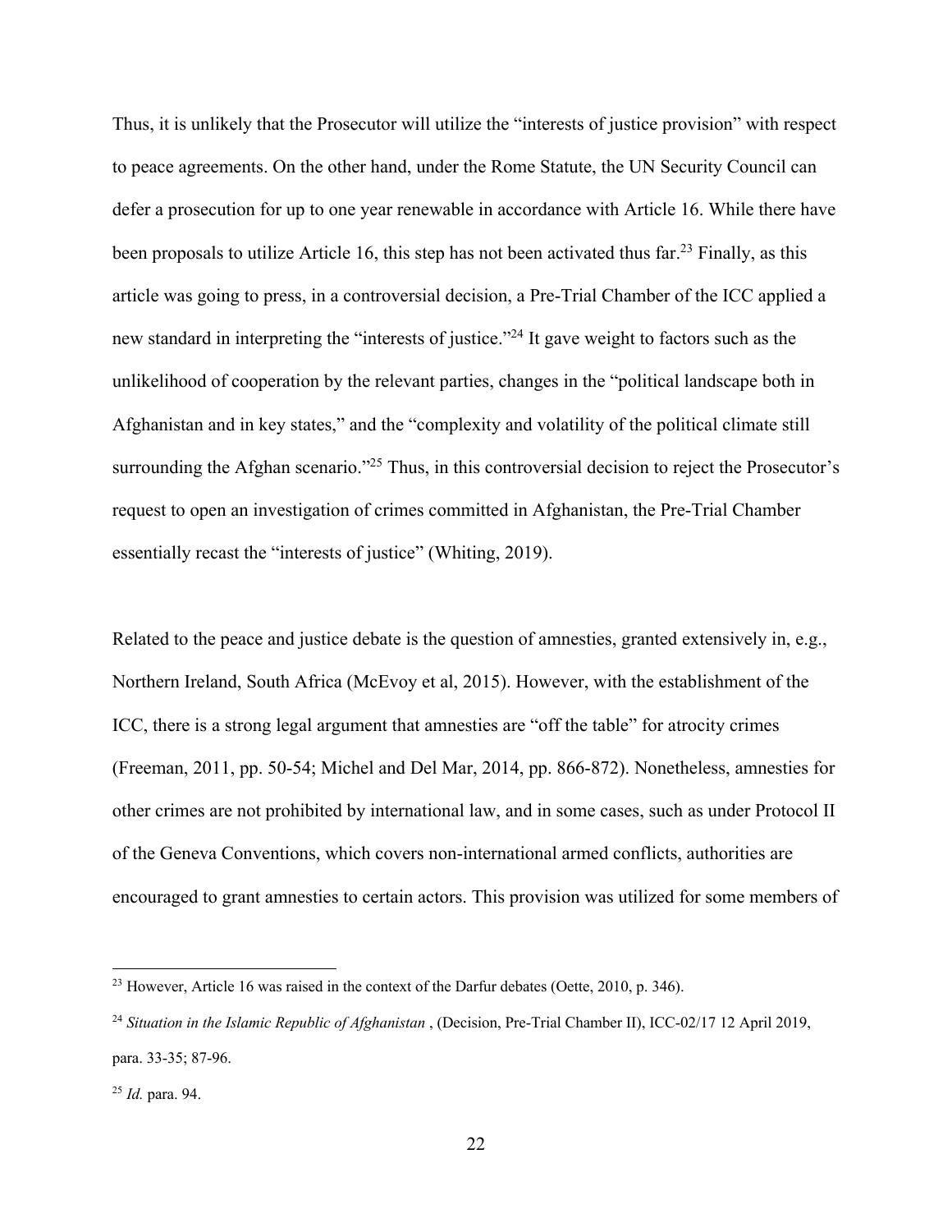Thus, it is unlikely that the Prosecutor will utilize the "interests of justice provision" with respect to peace agreements. On the other hand, under the Rome Statute, the UN Security Council can defer a prosecution for up to one year renewable in accordance with Article 16. While there have been proposals to utilize Article 16, this step has not been activated thus far.[23] Finally, as this article was going to press, in a controversial decision, a Pre-Trial Chamber of the ICC applied a new standard in interpreting the "interests of justice."[24] It gave weight to factors such as the unlikelihood of cooperation by the relevant parties, changes in the "political landscape both in Afghanistan and in key states," and the "complexity and volatility of the political climate still surrounding the Afghan scenario."[25] Thus, in this controversial decision to reject the Prosecutor's request to open an investigation of crimes committed in Afghanistan, the Pre-Trial Chamber essentially recast the "interests of justice" (Whiting, 2019).

Related to the peace and justice debate is the question of amnesties, granted extensively in, e.g., Northern Ireland, South Africa (McEvoy et al, 2015). However, with the establishment of the ICC, there is a strong legal argument that amnesties are "off the table" for atrocity crimes (Freeman, 2011, pp. 50-54; Michel and Del Mar, 2014, pp. 866-872). Nonetheless, amnesties for other crimes are not prohibited by international law, and in some cases, such as under Protocol II of the Geneva Conventions, which covers non-international armed conflicts, authorities are encouraged to grant amnesties to certain actors. This provision was utilized for some members of

---

[23] However, Article 16 was raised in the context of the Darfur debates (Oette, 2010, p. 346).

[24] *Situation in the Islamic Republic of Afghanistan* , (Decision, Pre-Trial Chamber II), ICC-02/17 12 April 2019, para. 33-35; 87-96.

[25] *Id.* para. 94.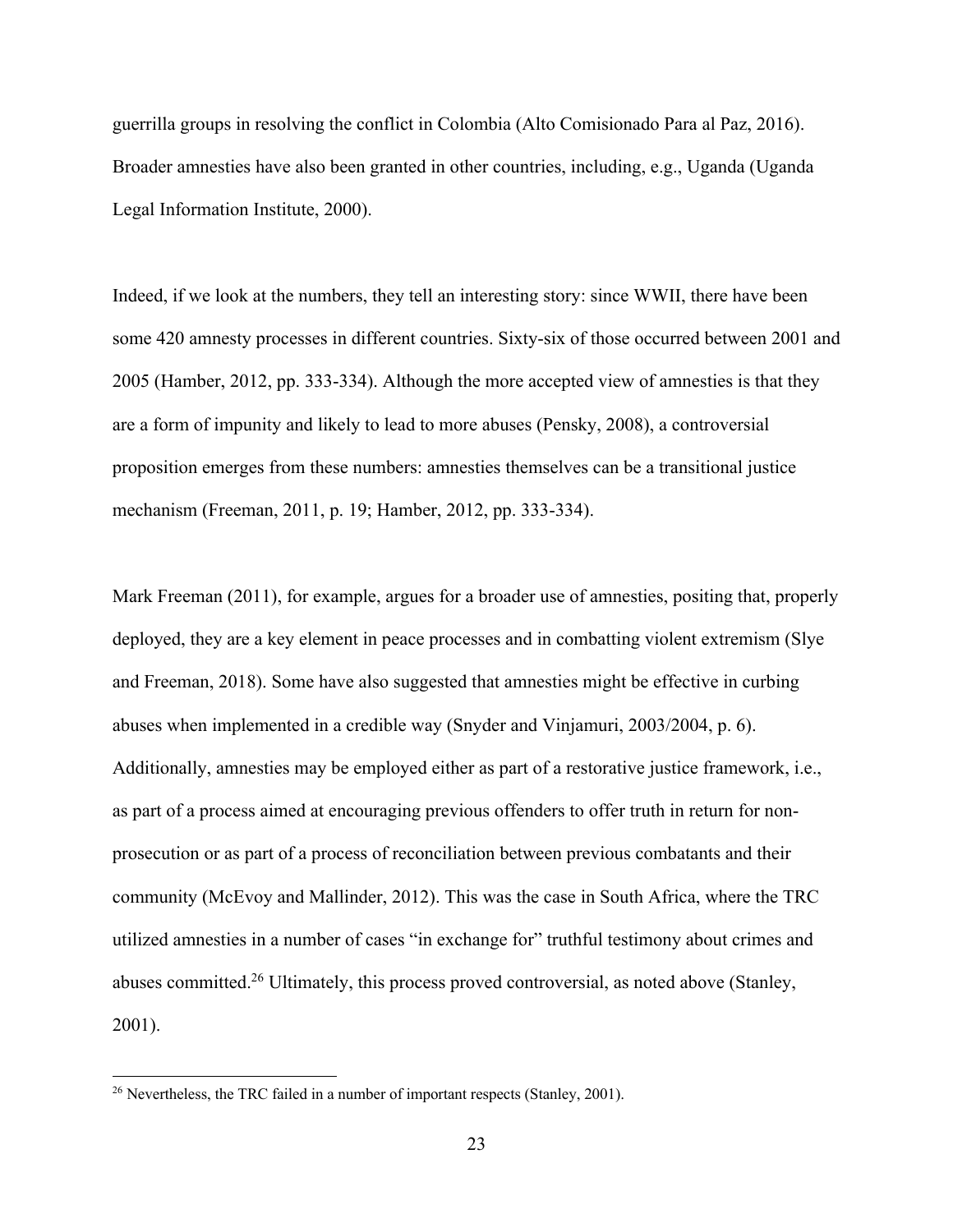guerrilla groups in resolving the conflict in Colombia (Alto Comisionado Para al Paz, 2016). Broader amnesties have also been granted in other countries, including, e.g., Uganda (Uganda Legal Information Institute, 2000).

Indeed, if we look at the numbers, they tell an interesting story: since WWII, there have been some 420 amnesty processes in different countries. Sixty-six of those occurred between 2001 and 2005 (Hamber, 2012, pp. 333-334). Although the more accepted view of amnesties is that they are a form of impunity and likely to lead to more abuses (Pensky, 2008), a controversial proposition emerges from these numbers: amnesties themselves can be a transitional justice mechanism (Freeman, 2011, p. 19; Hamber, 2012, pp. 333-334).

Mark Freeman (2011), for example, argues for a broader use of amnesties, positing that, properly deployed, they are a key element in peace processes and in combatting violent extremism (Slye and Freeman, 2018). Some have also suggested that amnesties might be effective in curbing abuses when implemented in a credible way (Snyder and Vinjamuri, 2003/2004, p. 6). Additionally, amnesties may be employed either as part of a restorative justice framework, i.e., as part of a process aimed at encouraging previous offenders to offer truth in return for non-prosecution or as part of a process of reconciliation between previous combatants and their community (McEvoy and Mallinder, 2012). This was the case in South Africa, where the TRC utilized amnesties in a number of cases "in exchange for" truthful testimony about crimes and abuses committed.[26] Ultimately, this process proved controversial, as noted above (Stanley, 2001).

[26] Nevertheless, the TRC failed in a number of important respects (Stanley, 2001).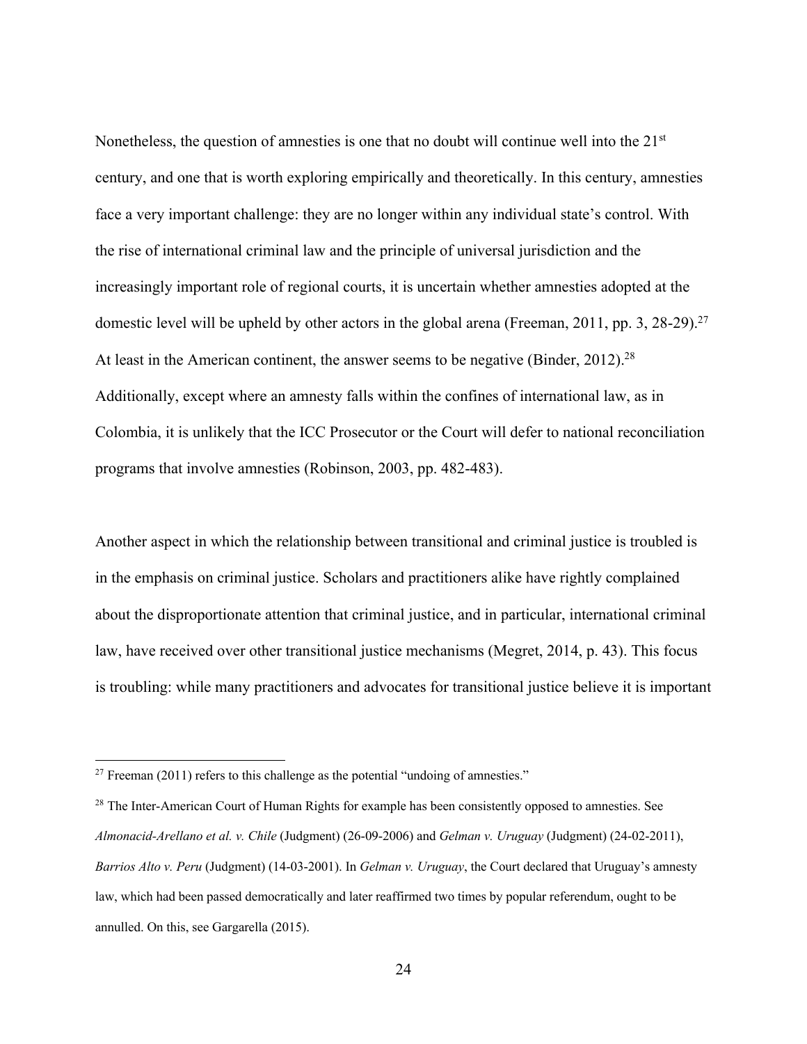Nonetheless, the question of amnesties is one that no doubt will continue well into the 21st century, and one that is worth exploring empirically and theoretically. In this century, amnesties face a very important challenge: they are no longer within any individual state's control. With the rise of international criminal law and the principle of universal jurisdiction and the increasingly important role of regional courts, it is uncertain whether amnesties adopted at the domestic level will be upheld by other actors in the global arena (Freeman, 2011, pp. 3, 28-29).[27] At least in the American continent, the answer seems to be negative (Binder, 2012).[28] Additionally, except where an amnesty falls within the confines of international law, as in Colombia, it is unlikely that the ICC Prosecutor or the Court will defer to national reconciliation programs that involve amnesties (Robinson, 2003, pp. 482-483).

Another aspect in which the relationship between transitional and criminal justice is troubled is in the emphasis on criminal justice. Scholars and practitioners alike have rightly complained about the disproportionate attention that criminal justice, and in particular, international criminal law, have received over other transitional justice mechanisms (Megret, 2014, p. 43). This focus is troubling: while many practitioners and advocates for transitional justice believe it is important

---

[27] Freeman (2011) refers to this challenge as the potential "undoing of amnesties."

[28] The Inter-American Court of Human Rights for example has been consistently opposed to amnesties. See *Almonacid-Arellano et al. v. Chile* (Judgment) (26-09-2006) and *Gelman v. Uruguay* (Judgment) (24-02-2011), *Barrios Alto v. Peru* (Judgment) (14-03-2001). In *Gelman v. Uruguay*, the Court declared that Uruguay's amnesty law, which had been passed democratically and later reaffirmed two times by popular referendum, ought to be annulled. On this, see Gargarella (2015).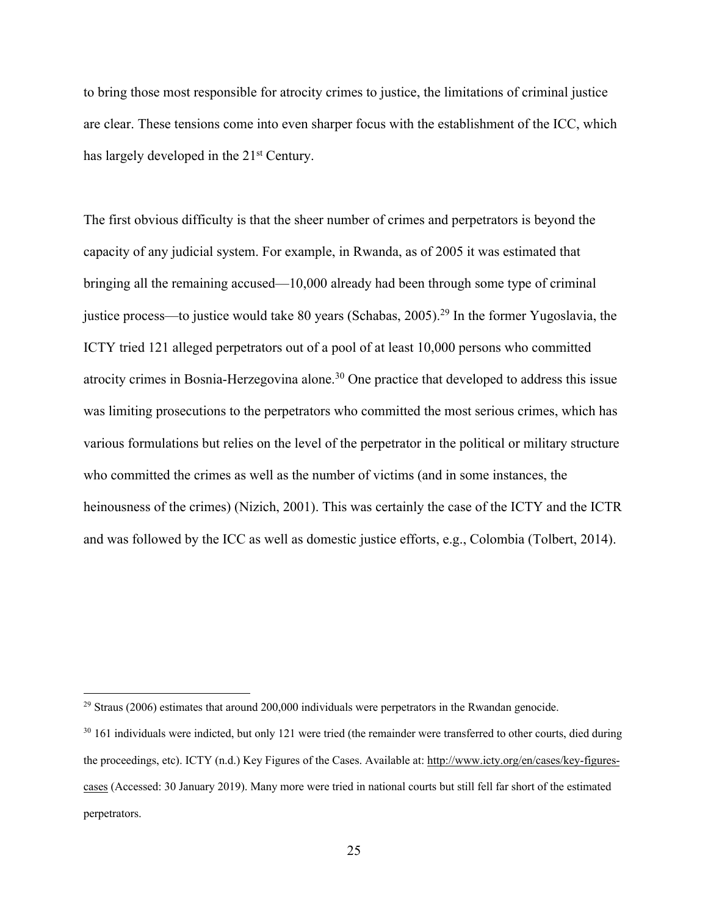to bring those most responsible for atrocity crimes to justice, the limitations of criminal justice are clear. These tensions come into even sharper focus with the establishment of the ICC, which has largely developed in the 21st Century.

The first obvious difficulty is that the sheer number of crimes and perpetrators is beyond the capacity of any judicial system. For example, in Rwanda, as of 2005 it was estimated that bringing all the remaining accused—10,000 already had been through some type of criminal justice process—to justice would take 80 years (Schabas, 2005).[29] In the former Yugoslavia, the ICTY tried 121 alleged perpetrators out of a pool of at least 10,000 persons who committed atrocity crimes in Bosnia-Herzegovina alone.[30] One practice that developed to address this issue was limiting prosecutions to the perpetrators who committed the most serious crimes, which has various formulations but relies on the level of the perpetrator in the political or military structure who committed the crimes as well as the number of victims (and in some instances, the heinousness of the crimes) (Nizich, 2001). This was certainly the case of the ICTY and the ICTR and was followed by the ICC as well as domestic justice efforts, e.g., Colombia (Tolbert, 2014).

---

[29] Straus (2006) estimates that around 200,000 individuals were perpetrators in the Rwandan genocide.

[30] 161 individuals were indicted, but only 121 were tried (the remainder were transferred to other courts, died during the proceedings, etc). ICTY (n.d.) Key Figures of the Cases. Available at: http://www.icty.org/en/cases/key-figures-cases (Accessed: 30 January 2019). Many more were tried in national courts but still fell far short of the estimated perpetrators.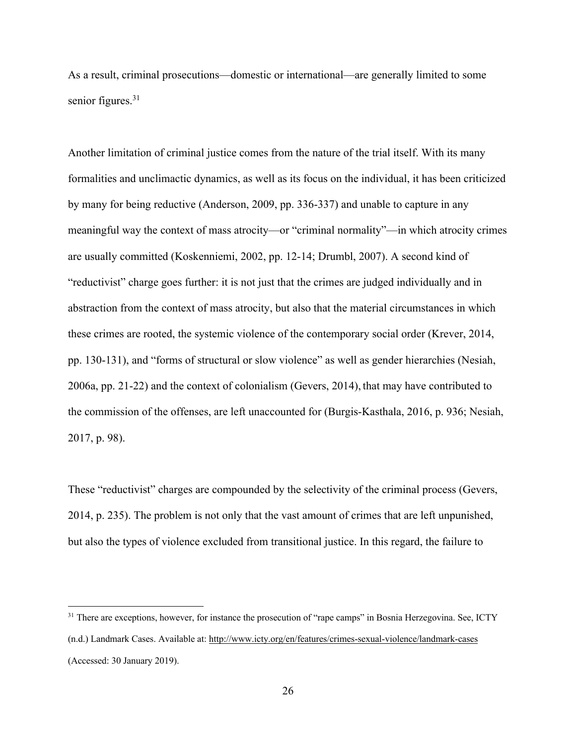As a result, criminal prosecutions—domestic or international—are generally limited to some senior figures.[31]

Another limitation of criminal justice comes from the nature of the trial itself. With its many formalities and unclimactic dynamics, as well as its focus on the individual, it has been criticized by many for being reductive (Anderson, 2009, pp. 336-337) and unable to capture in any meaningful way the context of mass atrocity—or "criminal normality"—in which atrocity crimes are usually committed (Koskenniemi, 2002, pp. 12-14; Drumbl, 2007). A second kind of "reductivist" charge goes further: it is not just that the crimes are judged individually and in abstraction from the context of mass atrocity, but also that the material circumstances in which these crimes are rooted, the systemic violence of the contemporary social order (Krever, 2014, pp. 130-131), and "forms of structural or slow violence" as well as gender hierarchies (Nesiah, 2006a, pp. 21-22) and the context of colonialism (Gevers, 2014), that may have contributed to the commission of the offenses, are left unaccounted for (Burgis-Kasthala, 2016, p. 936; Nesiah, 2017, p. 98).

These "reductivist" charges are compounded by the selectivity of the criminal process (Gevers, 2014, p. 235). The problem is not only that the vast amount of crimes that are left unpunished, but also the types of violence excluded from transitional justice. In this regard, the failure to

---

[31] There are exceptions, however, for instance the prosecution of "rape camps" in Bosnia Herzegovina. See, ICTY (n.d.) Landmark Cases. Available at: http://www.icty.org/en/features/crimes-sexual-violence/landmark-cases (Accessed: 30 January 2019).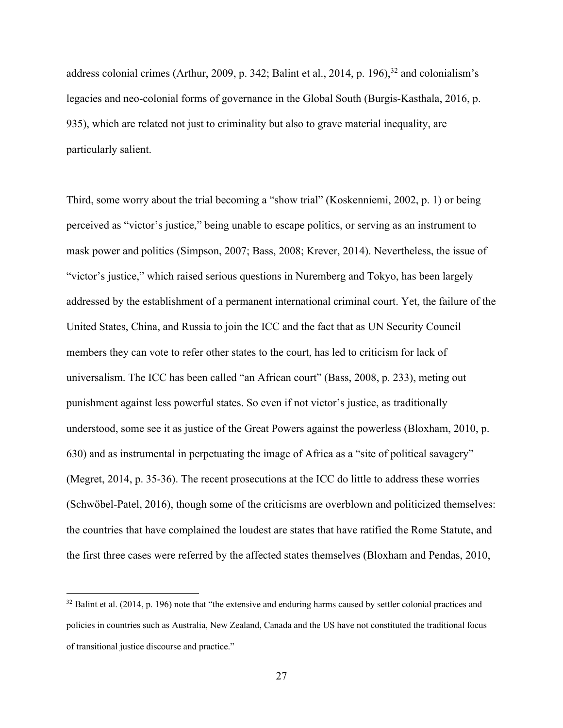address colonial crimes (Arthur, 2009, p. 342; Balint et al., 2014, p. 196),[32] and colonialism's legacies and neo-colonial forms of governance in the Global South (Burgis-Kasthala, 2016, p. 935), which are related not just to criminality but also to grave material inequality, are particularly salient.

Third, some worry about the trial becoming a "show trial" (Koskenniemi, 2002, p. 1) or being perceived as "victor's justice," being unable to escape politics, or serving as an instrument to mask power and politics (Simpson, 2007; Bass, 2008; Krever, 2014). Nevertheless, the issue of "victor's justice," which raised serious questions in Nuremberg and Tokyo, has been largely addressed by the establishment of a permanent international criminal court. Yet, the failure of the United States, China, and Russia to join the ICC and the fact that as UN Security Council members they can vote to refer other states to the court, has led to criticism for lack of universalism. The ICC has been called "an African court" (Bass, 2008, p. 233), meting out punishment against less powerful states. So even if not victor's justice, as traditionally understood, some see it as justice of the Great Powers against the powerless (Bloxham, 2010, p. 630) and as instrumental in perpetuating the image of Africa as a "site of political savagery" (Megret, 2014, p. 35-36). The recent prosecutions at the ICC do little to address these worries (Schwöbel-Patel, 2016), though some of the criticisms are overblown and politicized themselves: the countries that have complained the loudest are states that have ratified the Rome Statute, and the first three cases were referred by the affected states themselves (Bloxham and Pendas, 2010,

[32] Balint et al. (2014, p. 196) note that "the extensive and enduring harms caused by settler colonial practices and policies in countries such as Australia, New Zealand, Canada and the US have not constituted the traditional focus of transitional justice discourse and practice."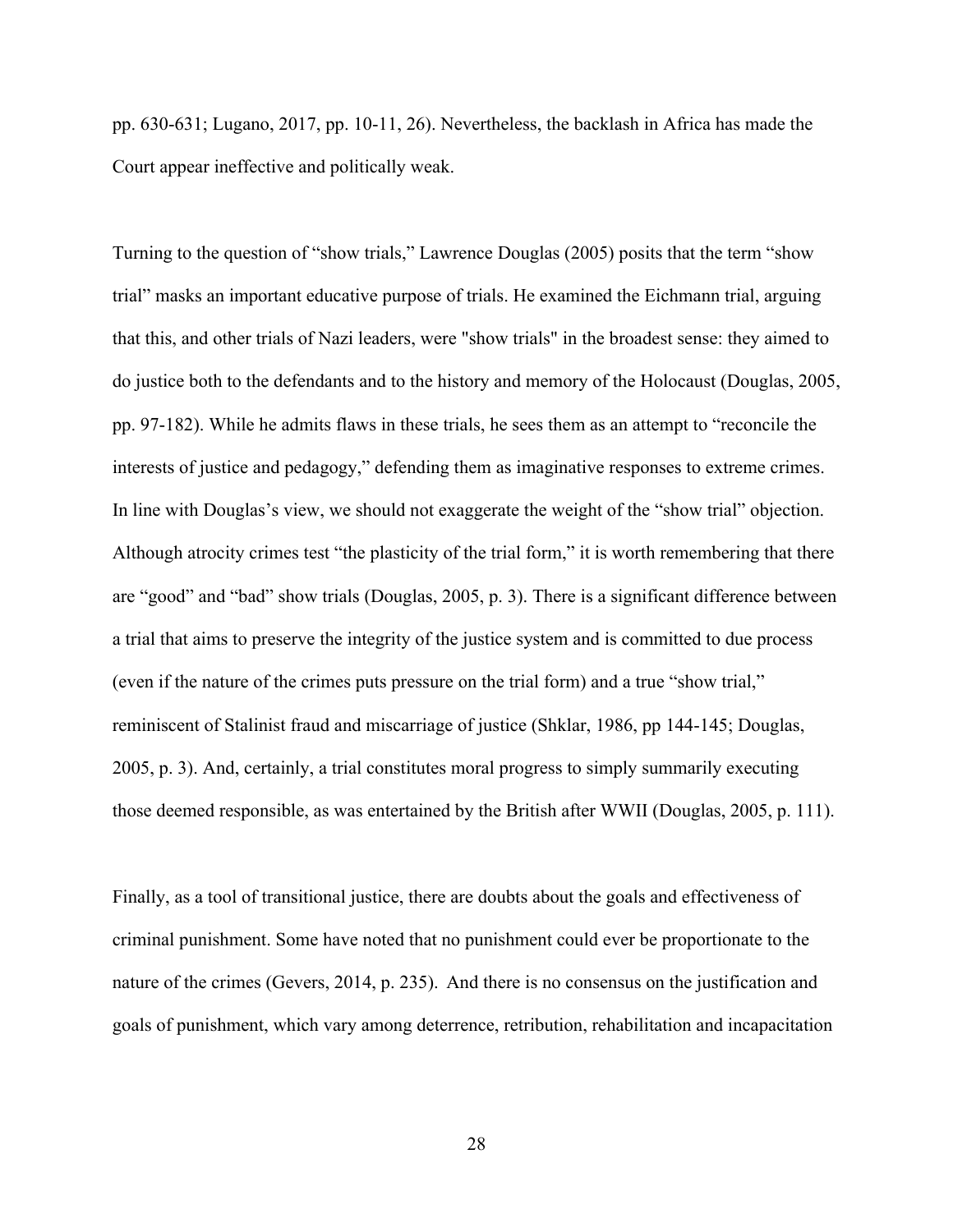pp. 630-631; Lugano, 2017, pp. 10-11, 26). Nevertheless, the backlash in Africa has made the Court appear ineffective and politically weak.

Turning to the question of "show trials," Lawrence Douglas (2005) posits that the term "show trial" masks an important educative purpose of trials. He examined the Eichmann trial, arguing that this, and other trials of Nazi leaders, were "show trials" in the broadest sense: they aimed to do justice both to the defendants and to the history and memory of the Holocaust (Douglas, 2005, pp. 97-182). While he admits flaws in these trials, he sees them as an attempt to "reconcile the interests of justice and pedagogy," defending them as imaginative responses to extreme crimes. In line with Douglas's view, we should not exaggerate the weight of the "show trial" objection. Although atrocity crimes test "the plasticity of the trial form," it is worth remembering that there are "good" and "bad" show trials (Douglas, 2005, p. 3). There is a significant difference between a trial that aims to preserve the integrity of the justice system and is committed to due process (even if the nature of the crimes puts pressure on the trial form) and a true "show trial," reminiscent of Stalinist fraud and miscarriage of justice (Shklar, 1986, pp 144-145; Douglas, 2005, p. 3). And, certainly, a trial constitutes moral progress to simply summarily executing those deemed responsible, as was entertained by the British after WWII (Douglas, 2005, p. 111).

Finally, as a tool of transitional justice, there are doubts about the goals and effectiveness of criminal punishment. Some have noted that no punishment could ever be proportionate to the nature of the crimes (Gevers, 2014, p. 235). And there is no consensus on the justification and goals of punishment, which vary among deterrence, retribution, rehabilitation and incapacitation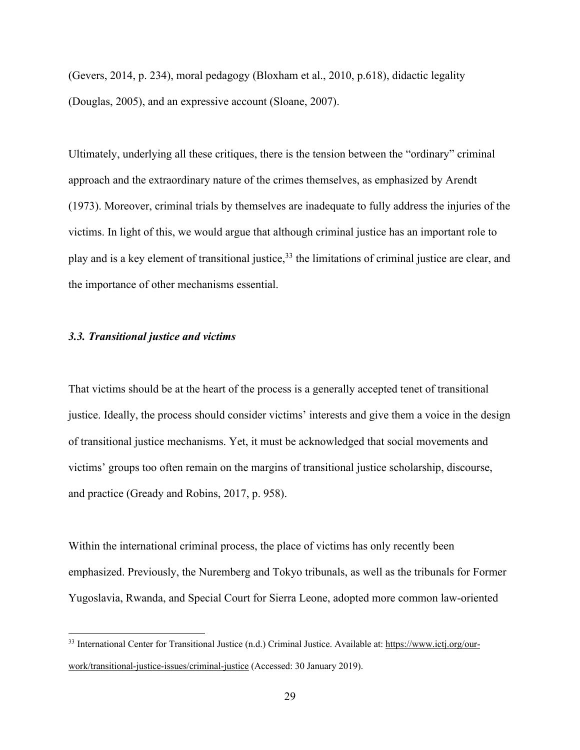(Gevers, 2014, p. 234), moral pedagogy (Bloxham et al., 2010, p.618), didactic legality (Douglas, 2005), and an expressive account (Sloane, 2007).

Ultimately, underlying all these critiques, there is the tension between the "ordinary" criminal approach and the extraordinary nature of the crimes themselves, as emphasized by Arendt (1973). Moreover, criminal trials by themselves are inadequate to fully address the injuries of the victims. In light of this, we would argue that although criminal justice has an important role to play and is a key element of transitional justice,[33] the limitations of criminal justice are clear, and the importance of other mechanisms essential.

### *3.3. Transitional justice and victims*

That victims should be at the heart of the process is a generally accepted tenet of transitional justice. Ideally, the process should consider victims' interests and give them a voice in the design of transitional justice mechanisms. Yet, it must be acknowledged that social movements and victims' groups too often remain on the margins of transitional justice scholarship, discourse, and practice (Gready and Robins, 2017, p. 958).

Within the international criminal process, the place of victims has only recently been emphasized. Previously, the Nuremberg and Tokyo tribunals, as well as the tribunals for Former Yugoslavia, Rwanda, and Special Court for Sierra Leone, adopted more common law-oriented

---

[33] International Center for Transitional Justice (n.d.) Criminal Justice. Available at: https://www.ictj.org/our-work/transitional-justice-issues/criminal-justice (Accessed: 30 January 2019).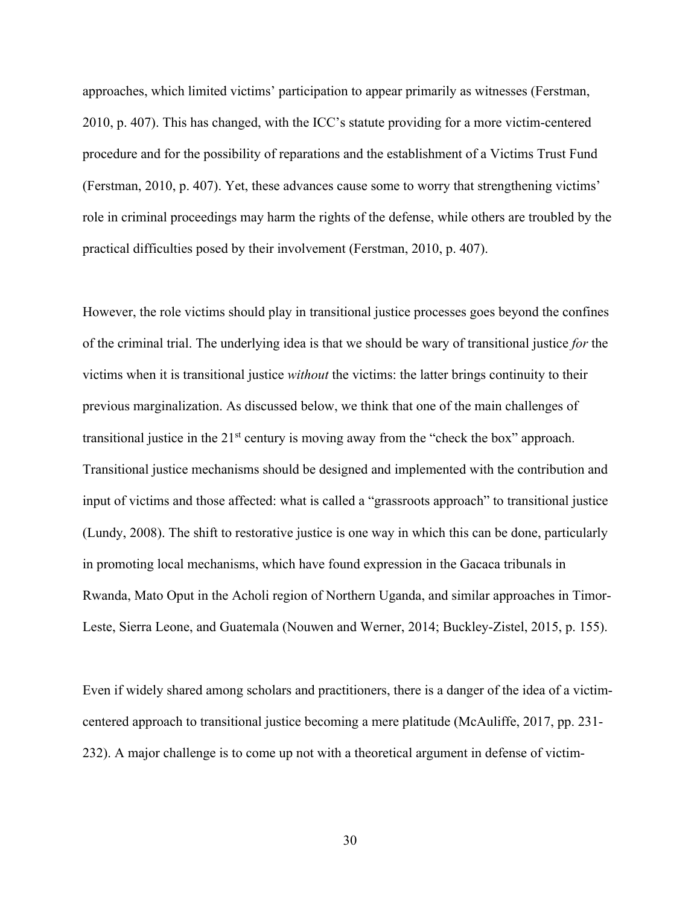approaches, which limited victims' participation to appear primarily as witnesses (Ferstman, 2010, p. 407). This has changed, with the ICC's statute providing for a more victim-centered procedure and for the possibility of reparations and the establishment of a Victims Trust Fund (Ferstman, 2010, p. 407). Yet, these advances cause some to worry that strengthening victims' role in criminal proceedings may harm the rights of the defense, while others are troubled by the practical difficulties posed by their involvement (Ferstman, 2010, p. 407).

However, the role victims should play in transitional justice processes goes beyond the confines of the criminal trial. The underlying idea is that we should be wary of transitional justice *for* the victims when it is transitional justice *without* the victims: the latter brings continuity to their previous marginalization. As discussed below, we think that one of the main challenges of transitional justice in the 21st century is moving away from the "check the box" approach. Transitional justice mechanisms should be designed and implemented with the contribution and input of victims and those affected: what is called a "grassroots approach" to transitional justice (Lundy, 2008). The shift to restorative justice is one way in which this can be done, particularly in promoting local mechanisms, which have found expression in the Gacaca tribunals in Rwanda, Mato Oput in the Acholi region of Northern Uganda, and similar approaches in Timor-Leste, Sierra Leone, and Guatemala (Nouwen and Werner, 2014; Buckley-Zistel, 2015, p. 155).

Even if widely shared among scholars and practitioners, there is a danger of the idea of a victim-centered approach to transitional justice becoming a mere platitude (McAuliffe, 2017, pp. 231-232). A major challenge is to come up not with a theoretical argument in defense of victim-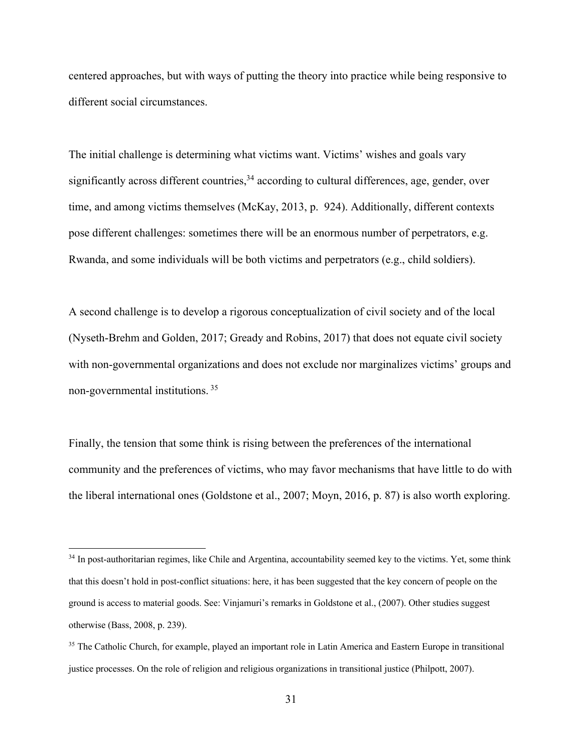centered approaches, but with ways of putting the theory into practice while being responsive to different social circumstances.

The initial challenge is determining what victims want. Victims' wishes and goals vary significantly across different countries,[34] according to cultural differences, age, gender, over time, and among victims themselves (McKay, 2013, p. 924). Additionally, different contexts pose different challenges: sometimes there will be an enormous number of perpetrators, e.g. Rwanda, and some individuals will be both victims and perpetrators (e.g., child soldiers).

A second challenge is to develop a rigorous conceptualization of civil society and of the local (Nyseth-Brehm and Golden, 2017; Gready and Robins, 2017) that does not equate civil society with non-governmental organizations and does not exclude nor marginalizes victims' groups and non-governmental institutions.[35]

Finally, the tension that some think is rising between the preferences of the international community and the preferences of victims, who may favor mechanisms that have little to do with the liberal international ones (Goldstone et al., 2007; Moyn, 2016, p. 87) is also worth exploring.

---

[34] In post-authoritarian regimes, like Chile and Argentina, accountability seemed key to the victims. Yet, some think that this doesn't hold in post-conflict situations: here, it has been suggested that the key concern of people on the ground is access to material goods. See: Vinjamuri's remarks in Goldstone et al., (2007). Other studies suggest otherwise (Bass, 2008, p. 239).

[35] The Catholic Church, for example, played an important role in Latin America and Eastern Europe in transitional justice processes. On the role of religion and religious organizations in transitional justice (Philpott, 2007).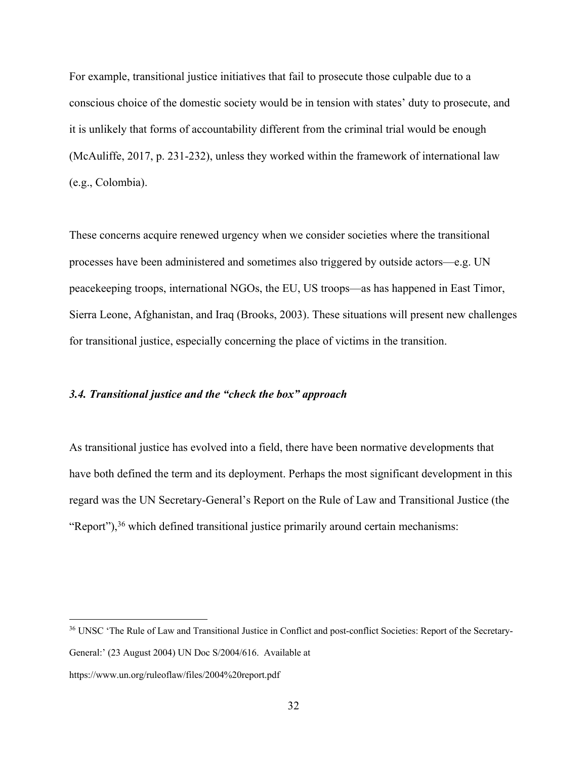For example, transitional justice initiatives that fail to prosecute those culpable due to a conscious choice of the domestic society would be in tension with states' duty to prosecute, and it is unlikely that forms of accountability different from the criminal trial would be enough (McAuliffe, 2017, p. 231-232), unless they worked within the framework of international law (e.g., Colombia).

These concerns acquire renewed urgency when we consider societies where the transitional processes have been administered and sometimes also triggered by outside actors—e.g. UN peacekeeping troops, international NGOs, the EU, US troops—as has happened in East Timor, Sierra Leone, Afghanistan, and Iraq (Brooks, 2003). These situations will present new challenges for transitional justice, especially concerning the place of victims in the transition.

### *3.4. Transitional justice and the "check the box" approach*

As transitional justice has evolved into a field, there have been normative developments that have both defined the term and its deployment. Perhaps the most significant development in this regard was the UN Secretary-General's Report on the Rule of Law and Transitional Justice (the "Report"),[36] which defined transitional justice primarily around certain mechanisms:

---

[36] UNSC 'The Rule of Law and Transitional Justice in Conflict and post-conflict Societies: Report of the Secretary-General:' (23 August 2004) UN Doc S/2004/616. Available at https://www.un.org/ruleoflaw/files/2004%20report.pdf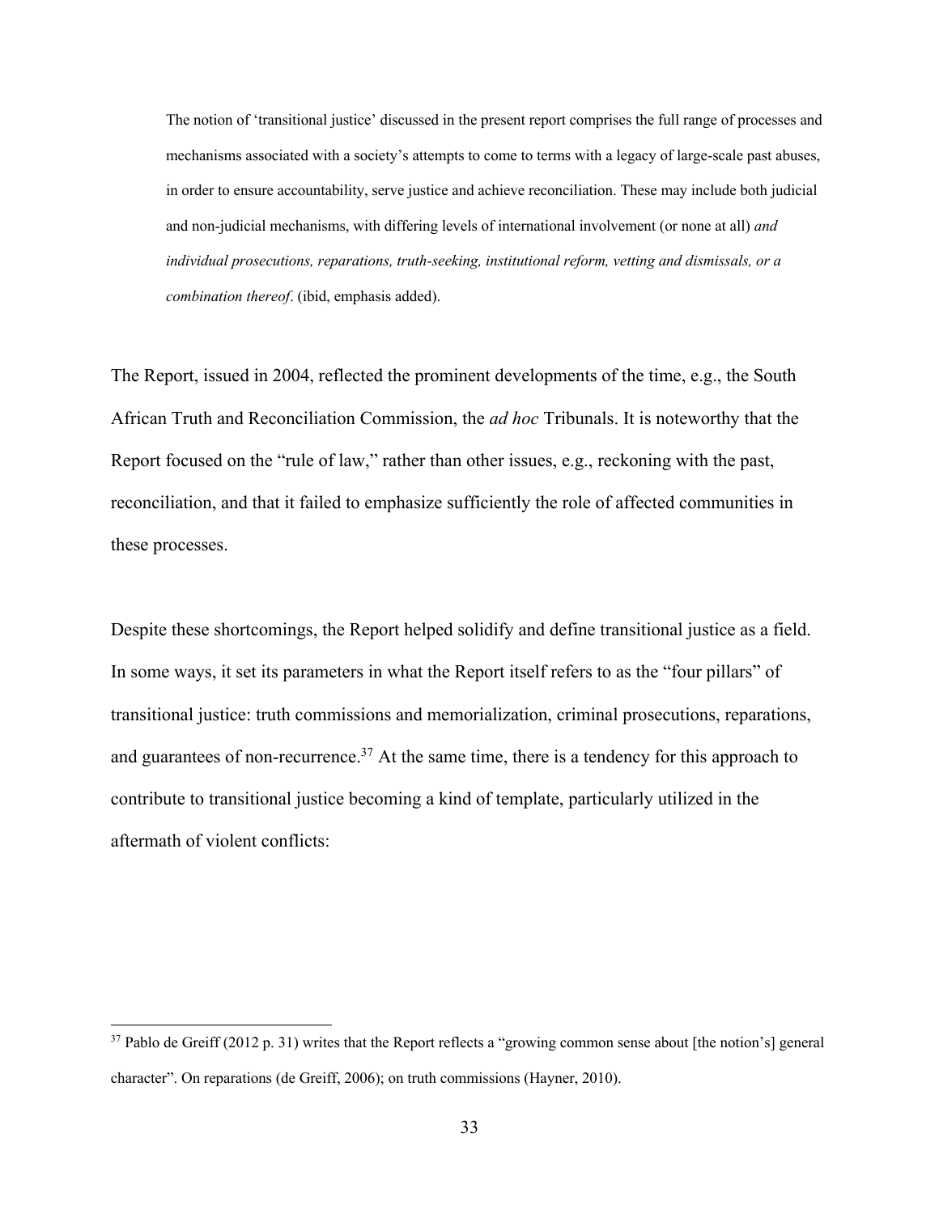> The notion of 'transitional justice' discussed in the present report comprises the full range of processes and mechanisms associated with a society's attempts to come to terms with a legacy of large-scale past abuses, in order to ensure accountability, serve justice and achieve reconciliation. These may include both judicial and non-judicial mechanisms, with differing levels of international involvement (or none at all) *and individual prosecutions, reparations, truth-seeking, institutional reform, vetting and dismissals, or a combination thereof*. (ibid, emphasis added).

The Report, issued in 2004, reflected the prominent developments of the time, e.g., the South African Truth and Reconciliation Commission, the *ad hoc* Tribunals. It is noteworthy that the Report focused on the "rule of law," rather than other issues, e.g., reckoning with the past, reconciliation, and that it failed to emphasize sufficiently the role of affected communities in these processes.

Despite these shortcomings, the Report helped solidify and define transitional justice as a field. In some ways, it set its parameters in what the Report itself refers to as the "four pillars" of transitional justice: truth commissions and memorialization, criminal prosecutions, reparations, and guarantees of non-recurrence.[37] At the same time, there is a tendency for this approach to contribute to transitional justice becoming a kind of template, particularly utilized in the aftermath of violent conflicts:

---

[37] Pablo de Greiff (2012 p. 31) writes that the Report reflects a "growing common sense about [the notion's] general character". On reparations (de Greiff, 2006); on truth commissions (Hayner, 2010).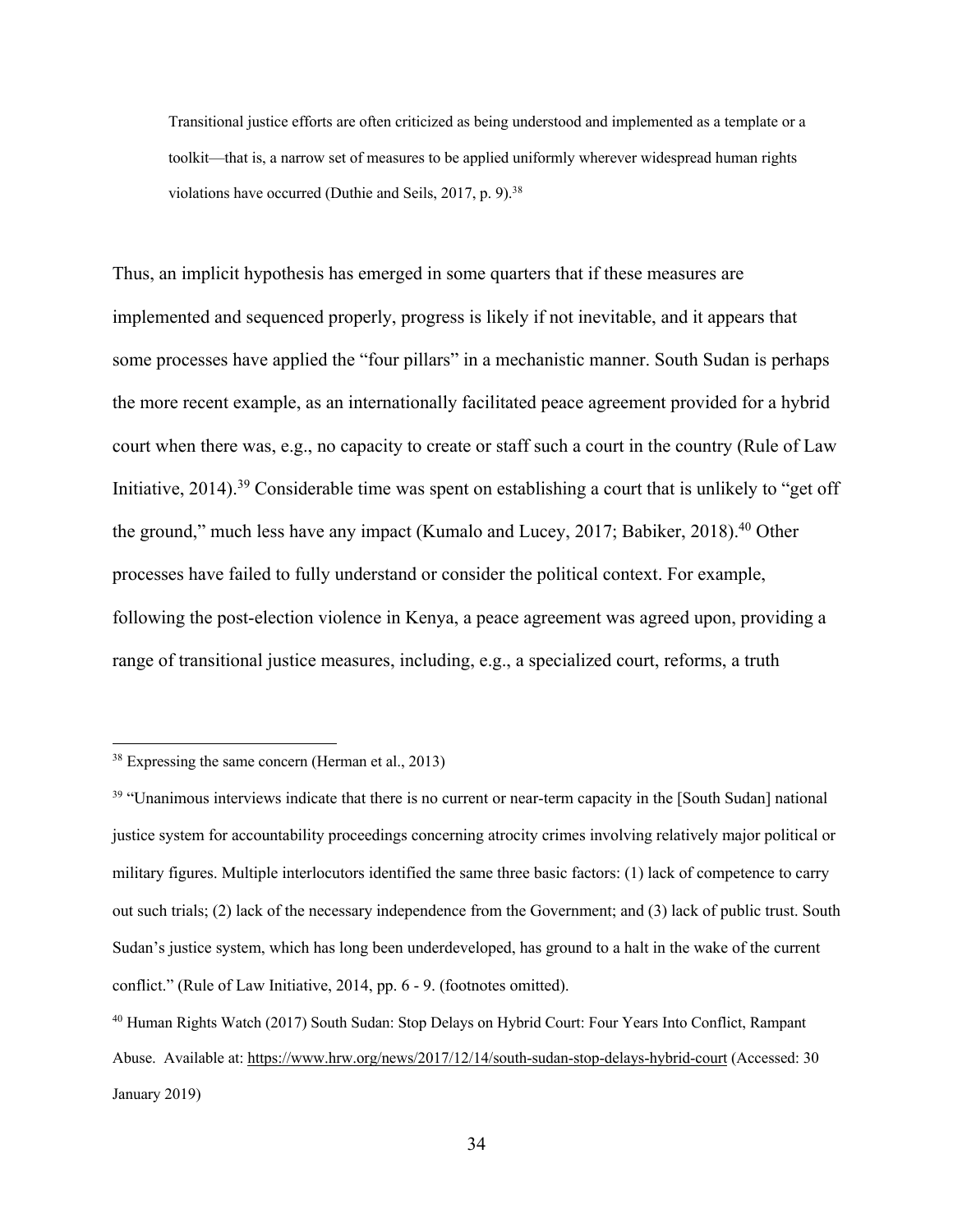> Transitional justice efforts are often criticized as being understood and implemented as a template or a toolkit—that is, a narrow set of measures to be applied uniformly wherever widespread human rights violations have occurred (Duthie and Seils, 2017, p. 9).[38]

Thus, an implicit hypothesis has emerged in some quarters that if these measures are implemented and sequenced properly, progress is likely if not inevitable, and it appears that some processes have applied the "four pillars" in a mechanistic manner. South Sudan is perhaps the more recent example, as an internationally facilitated peace agreement provided for a hybrid court when there was, e.g., no capacity to create or staff such a court in the country (Rule of Law Initiative, 2014).[39] Considerable time was spent on establishing a court that is unlikely to "get off the ground," much less have any impact (Kumalo and Lucey, 2017; Babiker, 2018).[40] Other processes have failed to fully understand or consider the political context. For example, following the post-election violence in Kenya, a peace agreement was agreed upon, providing a range of transitional justice measures, including, e.g., a specialized court, reforms, a truth

---

[38] Expressing the same concern (Herman et al., 2013)

[39] "Unanimous interviews indicate that there is no current or near-term capacity in the [South Sudan] national justice system for accountability proceedings concerning atrocity crimes involving relatively major political or military figures. Multiple interlocutors identified the same three basic factors: (1) lack of competence to carry out such trials; (2) lack of the necessary independence from the Government; and (3) lack of public trust. South Sudan's justice system, which has long been underdeveloped, has ground to a halt in the wake of the current conflict." (Rule of Law Initiative, 2014, pp. 6 - 9. (footnotes omitted).

[40] Human Rights Watch (2017) South Sudan: Stop Delays on Hybrid Court: Four Years Into Conflict, Rampant Abuse. Available at: https://www.hrw.org/news/2017/12/14/south-sudan-stop-delays-hybrid-court (Accessed: 30 January 2019)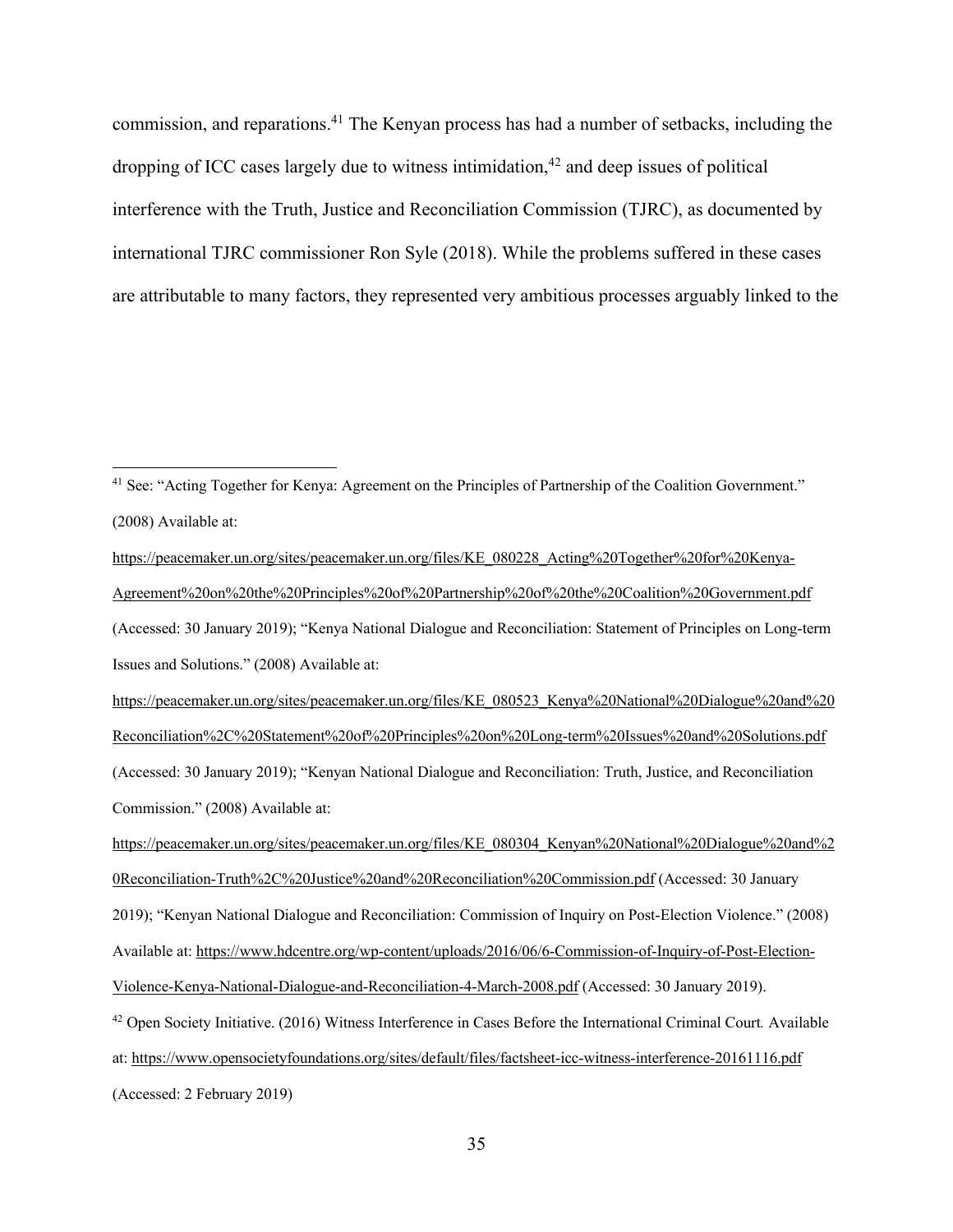commission, and reparations.[41] The Kenyan process has had a number of setbacks, including the dropping of ICC cases largely due to witness intimidation,[42] and deep issues of political interference with the Truth, Justice and Reconciliation Commission (TJRC), as documented by international TJRC commissioner Ron Syle (2018). While the problems suffered in these cases are attributable to many factors, they represented very ambitious processes arguably linked to the

---

[41] See: "Acting Together for Kenya: Agreement on the Principles of Partnership of the Coalition Government." (2008) Available at: https://peacemaker.un.org/sites/peacemaker.un.org/files/KE_080228_Acting%20Together%20for%20Kenya-Agreement%20on%20the%20Principles%20of%20Partnership%20of%20the%20Coalition%20Government.pdf (Accessed: 30 January 2019); "Kenya National Dialogue and Reconciliation: Statement of Principles on Long-term Issues and Solutions." (2008) Available at: https://peacemaker.un.org/sites/peacemaker.un.org/files/KE_080523_Kenya%20National%20Dialogue%20and%20Reconciliation%2C%20Statement%20of%20Principles%20on%20Long-term%20Issues%20and%20Solutions.pdf (Accessed: 30 January 2019); "Kenyan National Dialogue and Reconciliation: Truth, Justice, and Reconciliation Commission." (2008) Available at: https://peacemaker.un.org/sites/peacemaker.un.org/files/KE_080304_Kenyan%20National%20Dialogue%20and%20Reconciliation-Truth%2C%20Justice%20and%20Reconciliation%20Commission.pdf (Accessed: 30 January 2019); "Kenyan National Dialogue and Reconciliation: Commission of Inquiry on Post-Election Violence." (2008) Available at: https://www.hdcentre.org/wp-content/uploads/2016/06/6-Commission-of-Inquiry-of-Post-Election-Violence-Kenya-National-Dialogue-and-Reconciliation-4-March-2008.pdf (Accessed: 30 January 2019).

[42] Open Society Initiative. (2016) Witness Interference in Cases Before the International Criminal Court*.* Available at: https://www.opensocietyfoundations.org/sites/default/files/factsheet-icc-witness-interference-20161116.pdf (Accessed: 2 February 2019)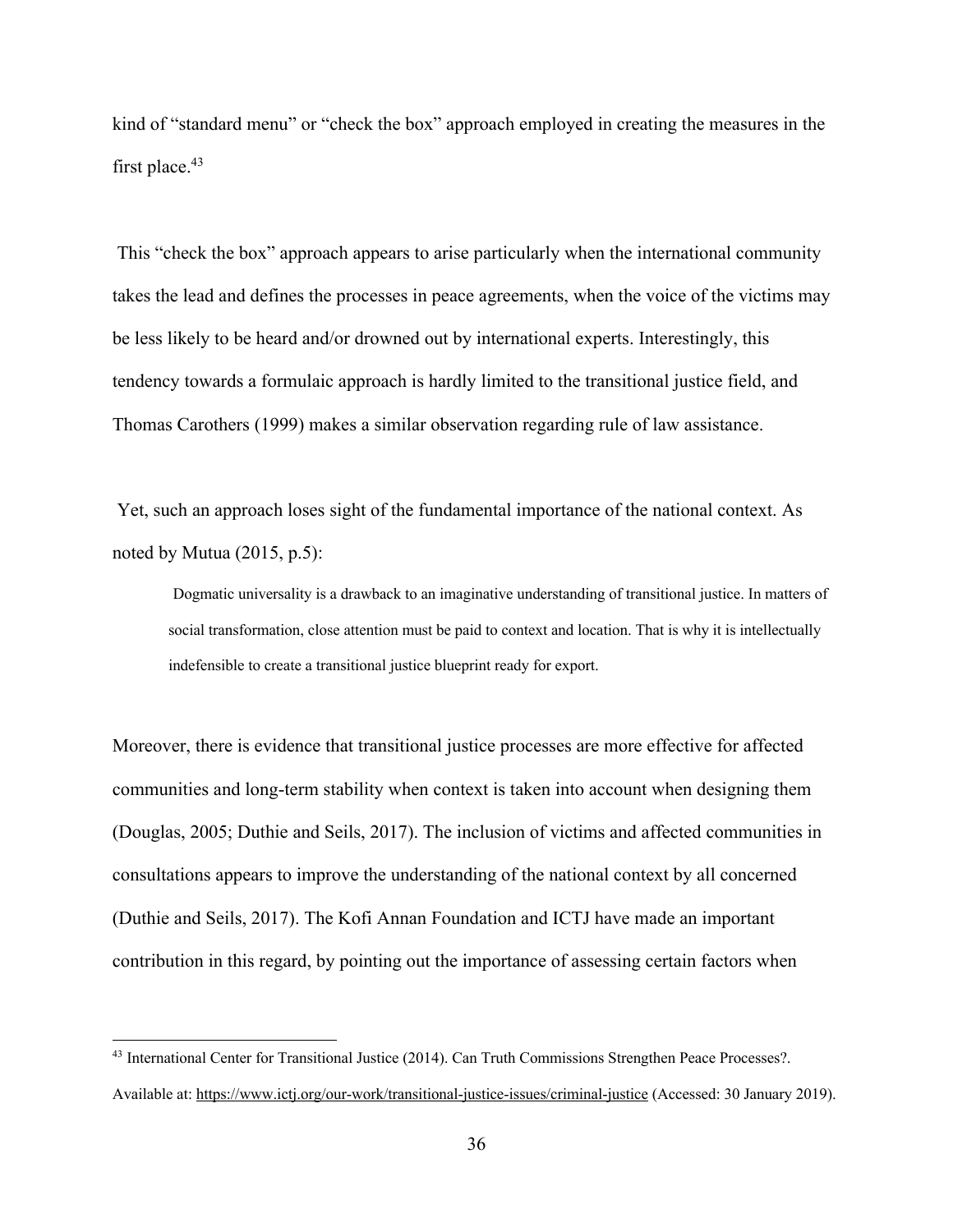kind of "standard menu" or "check the box" approach employed in creating the measures in the first place.[43]

This "check the box" approach appears to arise particularly when the international community takes the lead and defines the processes in peace agreements, when the voice of the victims may be less likely to be heard and/or drowned out by international experts. Interestingly, this tendency towards a formulaic approach is hardly limited to the transitional justice field, and Thomas Carothers (1999) makes a similar observation regarding rule of law assistance.

Yet, such an approach loses sight of the fundamental importance of the national context. As noted by Mutua (2015, p.5):

> Dogmatic universality is a drawback to an imaginative understanding of transitional justice. In matters of social transformation, close attention must be paid to context and location. That is why it is intellectually indefensible to create a transitional justice blueprint ready for export.

Moreover, there is evidence that transitional justice processes are more effective for affected communities and long-term stability when context is taken into account when designing them (Douglas, 2005; Duthie and Seils, 2017). The inclusion of victims and affected communities in consultations appears to improve the understanding of the national context by all concerned (Duthie and Seils, 2017). The Kofi Annan Foundation and ICTJ have made an important contribution in this regard, by pointing out the importance of assessing certain factors when

---

[43] International Center for Transitional Justice (2014). Can Truth Commissions Strengthen Peace Processes?. Available at: https://www.ictj.org/our-work/transitional-justice-issues/criminal-justice (Accessed: 30 January 2019).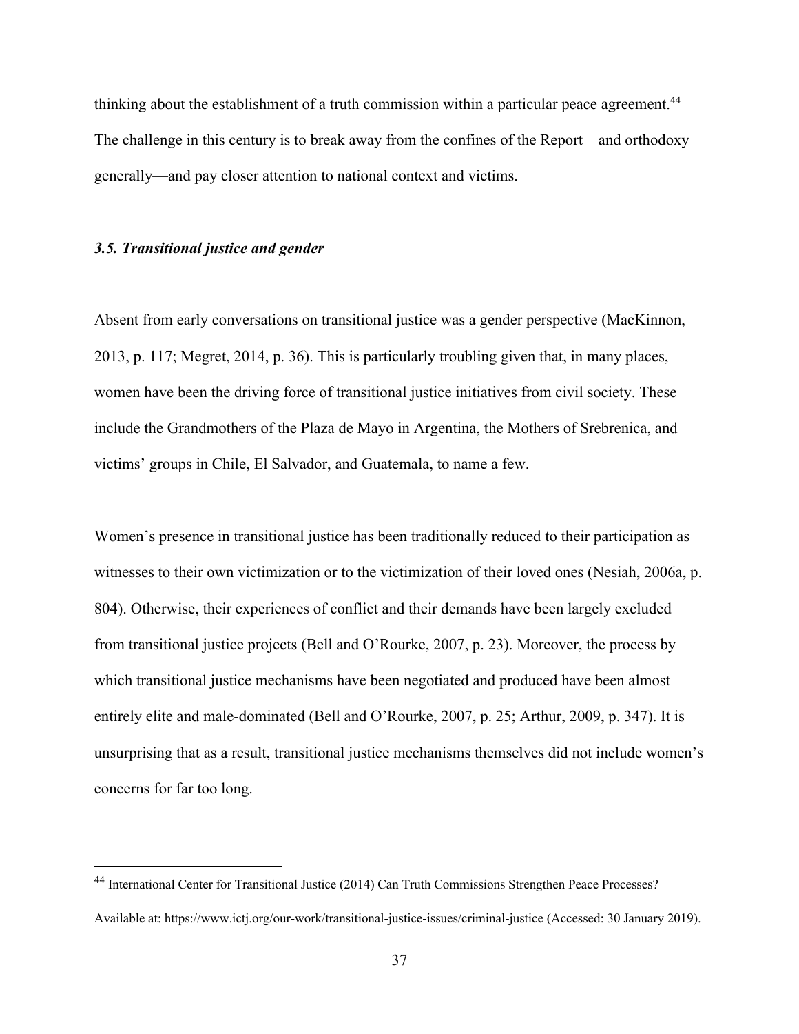thinking about the establishment of a truth commission within a particular peace agreement.[44] The challenge in this century is to break away from the confines of the Report—and orthodoxy generally—and pay closer attention to national context and victims.

### *3.5. Transitional justice and gender*

Absent from early conversations on transitional justice was a gender perspective (MacKinnon, 2013, p. 117; Megret, 2014, p. 36). This is particularly troubling given that, in many places, women have been the driving force of transitional justice initiatives from civil society. These include the Grandmothers of the Plaza de Mayo in Argentina, the Mothers of Srebrenica, and victims' groups in Chile, El Salvador, and Guatemala, to name a few.

Women's presence in transitional justice has been traditionally reduced to their participation as witnesses to their own victimization or to the victimization of their loved ones (Nesiah, 2006a, p. 804). Otherwise, their experiences of conflict and their demands have been largely excluded from transitional justice projects (Bell and O'Rourke, 2007, p. 23). Moreover, the process by which transitional justice mechanisms have been negotiated and produced have been almost entirely elite and male-dominated (Bell and O'Rourke, 2007, p. 25; Arthur, 2009, p. 347). It is unsurprising that as a result, transitional justice mechanisms themselves did not include women's concerns for far too long.

---

[44] International Center for Transitional Justice (2014) Can Truth Commissions Strengthen Peace Processes? Available at: https://www.ictj.org/our-work/transitional-justice-issues/criminal-justice (Accessed: 30 January 2019).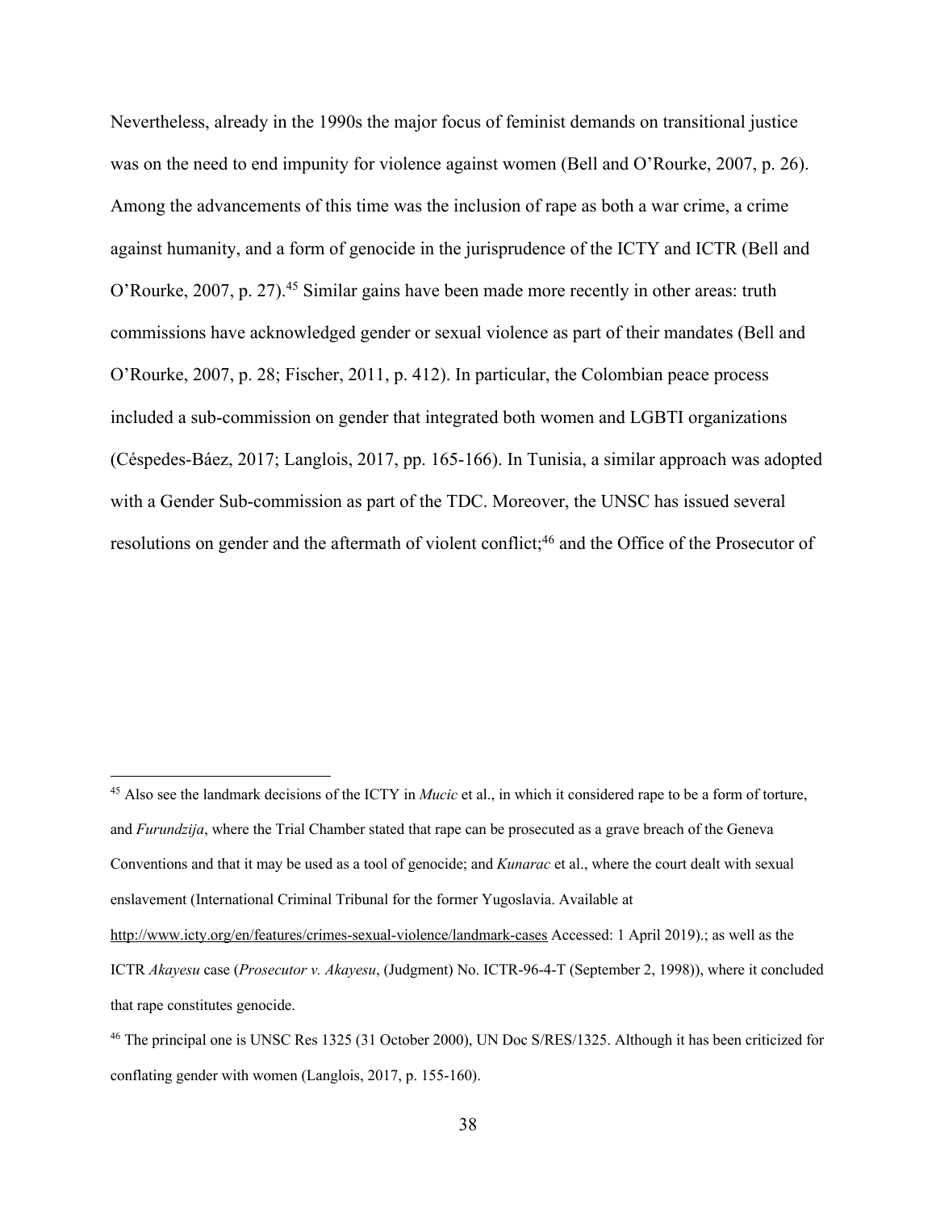Nevertheless, already in the 1990s the major focus of feminist demands on transitional justice was on the need to end impunity for violence against women (Bell and O'Rourke, 2007, p. 26). Among the advancements of this time was the inclusion of rape as both a war crime, a crime against humanity, and a form of genocide in the jurisprudence of the ICTY and ICTR (Bell and O'Rourke, 2007, p. 27).[45] Similar gains have been made more recently in other areas: truth commissions have acknowledged gender or sexual violence as part of their mandates (Bell and O'Rourke, 2007, p. 28; Fischer, 2011, p. 412). In particular, the Colombian peace process included a sub-commission on gender that integrated both women and LGBTI organizations (Céspedes-Báez, 2017; Langlois, 2017, pp. 165-166). In Tunisia, a similar approach was adopted with a Gender Sub-commission as part of the TDC. Moreover, the UNSC has issued several resolutions on gender and the aftermath of violent conflict;[46] and the Office of the Prosecutor of

---

[45] Also see the landmark decisions of the ICTY in *Mucic* et al., in which it considered rape to be a form of torture, and *Furundzija*, where the Trial Chamber stated that rape can be prosecuted as a grave breach of the Geneva Conventions and that it may be used as a tool of genocide; and *Kunarac* et al., where the court dealt with sexual enslavement (International Criminal Tribunal for the former Yugoslavia. Available at http://www.icty.org/en/features/crimes-sexual-violence/landmark-cases Accessed: 1 April 2019).; as well as the ICTR *Akayesu* case (*Prosecutor v. Akayesu*, (Judgment) No. ICTR-96-4-T (September 2, 1998)), where it concluded that rape constitutes genocide.

[46] The principal one is UNSC Res 1325 (31 October 2000), UN Doc S/RES/1325. Although it has been criticized for conflating gender with women (Langlois, 2017, p. 155-160).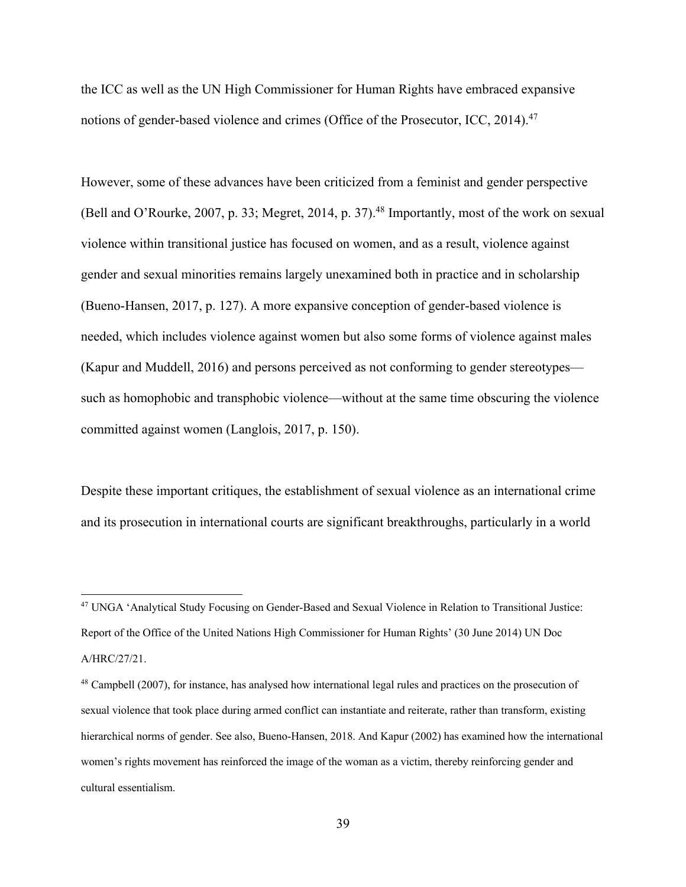the ICC as well as the UN High Commissioner for Human Rights have embraced expansive notions of gender-based violence and crimes (Office of the Prosecutor, ICC, 2014).[47]

However, some of these advances have been criticized from a feminist and gender perspective (Bell and O'Rourke, 2007, p. 33; Megret, 2014, p. 37).[48] Importantly, most of the work on sexual violence within transitional justice has focused on women, and as a result, violence against gender and sexual minorities remains largely unexamined both in practice and in scholarship (Bueno-Hansen, 2017, p. 127). A more expansive conception of gender-based violence is needed, which includes violence against women but also some forms of violence against males (Kapur and Muddell, 2016) and persons perceived as not conforming to gender stereotypes—such as homophobic and transphobic violence—without at the same time obscuring the violence committed against women (Langlois, 2017, p. 150).

Despite these important critiques, the establishment of sexual violence as an international crime and its prosecution in international courts are significant breakthroughs, particularly in a world

---

[47] UNGA 'Analytical Study Focusing on Gender-Based and Sexual Violence in Relation to Transitional Justice: Report of the Office of the United Nations High Commissioner for Human Rights' (30 June 2014) UN Doc A/HRC/27/21.

[48] Campbell (2007), for instance, has analysed how international legal rules and practices on the prosecution of sexual violence that took place during armed conflict can instantiate and reiterate, rather than transform, existing hierarchical norms of gender. See also, Bueno-Hansen, 2018. And Kapur (2002) has examined how the international women's rights movement has reinforced the image of the woman as a victim, thereby reinforcing gender and cultural essentialism.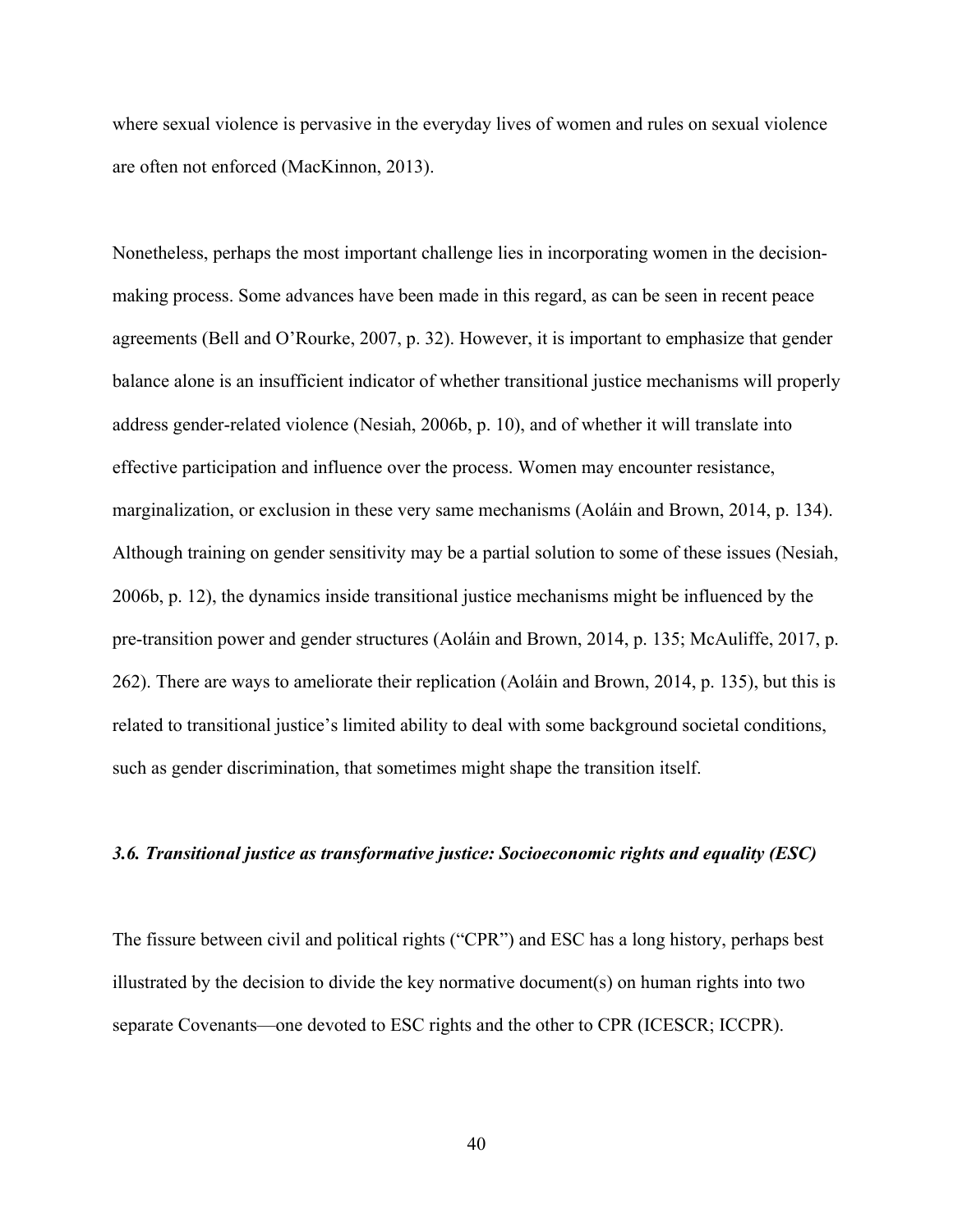where sexual violence is pervasive in the everyday lives of women and rules on sexual violence are often not enforced (MacKinnon, 2013).

Nonetheless, perhaps the most important challenge lies in incorporating women in the decision-making process. Some advances have been made in this regard, as can be seen in recent peace agreements (Bell and O'Rourke, 2007, p. 32). However, it is important to emphasize that gender balance alone is an insufficient indicator of whether transitional justice mechanisms will properly address gender-related violence (Nesiah, 2006b, p. 10), and of whether it will translate into effective participation and influence over the process. Women may encounter resistance, marginalization, or exclusion in these very same mechanisms (Aoláin and Brown, 2014, p. 134). Although training on gender sensitivity may be a partial solution to some of these issues (Nesiah, 2006b, p. 12), the dynamics inside transitional justice mechanisms might be influenced by the pre-transition power and gender structures (Aoláin and Brown, 2014, p. 135; McAuliffe, 2017, p. 262). There are ways to ameliorate their replication (Aoláin and Brown, 2014, p. 135), but this is related to transitional justice's limited ability to deal with some background societal conditions, such as gender discrimination, that sometimes might shape the transition itself.

### *3.6. Transitional justice as transformative justice: Socioeconomic rights and equality (ESC)*

The fissure between civil and political rights ("CPR") and ESC has a long history, perhaps best illustrated by the decision to divide the key normative document(s) on human rights into two separate Covenants—one devoted to ESC rights and the other to CPR (ICESCR; ICCPR).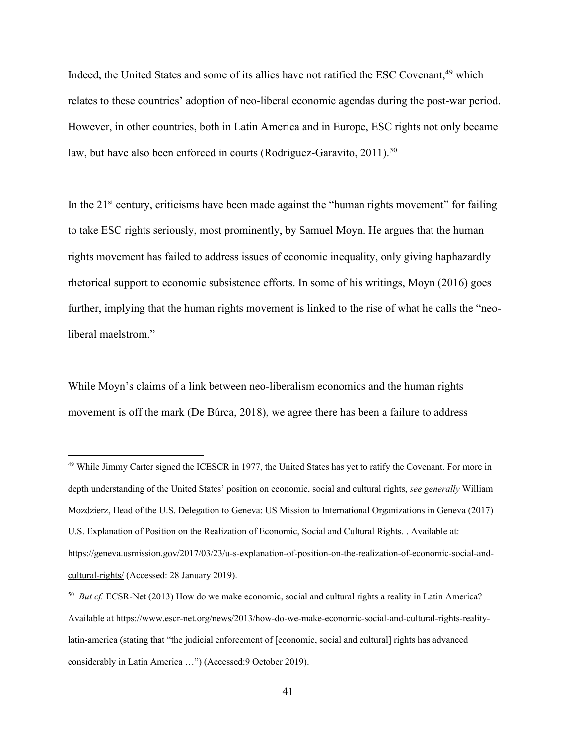Indeed, the United States and some of its allies have not ratified the ESC Covenant,[49] which relates to these countries' adoption of neo-liberal economic agendas during the post-war period. However, in other countries, both in Latin America and in Europe, ESC rights not only became law, but have also been enforced in courts (Rodriguez-Garavito, 2011).[50]

In the 21st century, criticisms have been made against the "human rights movement" for failing to take ESC rights seriously, most prominently, by Samuel Moyn. He argues that the human rights movement has failed to address issues of economic inequality, only giving haphazardly rhetorical support to economic subsistence efforts. In some of his writings, Moyn (2016) goes further, implying that the human rights movement is linked to the rise of what he calls the "neo-liberal maelstrom."

While Moyn's claims of a link between neo-liberalism economics and the human rights movement is off the mark (De Búrca, 2018), we agree there has been a failure to address

---

[49] While Jimmy Carter signed the ICESCR in 1977, the United States has yet to ratify the Covenant. For more in depth understanding of the United States' position on economic, social and cultural rights, *see generally* William Mozdzierz, Head of the U.S. Delegation to Geneva: US Mission to International Organizations in Geneva (2017) U.S. Explanation of Position on the Realization of Economic, Social and Cultural Rights. . Available at: https://geneva.usmission.gov/2017/03/23/u-s-explanation-of-position-on-the-realization-of-economic-social-and-cultural-rights/ (Accessed: 28 January 2019).

[50] *But cf.* ECSR-Net (2013) How do we make economic, social and cultural rights a reality in Latin America? Available at https://www.escr-net.org/news/2013/how-do-we-make-economic-social-and-cultural-rights-reality-latin-america (stating that "the judicial enforcement of [economic, social and cultural] rights has advanced considerably in Latin America …") (Accessed:9 October 2019).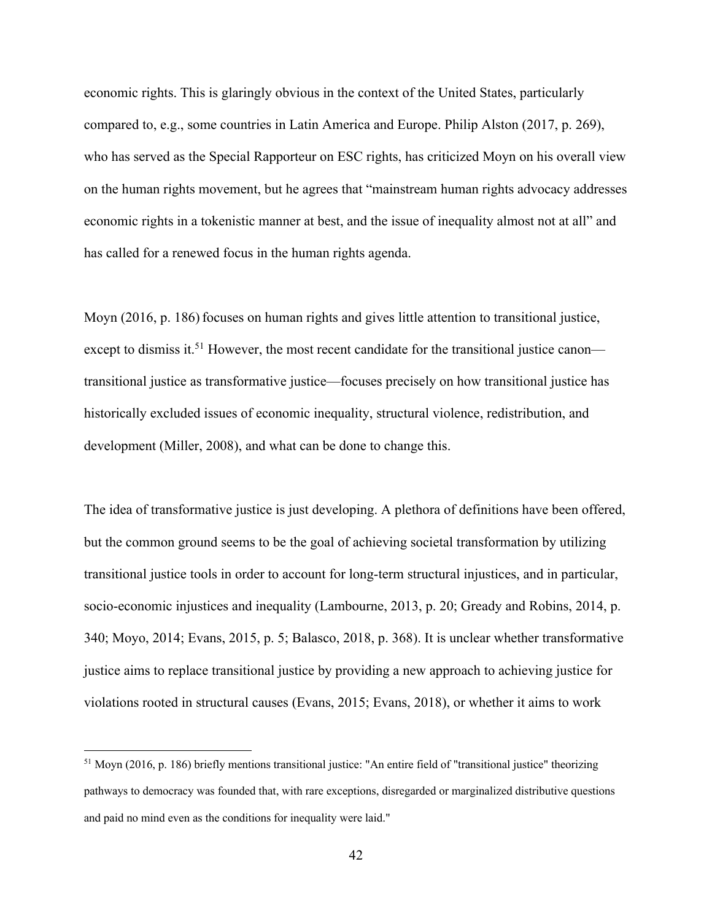economic rights. This is glaringly obvious in the context of the United States, particularly compared to, e.g., some countries in Latin America and Europe. Philip Alston (2017, p. 269), who has served as the Special Rapporteur on ESC rights, has criticized Moyn on his overall view on the human rights movement, but he agrees that "mainstream human rights advocacy addresses economic rights in a tokenistic manner at best, and the issue of inequality almost not at all" and has called for a renewed focus in the human rights agenda.

Moyn (2016, p. 186) focuses on human rights and gives little attention to transitional justice, except to dismiss it.[51] However, the most recent candidate for the transitional justice canon—transitional justice as transformative justice—focuses precisely on how transitional justice has historically excluded issues of economic inequality, structural violence, redistribution, and development (Miller, 2008), and what can be done to change this.

The idea of transformative justice is just developing. A plethora of definitions have been offered, but the common ground seems to be the goal of achieving societal transformation by utilizing transitional justice tools in order to account for long-term structural injustices, and in particular, socio-economic injustices and inequality (Lambourne, 2013, p. 20; Gready and Robins, 2014, p. 340; Moyo, 2014; Evans, 2015, p. 5; Balasco, 2018, p. 368). It is unclear whether transformative justice aims to replace transitional justice by providing a new approach to achieving justice for violations rooted in structural causes (Evans, 2015; Evans, 2018), or whether it aims to work

---

[51] Moyn (2016, p. 186) briefly mentions transitional justice: "An entire field of "transitional justice" theorizing pathways to democracy was founded that, with rare exceptions, disregarded or marginalized distributive questions and paid no mind even as the conditions for inequality were laid."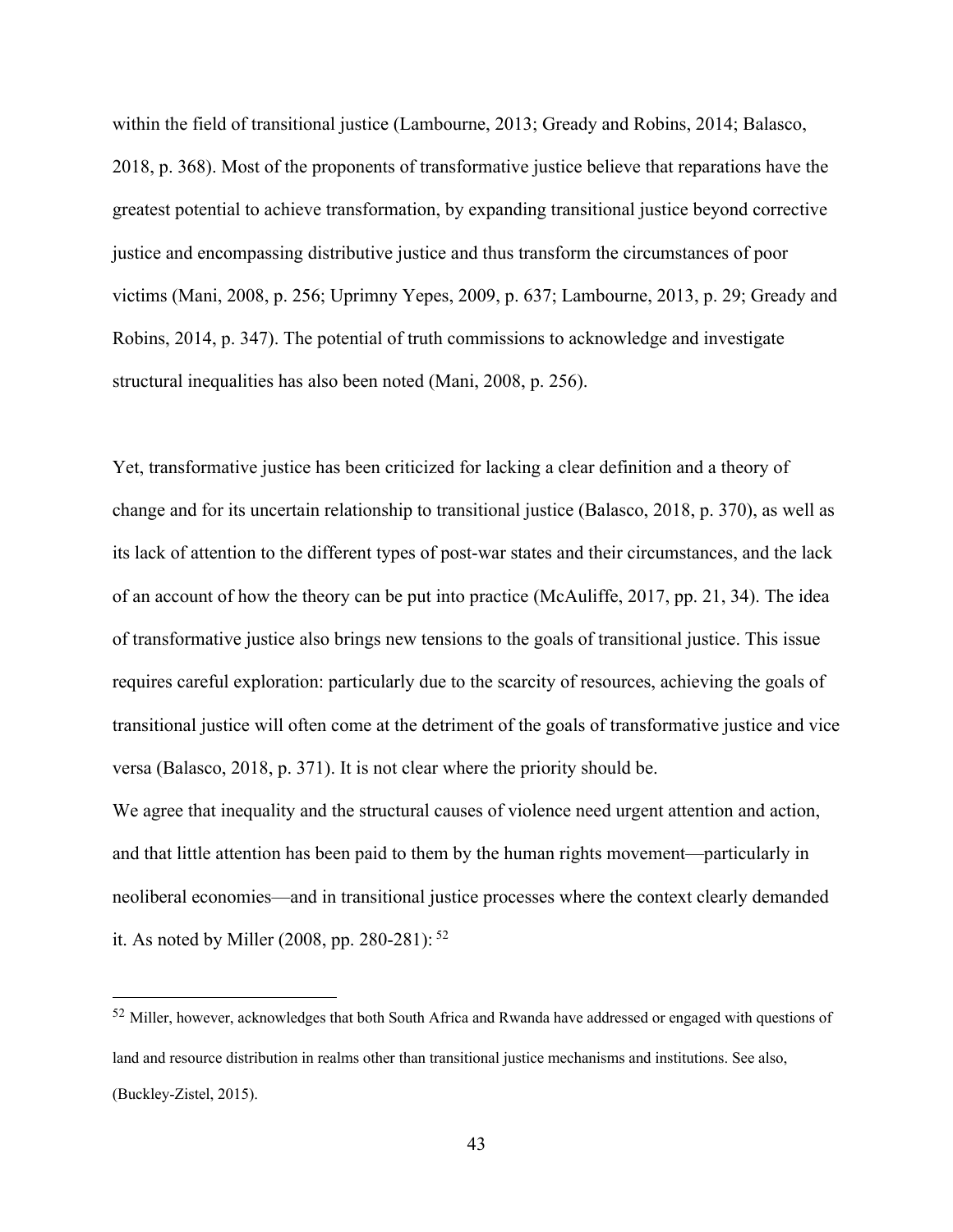within the field of transitional justice (Lambourne, 2013; Gready and Robins, 2014; Balasco, 2018, p. 368). Most of the proponents of transformative justice believe that reparations have the greatest potential to achieve transformation, by expanding transitional justice beyond corrective justice and encompassing distributive justice and thus transform the circumstances of poor victims (Mani, 2008, p. 256; Uprimny Yepes, 2009, p. 637; Lambourne, 2013, p. 29; Gready and Robins, 2014, p. 347). The potential of truth commissions to acknowledge and investigate structural inequalities has also been noted (Mani, 2008, p. 256).

Yet, transformative justice has been criticized for lacking a clear definition and a theory of change and for its uncertain relationship to transitional justice (Balasco, 2018, p. 370), as well as its lack of attention to the different types of post-war states and their circumstances, and the lack of an account of how the theory can be put into practice (McAuliffe, 2017, pp. 21, 34). The idea of transformative justice also brings new tensions to the goals of transitional justice. This issue requires careful exploration: particularly due to the scarcity of resources, achieving the goals of transitional justice will often come at the detriment of the goals of transformative justice and vice versa (Balasco, 2018, p. 371). It is not clear where the priority should be.

We agree that inequality and the structural causes of violence need urgent attention and action, and that little attention has been paid to them by the human rights movement—particularly in neoliberal economies—and in transitional justice processes where the context clearly demanded it. As noted by Miller (2008, pp. 280-281): [52]

[52] Miller, however, acknowledges that both South Africa and Rwanda have addressed or engaged with questions of land and resource distribution in realms other than transitional justice mechanisms and institutions. See also, (Buckley-Zistel, 2015).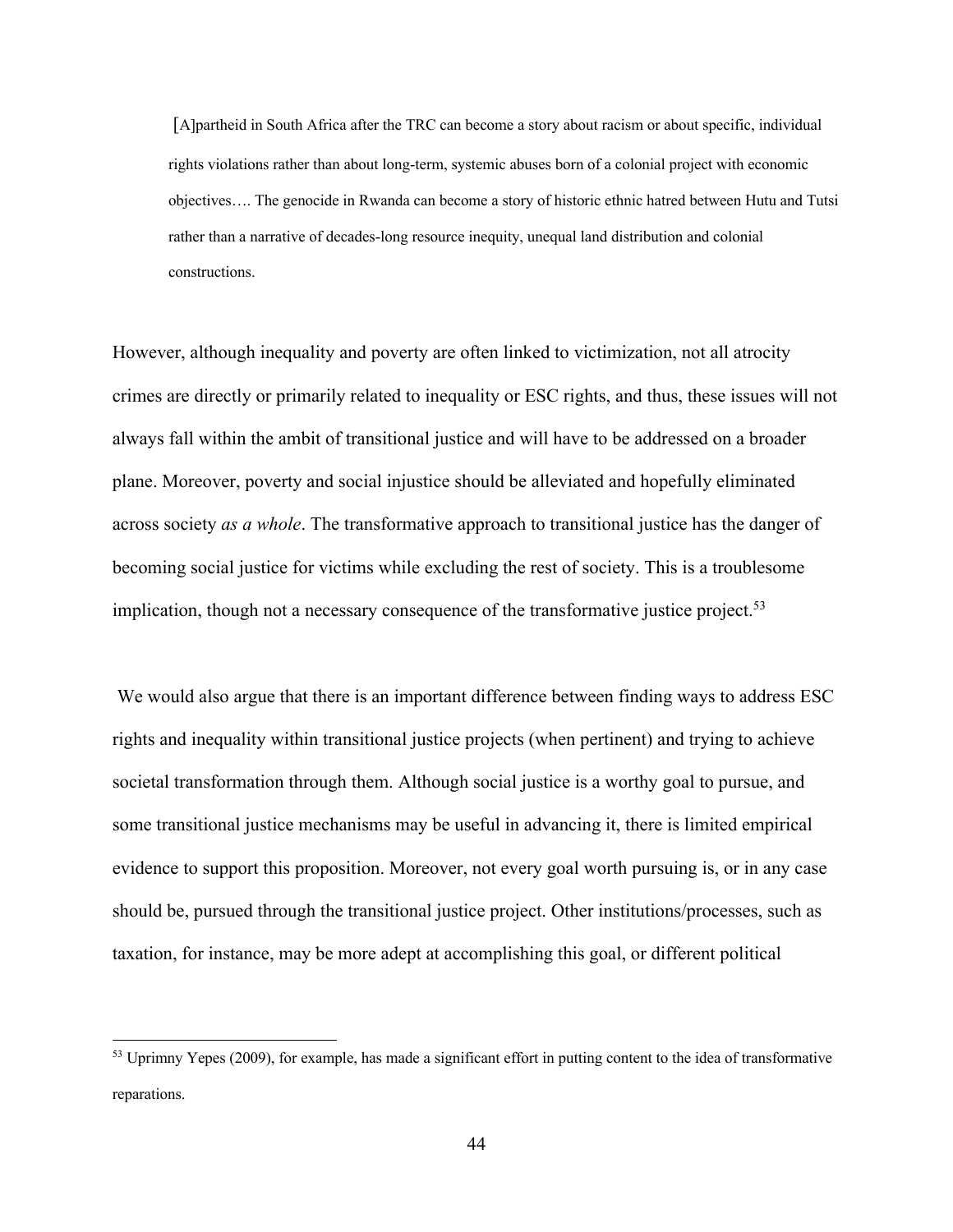> [A]partheid in South Africa after the TRC can become a story about racism or about specific, individual rights violations rather than about long-term, systemic abuses born of a colonial project with economic objectives…. The genocide in Rwanda can become a story of historic ethnic hatred between Hutu and Tutsi rather than a narrative of decades-long resource inequity, unequal land distribution and colonial constructions.

However, although inequality and poverty are often linked to victimization, not all atrocity crimes are directly or primarily related to inequality or ESC rights, and thus, these issues will not always fall within the ambit of transitional justice and will have to be addressed on a broader plane. Moreover, poverty and social injustice should be alleviated and hopefully eliminated across society *as a whole*. The transformative approach to transitional justice has the danger of becoming social justice for victims while excluding the rest of society. This is a troublesome implication, though not a necessary consequence of the transformative justice project.[53]

We would also argue that there is an important difference between finding ways to address ESC rights and inequality within transitional justice projects (when pertinent) and trying to achieve societal transformation through them. Although social justice is a worthy goal to pursue, and some transitional justice mechanisms may be useful in advancing it, there is limited empirical evidence to support this proposition. Moreover, not every goal worth pursuing is, or in any case should be, pursued through the transitional justice project. Other institutions/processes, such as taxation, for instance, may be more adept at accomplishing this goal, or different political

[53] Uprimny Yepes (2009), for example, has made a significant effort in putting content to the idea of transformative reparations.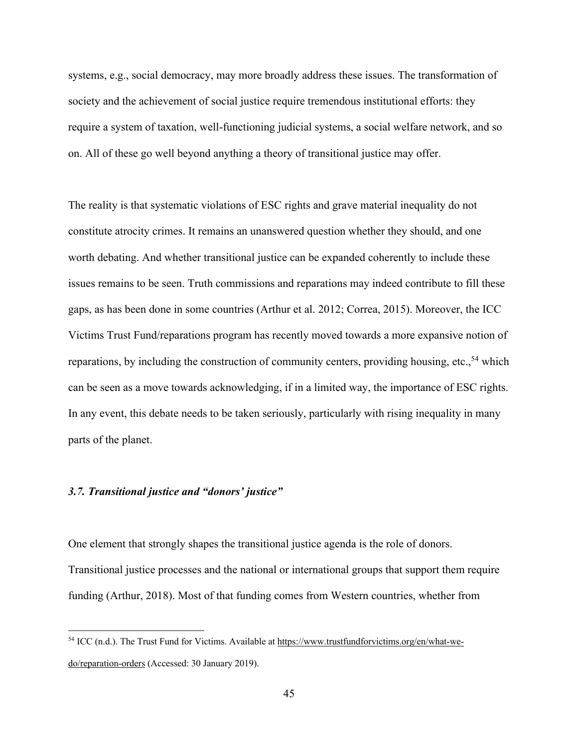systems, e.g., social democracy, may more broadly address these issues. The transformation of society and the achievement of social justice require tremendous institutional efforts: they require a system of taxation, well-functioning judicial systems, a social welfare network, and so on. All of these go well beyond anything a theory of transitional justice may offer.

The reality is that systematic violations of ESC rights and grave material inequality do not constitute atrocity crimes. It remains an unanswered question whether they should, and one worth debating. And whether transitional justice can be expanded coherently to include these issues remains to be seen. Truth commissions and reparations may indeed contribute to fill these gaps, as has been done in some countries (Arthur et al. 2012; Correa, 2015). Moreover, the ICC Victims Trust Fund/reparations program has recently moved towards a more expansive notion of reparations, by including the construction of community centers, providing housing, etc.,[54] which can be seen as a move towards acknowledging, if in a limited way, the importance of ESC rights. In any event, this debate needs to be taken seriously, particularly with rising inequality in many parts of the planet.

### *3.7. Transitional justice and "donors' justice"*

One element that strongly shapes the transitional justice agenda is the role of donors. Transitional justice processes and the national or international groups that support them require funding (Arthur, 2018). Most of that funding comes from Western countries, whether from

[54] ICC (n.d.). The Trust Fund for Victims. Available at https://www.trustfundforvictims.org/en/what-we-do/reparation-orders (Accessed: 30 January 2019).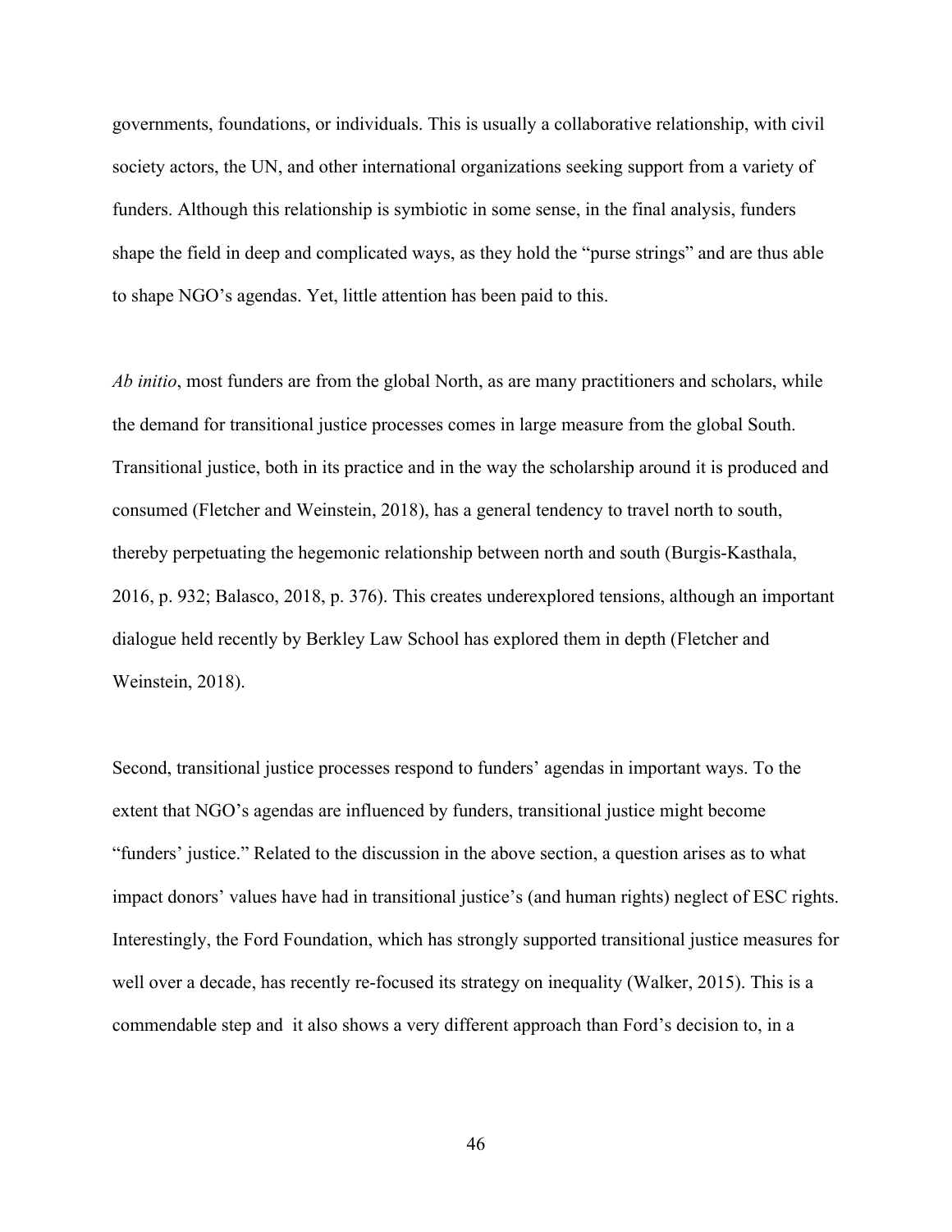governments, foundations, or individuals. This is usually a collaborative relationship, with civil society actors, the UN, and other international organizations seeking support from a variety of funders. Although this relationship is symbiotic in some sense, in the final analysis, funders shape the field in deep and complicated ways, as they hold the "purse strings" and are thus able to shape NGO's agendas. Yet, little attention has been paid to this.

*Ab initio*, most funders are from the global North, as are many practitioners and scholars, while the demand for transitional justice processes comes in large measure from the global South. Transitional justice, both in its practice and in the way the scholarship around it is produced and consumed (Fletcher and Weinstein, 2018), has a general tendency to travel north to south, thereby perpetuating the hegemonic relationship between north and south (Burgis-Kasthala, 2016, p. 932; Balasco, 2018, p. 376). This creates underexplored tensions, although an important dialogue held recently by Berkley Law School has explored them in depth (Fletcher and Weinstein, 2018).

Second, transitional justice processes respond to funders' agendas in important ways. To the extent that NGO's agendas are influenced by funders, transitional justice might become "funders' justice." Related to the discussion in the above section, a question arises as to what impact donors' values have had in transitional justice's (and human rights) neglect of ESC rights. Interestingly, the Ford Foundation, which has strongly supported transitional justice measures for well over a decade, has recently re-focused its strategy on inequality (Walker, 2015). This is a commendable step and it also shows a very different approach than Ford's decision to, in a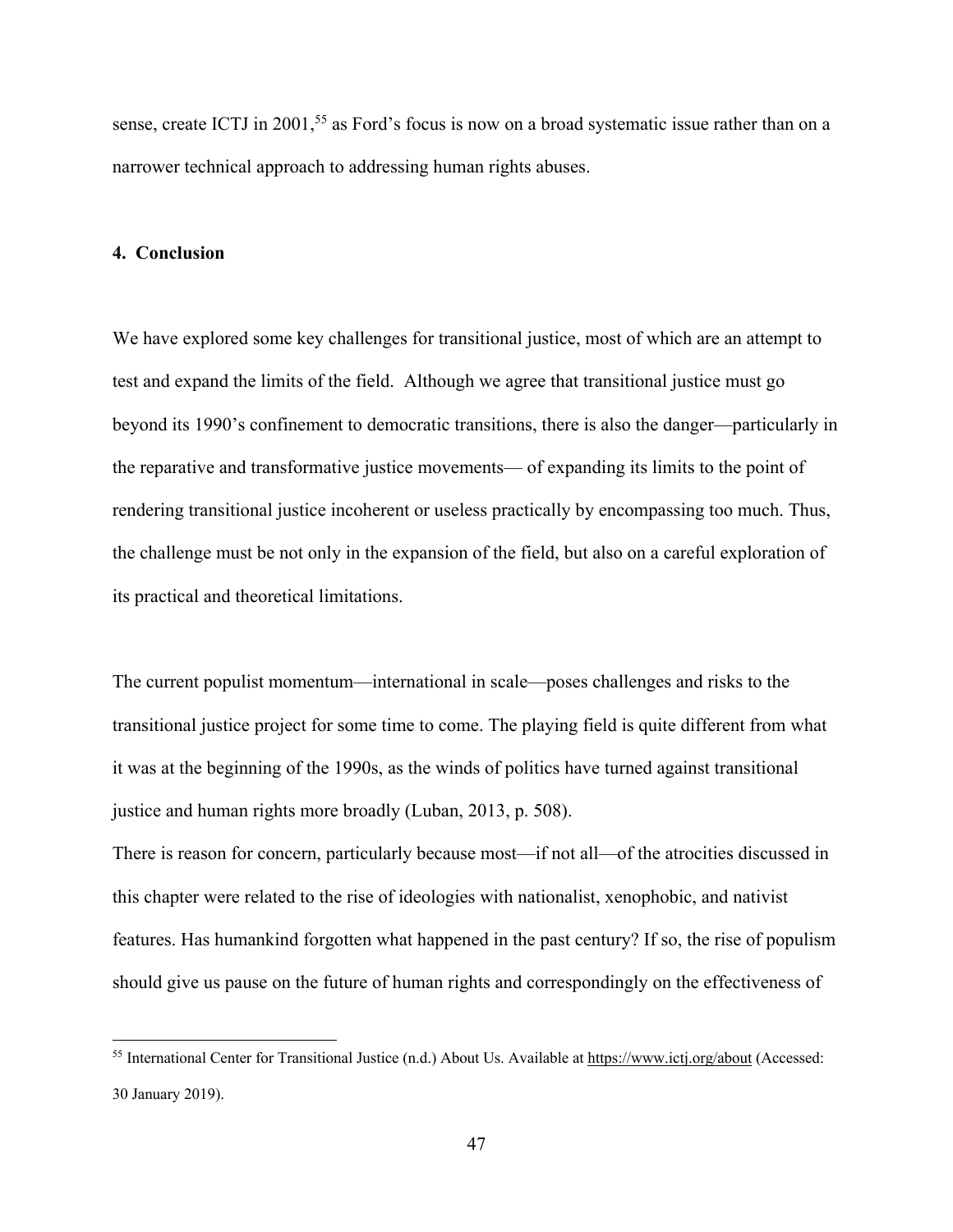sense, create ICTJ in 2001,[55] as Ford's focus is now on a broad systematic issue rather than on a narrower technical approach to addressing human rights abuses.

## 4. Conclusion

We have explored some key challenges for transitional justice, most of which are an attempt to test and expand the limits of the field. Although we agree that transitional justice must go beyond its 1990's confinement to democratic transitions, there is also the danger—particularly in the reparative and transformative justice movements— of expanding its limits to the point of rendering transitional justice incoherent or useless practically by encompassing too much. Thus, the challenge must be not only in the expansion of the field, but also on a careful exploration of its practical and theoretical limitations.

The current populist momentum—international in scale—poses challenges and risks to the transitional justice project for some time to come. The playing field is quite different from what it was at the beginning of the 1990s, as the winds of politics have turned against transitional justice and human rights more broadly (Luban, 2013, p. 508).

There is reason for concern, particularly because most—if not all—of the atrocities discussed in this chapter were related to the rise of ideologies with nationalist, xenophobic, and nativist features. Has humankind forgotten what happened in the past century? If so, the rise of populism should give us pause on the future of human rights and correspondingly on the effectiveness of

---

[55] International Center for Transitional Justice (n.d.) About Us. Available at https://www.ictj.org/about (Accessed: 30 January 2019).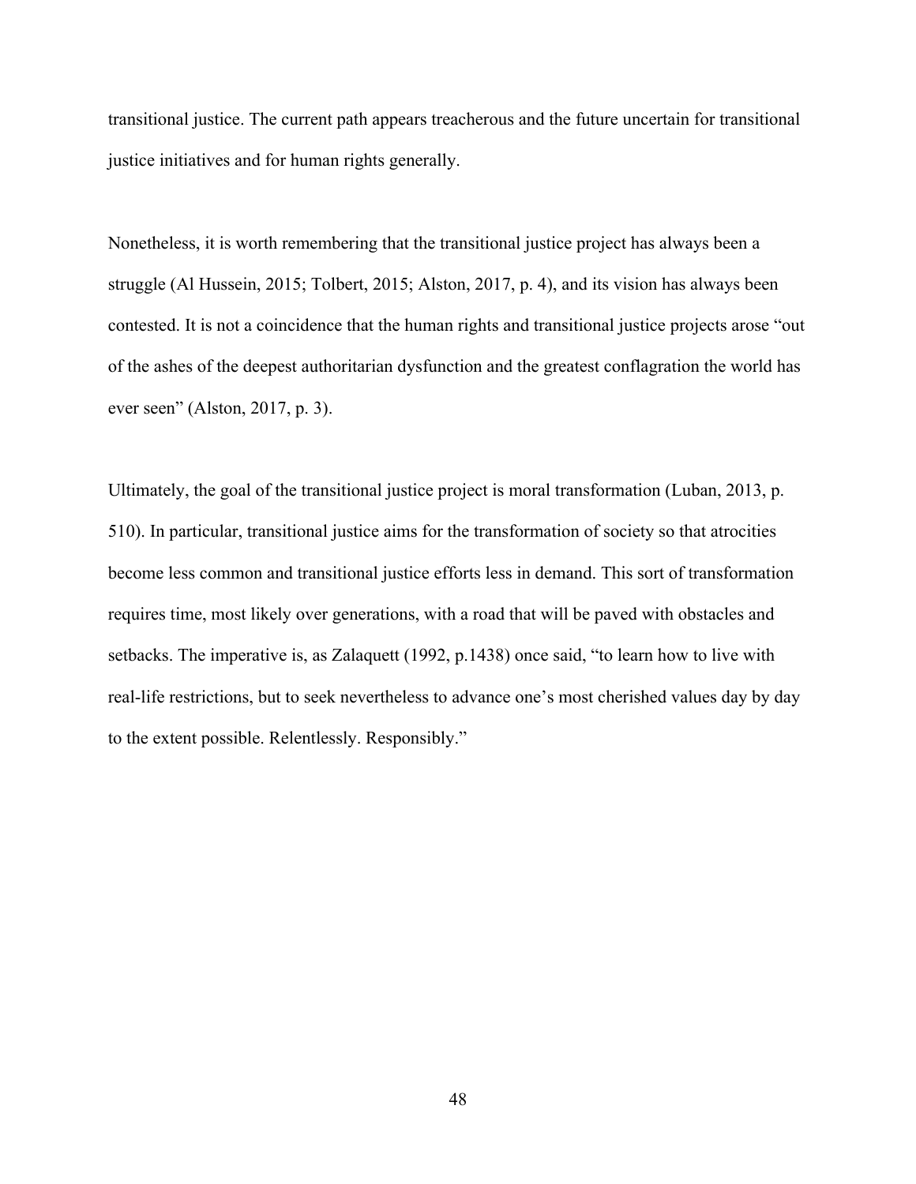transitional justice. The current path appears treacherous and the future uncertain for transitional justice initiatives and for human rights generally.

Nonetheless, it is worth remembering that the transitional justice project has always been a struggle (Al Hussein, 2015; Tolbert, 2015; Alston, 2017, p. 4), and its vision has always been contested. It is not a coincidence that the human rights and transitional justice projects arose "out of the ashes of the deepest authoritarian dysfunction and the greatest conflagration the world has ever seen" (Alston, 2017, p. 3).

Ultimately, the goal of the transitional justice project is moral transformation (Luban, 2013, p. 510). In particular, transitional justice aims for the transformation of society so that atrocities become less common and transitional justice efforts less in demand. This sort of transformation requires time, most likely over generations, with a road that will be paved with obstacles and setbacks. The imperative is, as Zalaquett (1992, p.1438) once said, "to learn how to live with real-life restrictions, but to seek nevertheless to advance one's most cherished values day by day to the extent possible. Relentlessly. Responsibly."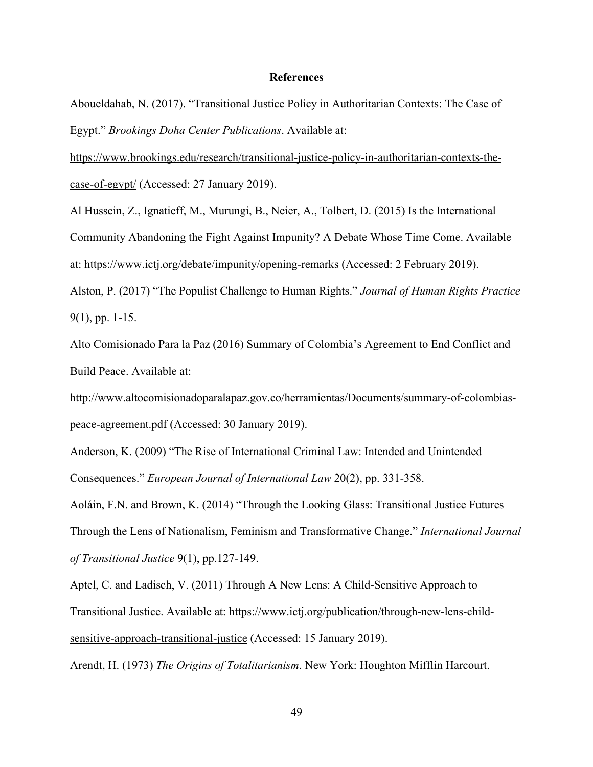# References

Aboueldahab, N. (2017). "Transitional Justice Policy in Authoritarian Contexts: The Case of Egypt." *Brookings Doha Center Publications*. Available at: https://www.brookings.edu/research/transitional-justice-policy-in-authoritarian-contexts-the-case-of-egypt/ (Accessed: 27 January 2019).

Al Hussein, Z., Ignatieff, M., Murungi, B., Neier, A., Tolbert, D. (2015) Is the International Community Abandoning the Fight Against Impunity? A Debate Whose Time Come. Available at: https://www.ictj.org/debate/impunity/opening-remarks (Accessed: 2 February 2019).

Alston, P. (2017) "The Populist Challenge to Human Rights." *Journal of Human Rights Practice* 9(1), pp. 1-15.

Alto Comisionado Para la Paz (2016) Summary of Colombia's Agreement to End Conflict and Build Peace. Available at: http://www.altocomisionadoparalapaz.gov.co/herramientas/Documents/summary-of-colombias-peace-agreement.pdf (Accessed: 30 January 2019).

Anderson, K. (2009) "The Rise of International Criminal Law: Intended and Unintended Consequences." *European Journal of International Law* 20(2), pp. 331-358.

Aoláin, F.N. and Brown, K. (2014) "Through the Looking Glass: Transitional Justice Futures Through the Lens of Nationalism, Feminism and Transformative Change." *International Journal of Transitional Justice* 9(1), pp.127-149.

Aptel, C. and Ladisch, V. (2011) Through A New Lens: A Child-Sensitive Approach to Transitional Justice. Available at: https://www.ictj.org/publication/through-new-lens-child-sensitive-approach-transitional-justice (Accessed: 15 January 2019).

Arendt, H. (1973) *The Origins of Totalitarianism*. New York: Houghton Mifflin Harcourt.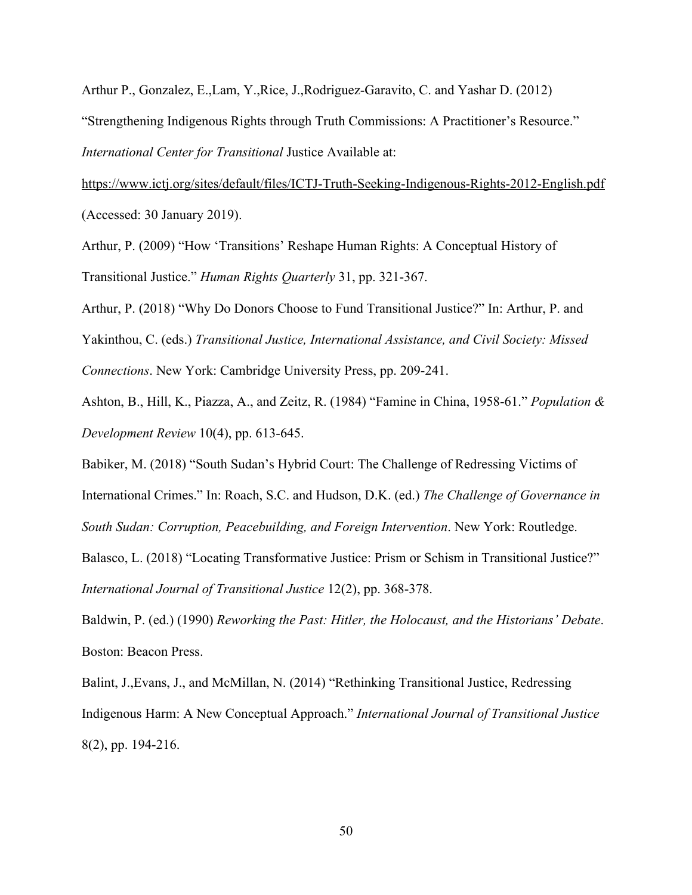Arthur P., Gonzalez, E.,Lam, Y.,Rice, J.,Rodriguez-Garavito, C. and Yashar D. (2012) "Strengthening Indigenous Rights through Truth Commissions: A Practitioner's Resource." *International Center for Transitional* Justice Available at: https://www.ictj.org/sites/default/files/ICTJ-Truth-Seeking-Indigenous-Rights-2012-English.pdf (Accessed: 30 January 2019).

Arthur, P. (2009) "How 'Transitions' Reshape Human Rights: A Conceptual History of Transitional Justice." *Human Rights Quarterly* 31, pp. 321-367.

Arthur, P. (2018) "Why Do Donors Choose to Fund Transitional Justice?" In: Arthur, P. and Yakinthou, C. (eds.) *Transitional Justice, International Assistance, and Civil Society: Missed Connections*. New York: Cambridge University Press, pp. 209-241.

Ashton, B., Hill, K., Piazza, A., and Zeitz, R. (1984) "Famine in China, 1958-61." *Population & Development Review* 10(4), pp. 613-645.

Babiker, M. (2018) "South Sudan's Hybrid Court: The Challenge of Redressing Victims of International Crimes." In: Roach, S.C. and Hudson, D.K. (ed.) *The Challenge of Governance in South Sudan: Corruption, Peacebuilding, and Foreign Intervention*. New York: Routledge.

Balasco, L. (2018) "Locating Transformative Justice: Prism or Schism in Transitional Justice?" *International Journal of Transitional Justice* 12(2), pp. 368-378.

Baldwin, P. (ed.) (1990) *Reworking the Past: Hitler, the Holocaust, and the Historians' Debate*. Boston: Beacon Press.

Balint, J.,Evans, J., and McMillan, N. (2014) "Rethinking Transitional Justice, Redressing Indigenous Harm: A New Conceptual Approach." *International Journal of Transitional Justice* 8(2), pp. 194-216.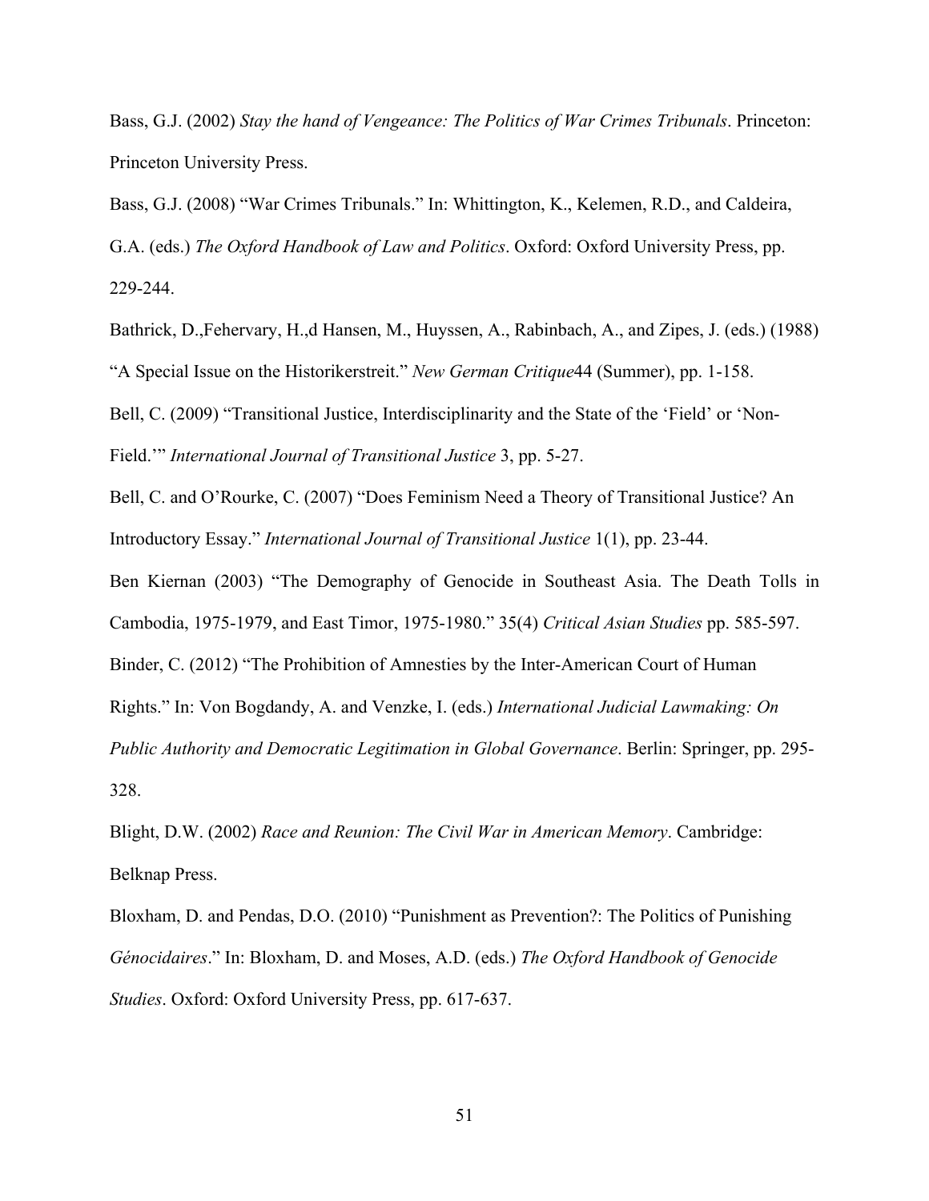Bass, G.J. (2002) *Stay the hand of Vengeance: The Politics of War Crimes Tribunals*. Princeton: Princeton University Press.

Bass, G.J. (2008) "War Crimes Tribunals." In: Whittington, K., Kelemen, R.D., and Caldeira, G.A. (eds.) *The Oxford Handbook of Law and Politics*. Oxford: Oxford University Press, pp. 229-244.

Bathrick, D.,Fehervary, H.,d Hansen, M., Huyssen, A., Rabinbach, A., and Zipes, J. (eds.) (1988) "A Special Issue on the Historikerstreit." *New German Critique*44 (Summer), pp. 1-158.

Bell, C. (2009) "Transitional Justice, Interdisciplinarity and the State of the 'Field' or 'Non-Field.'" *International Journal of Transitional Justice* 3, pp. 5-27.

Bell, C. and O'Rourke, C. (2007) "Does Feminism Need a Theory of Transitional Justice? An Introductory Essay." *International Journal of Transitional Justice* 1(1), pp. 23-44.

Ben Kiernan (2003) "The Demography of Genocide in Southeast Asia. The Death Tolls in Cambodia, 1975-1979, and East Timor, 1975-1980." 35(4) *Critical Asian Studies* pp. 585-597.

Binder, C. (2012) "The Prohibition of Amnesties by the Inter-American Court of Human Rights." In: Von Bogdandy, A. and Venzke, I. (eds.) *International Judicial Lawmaking: On Public Authority and Democratic Legitimation in Global Governance*. Berlin: Springer, pp. 295-328.

Blight, D.W. (2002) *Race and Reunion: The Civil War in American Memory*. Cambridge: Belknap Press.

Bloxham, D. and Pendas, D.O. (2010) "Punishment as Prevention?: The Politics of Punishing *Génocidaires*." In: Bloxham, D. and Moses, A.D. (eds.) *The Oxford Handbook of Genocide Studies*. Oxford: Oxford University Press, pp. 617-637.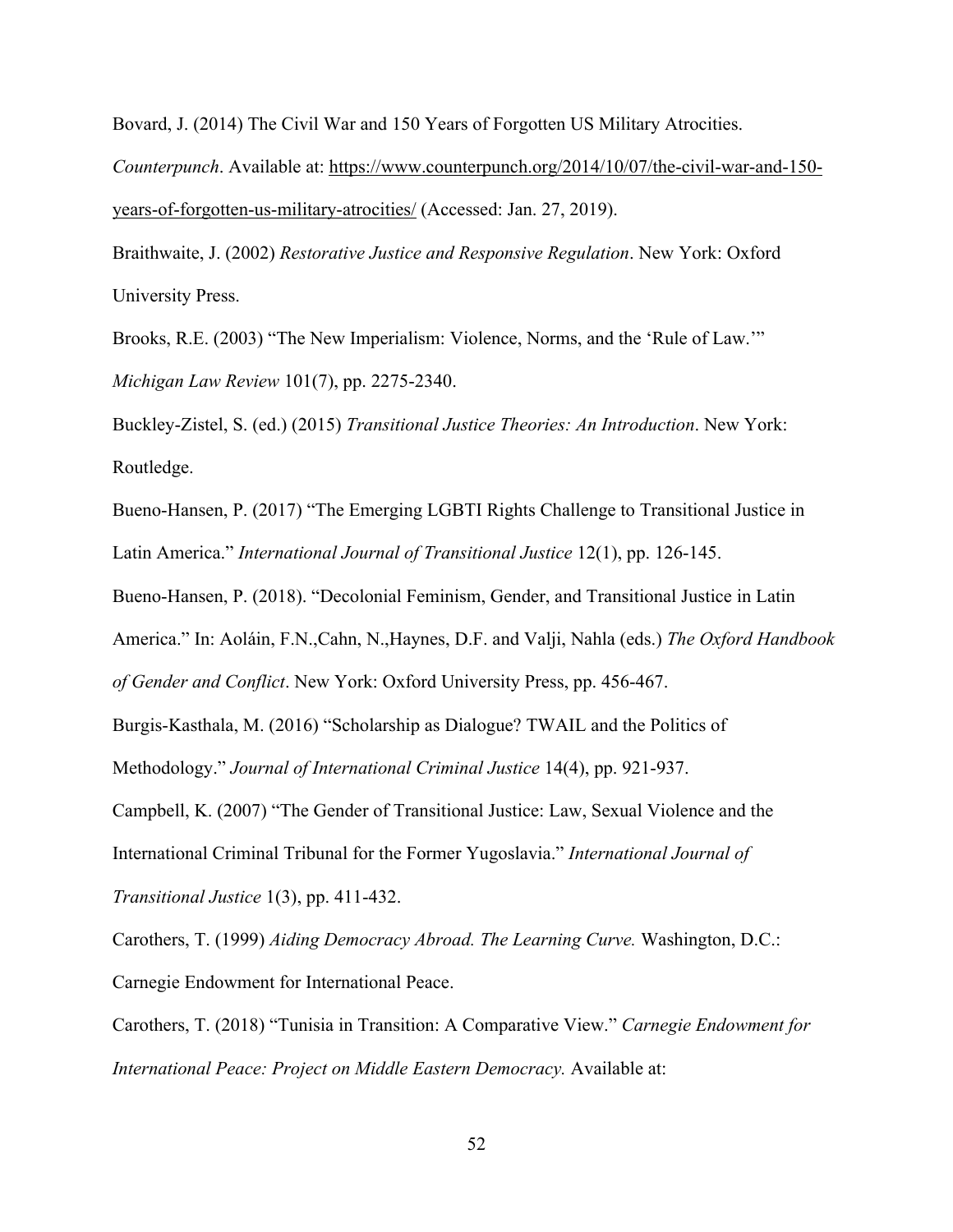Bovard, J. (2014) The Civil War and 150 Years of Forgotten US Military Atrocities. *Counterpunch*. Available at: https://www.counterpunch.org/2014/10/07/the-civil-war-and-150-years-of-forgotten-us-military-atrocities/ (Accessed: Jan. 27, 2019).

Braithwaite, J. (2002) *Restorative Justice and Responsive Regulation*. New York: Oxford University Press.

Brooks, R.E. (2003) "The New Imperialism: Violence, Norms, and the 'Rule of Law.'" *Michigan Law Review* 101(7), pp. 2275-2340.

Buckley-Zistel, S. (ed.) (2015) *Transitional Justice Theories: An Introduction*. New York: Routledge.

Bueno-Hansen, P. (2017) "The Emerging LGBTI Rights Challenge to Transitional Justice in Latin America." *International Journal of Transitional Justice* 12(1), pp. 126-145.

Bueno-Hansen, P. (2018). "Decolonial Feminism, Gender, and Transitional Justice in Latin America." In: Aoláin, F.N.,Cahn, N.,Haynes, D.F. and Valji, Nahla (eds.) *The Oxford Handbook of Gender and Conflict*. New York: Oxford University Press, pp. 456-467.

Burgis-Kasthala, M. (2016) "Scholarship as Dialogue? TWAIL and the Politics of Methodology." *Journal of International Criminal Justice* 14(4), pp. 921-937.

Campbell, K. (2007) "The Gender of Transitional Justice: Law, Sexual Violence and the International Criminal Tribunal for the Former Yugoslavia." *International Journal of Transitional Justice* 1(3), pp. 411-432.

Carothers, T. (1999) *Aiding Democracy Abroad. The Learning Curve.* Washington, D.C.: Carnegie Endowment for International Peace.

Carothers, T. (2018) "Tunisia in Transition: A Comparative View." *Carnegie Endowment for International Peace: Project on Middle Eastern Democracy.* Available at: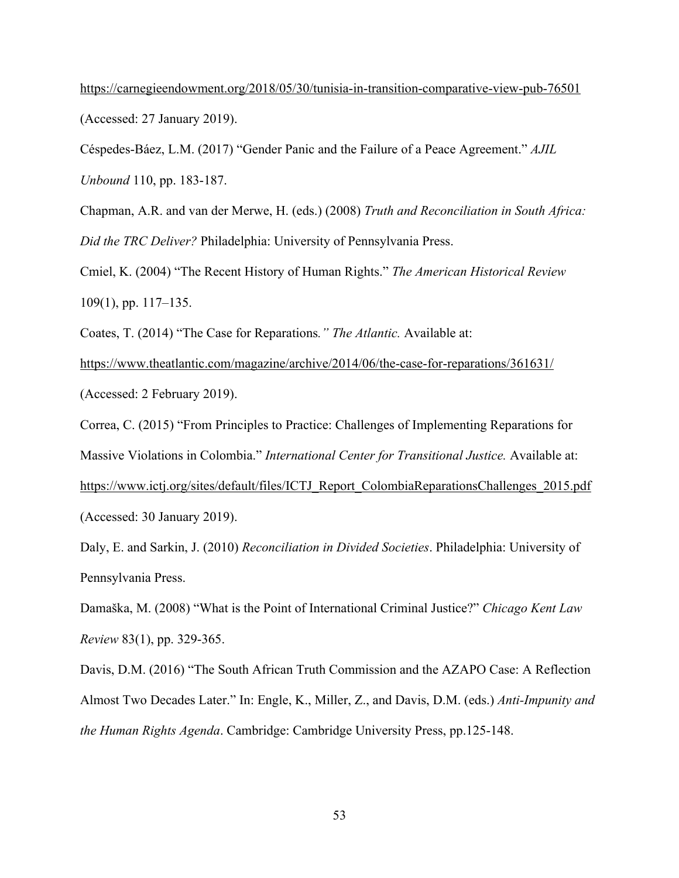https://carnegieendowment.org/2018/05/30/tunisia-in-transition-comparative-view-pub-76501 (Accessed: 27 January 2019).

Céspedes-Báez, L.M. (2017) "Gender Panic and the Failure of a Peace Agreement." *AJIL Unbound* 110, pp. 183-187.

Chapman, A.R. and van der Merwe, H. (eds.) (2008) *Truth and Reconciliation in South Africa: Did the TRC Deliver?* Philadelphia: University of Pennsylvania Press.

Cmiel, K. (2004) "The Recent History of Human Rights." *The American Historical Review* 109(1), pp. 117–135.

Coates, T. (2014) "The Case for Reparations*." The Atlantic.* Available at: https://www.theatlantic.com/magazine/archive/2014/06/the-case-for-reparations/361631/ (Accessed: 2 February 2019).

Correa, C. (2015) "From Principles to Practice: Challenges of Implementing Reparations for Massive Violations in Colombia." *International Center for Transitional Justice.* Available at: https://www.ictj.org/sites/default/files/ICTJ_Report_ColombiaReparationsChallenges_2015.pdf (Accessed: 30 January 2019).

Daly, E. and Sarkin, J. (2010) *Reconciliation in Divided Societies*. Philadelphia: University of Pennsylvania Press.

Damaška, M. (2008) "What is the Point of International Criminal Justice?" *Chicago Kent Law Review* 83(1), pp. 329-365.

Davis, D.M. (2016) "The South African Truth Commission and the AZAPO Case: A Reflection Almost Two Decades Later." In: Engle, K., Miller, Z., and Davis, D.M. (eds.) *Anti-Impunity and the Human Rights Agenda*. Cambridge: Cambridge University Press, pp.125-148.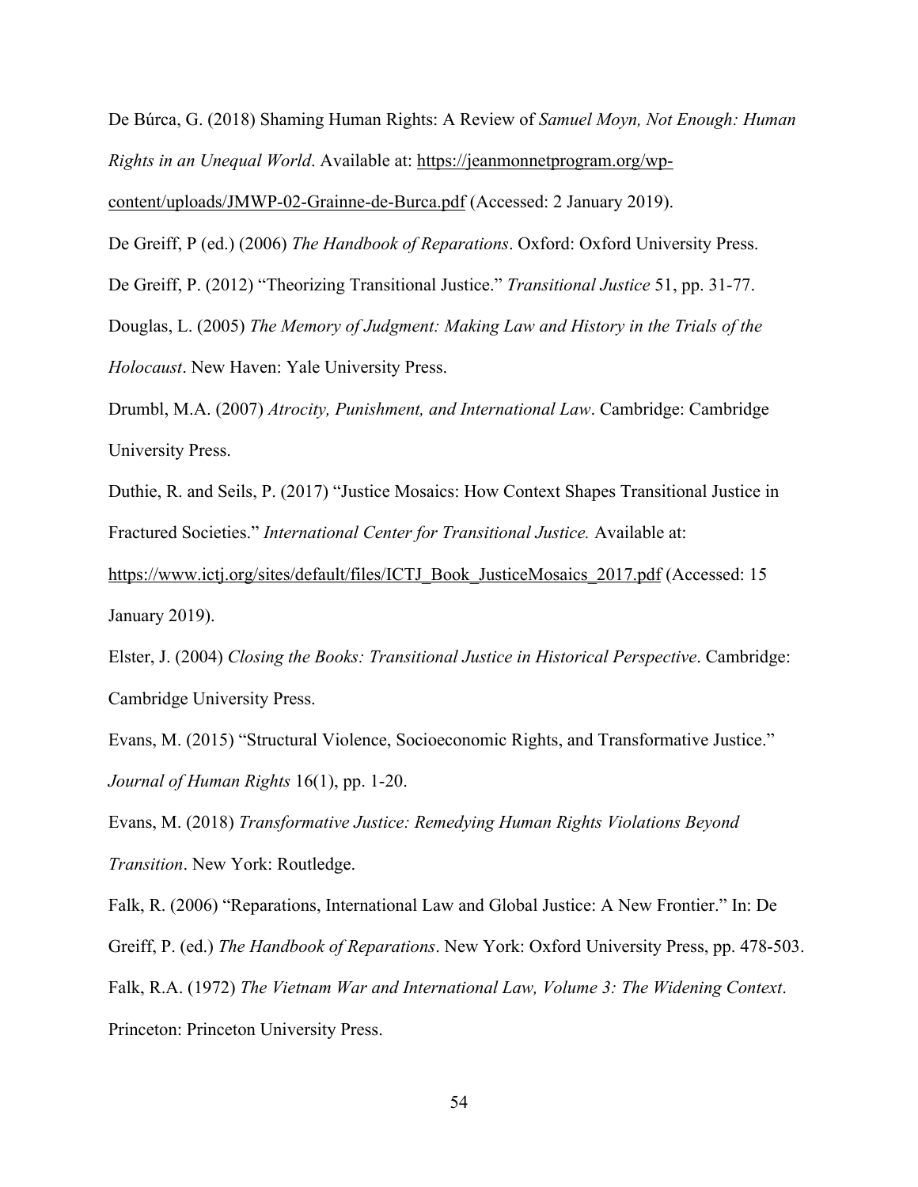De Búrca, G. (2018) Shaming Human Rights: A Review of *Samuel Moyn, Not Enough: Human Rights in an Unequal World*. Available at: https://jeanmonnetprogram.org/wp-content/uploads/JMWP-02-Grainne-de-Burca.pdf (Accessed: 2 January 2019).

De Greiff, P (ed.) (2006) *The Handbook of Reparations*. Oxford: Oxford University Press.

De Greiff, P. (2012) "Theorizing Transitional Justice." *Transitional Justice* 51, pp. 31-77.

Douglas, L. (2005) *The Memory of Judgment: Making Law and History in the Trials of the Holocaust*. New Haven: Yale University Press.

Drumbl, M.A. (2007) *Atrocity, Punishment, and International Law*. Cambridge: Cambridge University Press.

Duthie, R. and Seils, P. (2017) "Justice Mosaics: How Context Shapes Transitional Justice in Fractured Societies." *International Center for Transitional Justice.* Available at: https://www.ictj.org/sites/default/files/ICTJ_Book_JusticeMosaics_2017.pdf (Accessed: 15 January 2019).

Elster, J. (2004) *Closing the Books: Transitional Justice in Historical Perspective*. Cambridge: Cambridge University Press.

Evans, M. (2015) "Structural Violence, Socioeconomic Rights, and Transformative Justice." *Journal of Human Rights* 16(1), pp. 1-20.

Evans, M. (2018) *Transformative Justice: Remedying Human Rights Violations Beyond Transition*. New York: Routledge.

Falk, R. (2006) "Reparations, International Law and Global Justice: A New Frontier." In: De Greiff, P. (ed.) *The Handbook of Reparations*. New York: Oxford University Press, pp. 478-503.

Falk, R.A. (1972) *The Vietnam War and International Law, Volume 3: The Widening Context*. Princeton: Princeton University Press.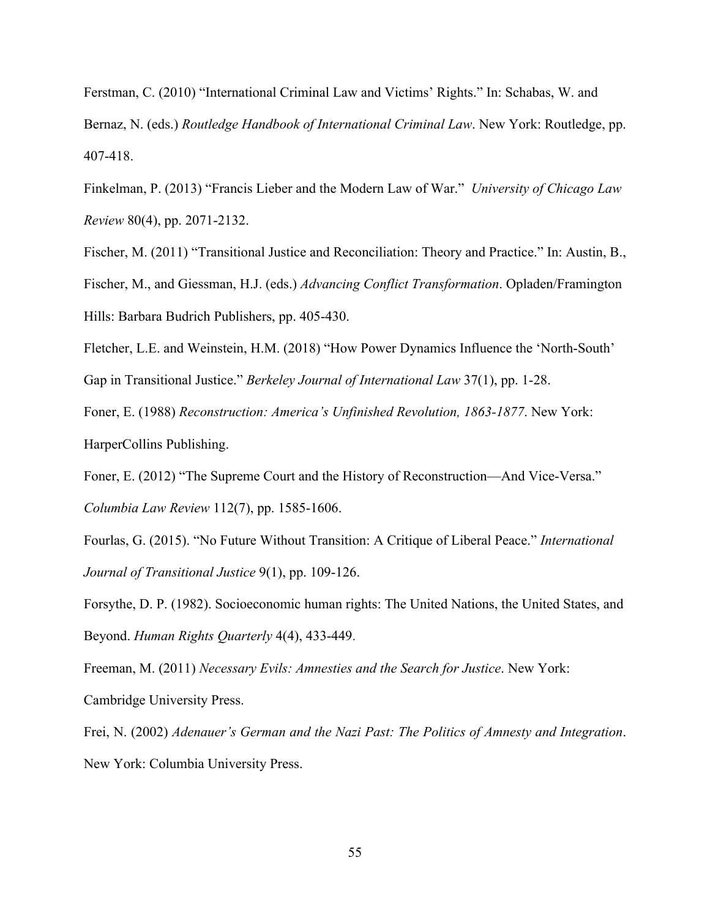Ferstman, C. (2010) "International Criminal Law and Victims' Rights." In: Schabas, W. and Bernaz, N. (eds.) *Routledge Handbook of International Criminal Law*. New York: Routledge, pp. 407-418.

Finkelman, P. (2013) "Francis Lieber and the Modern Law of War." *University of Chicago Law Review* 80(4), pp. 2071-2132.

Fischer, M. (2011) "Transitional Justice and Reconciliation: Theory and Practice." In: Austin, B., Fischer, M., and Giessman, H.J. (eds.) *Advancing Conflict Transformation*. Opladen/Framington Hills: Barbara Budrich Publishers, pp. 405-430.

Fletcher, L.E. and Weinstein, H.M. (2018) "How Power Dynamics Influence the 'North-South' Gap in Transitional Justice." *Berkeley Journal of International Law* 37(1), pp. 1-28.

Foner, E. (1988) *Reconstruction: America's Unfinished Revolution, 1863-1877*. New York: HarperCollins Publishing.

Foner, E. (2012) "The Supreme Court and the History of Reconstruction—And Vice-Versa." *Columbia Law Review* 112(7), pp. 1585-1606.

Fourlas, G. (2015). "No Future Without Transition: A Critique of Liberal Peace." *International Journal of Transitional Justice* 9(1), pp. 109-126.

Forsythe, D. P. (1982). Socioeconomic human rights: The United Nations, the United States, and Beyond. *Human Rights Quarterly* 4(4), 433-449.

Freeman, M. (2011) *Necessary Evils: Amnesties and the Search for Justice*. New York: Cambridge University Press.

Frei, N. (2002) *Adenauer's German and the Nazi Past: The Politics of Amnesty and Integration*. New York: Columbia University Press.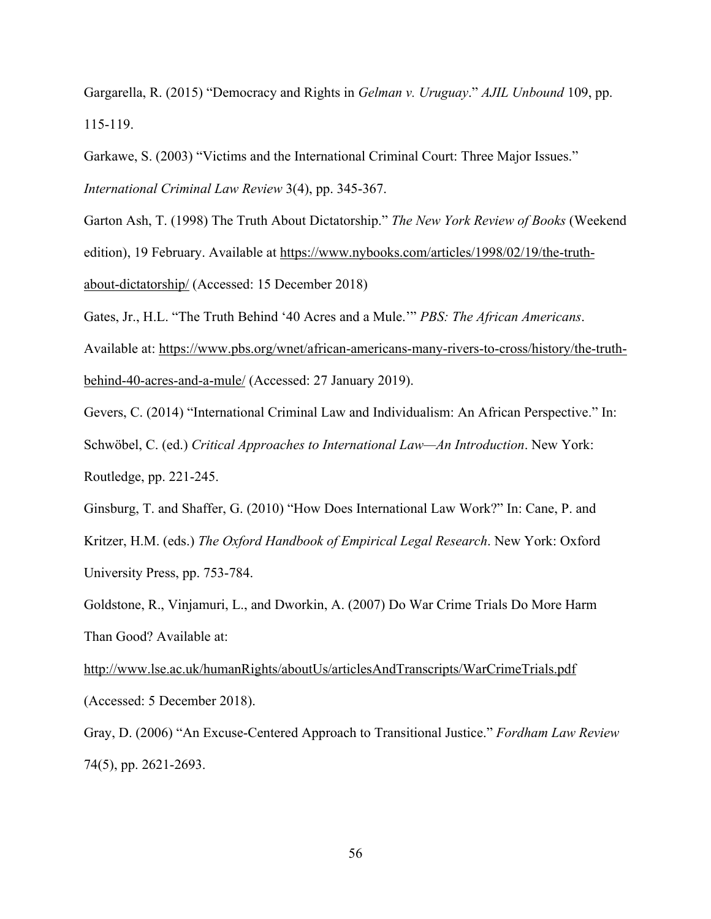Gargarella, R. (2015) "Democracy and Rights in *Gelman v. Uruguay*." *AJIL Unbound* 109, pp. 115-119.

Garkawe, S. (2003) "Victims and the International Criminal Court: Three Major Issues." *International Criminal Law Review* 3(4), pp. 345-367.

Garton Ash, T. (1998) The Truth About Dictatorship." *The New York Review of Books* (Weekend edition), 19 February. Available at https://www.nybooks.com/articles/1998/02/19/the-truth-about-dictatorship/ (Accessed: 15 December 2018)

Gates, Jr., H.L. "The Truth Behind '40 Acres and a Mule.'" *PBS: The African Americans*. Available at: https://www.pbs.org/wnet/african-americans-many-rivers-to-cross/history/the-truth-behind-40-acres-and-a-mule/ (Accessed: 27 January 2019).

Gevers, C. (2014) "International Criminal Law and Individualism: An African Perspective." In: Schwöbel, C. (ed.) *Critical Approaches to International Law—An Introduction*. New York: Routledge, pp. 221-245.

Ginsburg, T. and Shaffer, G. (2010) "How Does International Law Work?" In: Cane, P. and Kritzer, H.M. (eds.) *The Oxford Handbook of Empirical Legal Research*. New York: Oxford University Press, pp. 753-784.

Goldstone, R., Vinjamuri, L., and Dworkin, A. (2007) Do War Crime Trials Do More Harm Than Good? Available at:

http://www.lse.ac.uk/humanRights/aboutUs/articlesAndTranscripts/WarCrimeTrials.pdf (Accessed: 5 December 2018).

Gray, D. (2006) "An Excuse-Centered Approach to Transitional Justice." *Fordham Law Review* 74(5), pp. 2621-2693.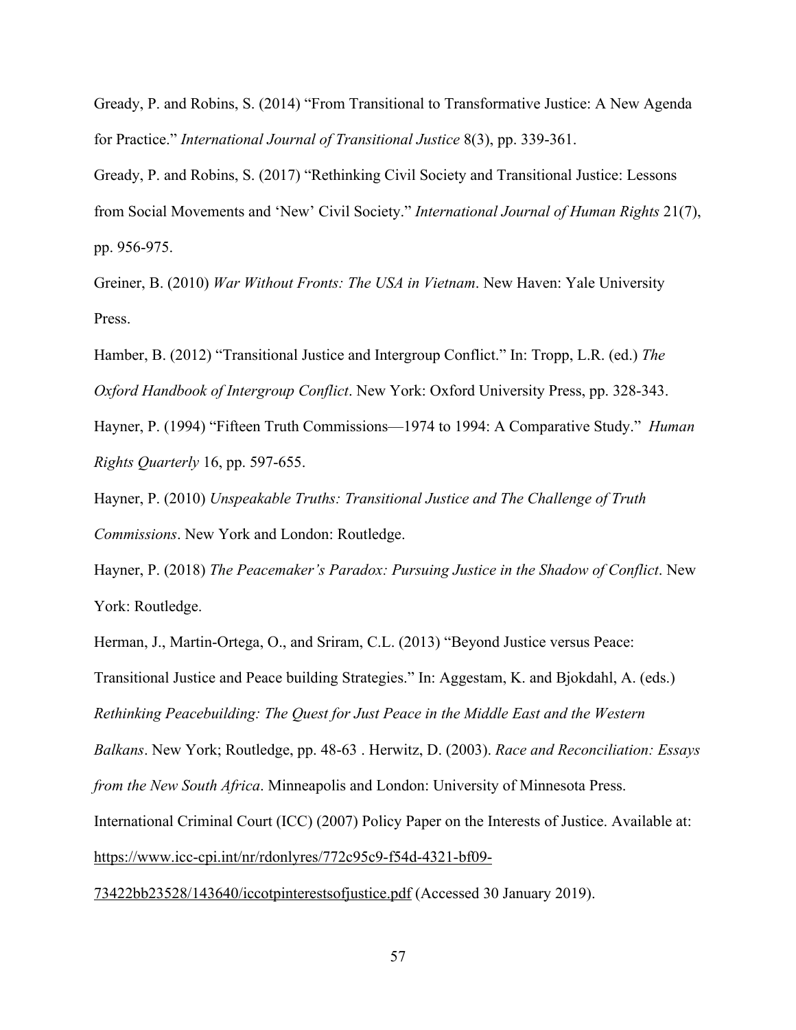Gready, P. and Robins, S. (2014) "From Transitional to Transformative Justice: A New Agenda for Practice." *International Journal of Transitional Justice* 8(3), pp. 339-361.

Gready, P. and Robins, S. (2017) "Rethinking Civil Society and Transitional Justice: Lessons from Social Movements and 'New' Civil Society." *International Journal of Human Rights* 21(7), pp. 956-975.

Greiner, B. (2010) *War Without Fronts: The USA in Vietnam*. New Haven: Yale University Press.

Hamber, B. (2012) "Transitional Justice and Intergroup Conflict." In: Tropp, L.R. (ed.) *The Oxford Handbook of Intergroup Conflict*. New York: Oxford University Press, pp. 328-343.

Hayner, P. (1994) "Fifteen Truth Commissions—1974 to 1994: A Comparative Study." *Human Rights Quarterly* 16, pp. 597-655.

Hayner, P. (2010) *Unspeakable Truths: Transitional Justice and The Challenge of Truth Commissions*. New York and London: Routledge.

Hayner, P. (2018) *The Peacemaker's Paradox: Pursuing Justice in the Shadow of Conflict*. New York: Routledge.

Herman, J., Martin-Ortega, O., and Sriram, C.L. (2013) "Beyond Justice versus Peace: Transitional Justice and Peace building Strategies." In: Aggestam, K. and Bjokdahl, A. (eds.) *Rethinking Peacebuilding: The Quest for Just Peace in the Middle East and the Western Balkans*. New York; Routledge, pp. 48-63 . Herwitz, D. (2003). *Race and Reconciliation: Essays from the New South Africa*. Minneapolis and London: University of Minnesota Press.

International Criminal Court (ICC) (2007) Policy Paper on the Interests of Justice. Available at: https://www.icc-cpi.int/nr/rdonlyres/772c95c9-f54d-4321-bf09-73422bb23528/143640/iccotpinterestsofjustice.pdf (Accessed 30 January 2019).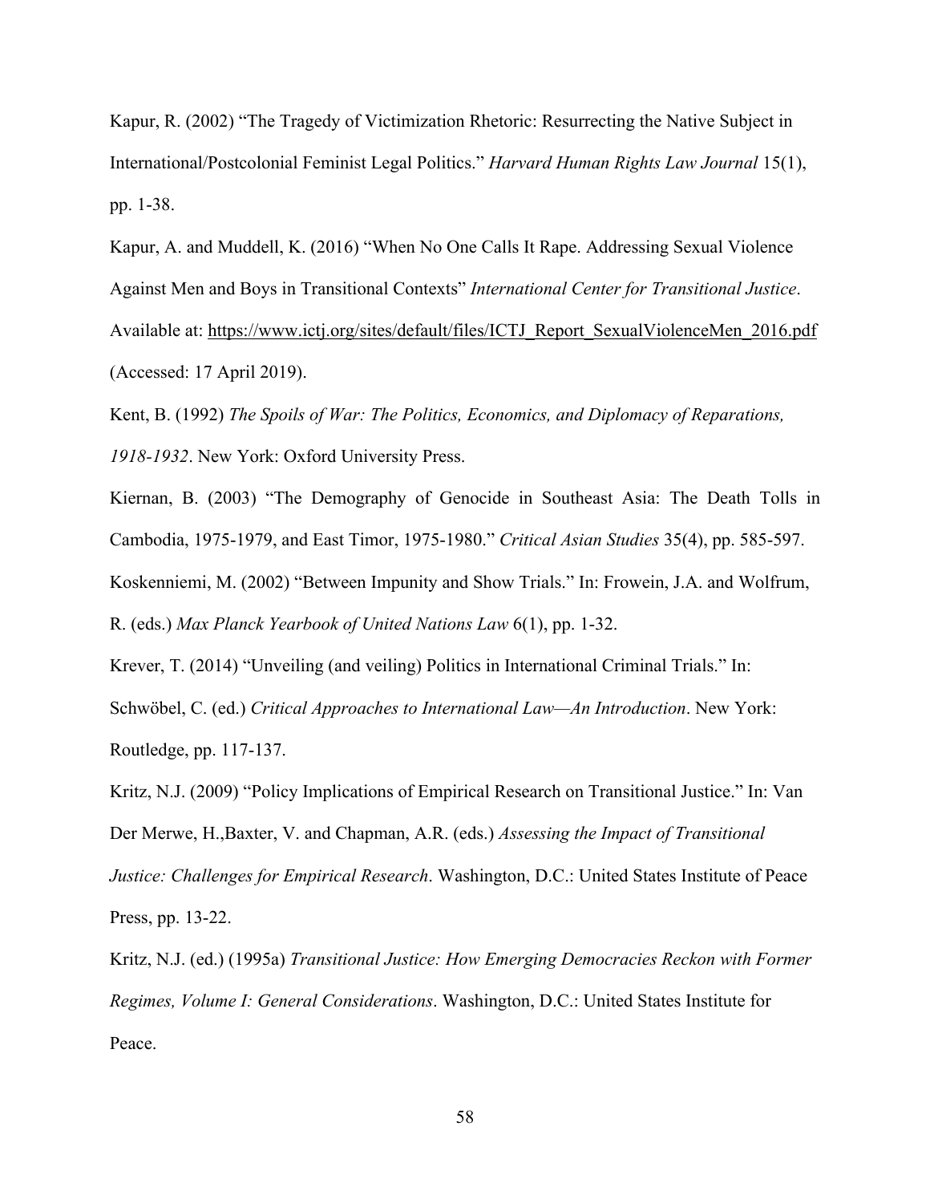Kapur, R. (2002) "The Tragedy of Victimization Rhetoric: Resurrecting the Native Subject in International/Postcolonial Feminist Legal Politics." *Harvard Human Rights Law Journal* 15(1), pp. 1-38.

Kapur, A. and Muddell, K. (2016) "When No One Calls It Rape. Addressing Sexual Violence Against Men and Boys in Transitional Contexts" *International Center for Transitional Justice*. Available at: https://www.ictj.org/sites/default/files/ICTJ_Report_SexualViolenceMen_2016.pdf (Accessed: 17 April 2019).

Kent, B. (1992) *The Spoils of War: The Politics, Economics, and Diplomacy of Reparations, 1918-1932*. New York: Oxford University Press.

Kiernan, B. (2003) "The Demography of Genocide in Southeast Asia: The Death Tolls in Cambodia, 1975-1979, and East Timor, 1975-1980." *Critical Asian Studies* 35(4), pp. 585-597.

Koskenniemi, M. (2002) "Between Impunity and Show Trials." In: Frowein, J.A. and Wolfrum, R. (eds.) *Max Planck Yearbook of United Nations Law* 6(1), pp. 1-32.

Krever, T. (2014) "Unveiling (and veiling) Politics in International Criminal Trials." In: Schwöbel, C. (ed.) *Critical Approaches to International Law—An Introduction*. New York: Routledge, pp. 117-137.

Kritz, N.J. (2009) "Policy Implications of Empirical Research on Transitional Justice." In: Van Der Merwe, H.,Baxter, V. and Chapman, A.R. (eds.) *Assessing the Impact of Transitional Justice: Challenges for Empirical Research*. Washington, D.C.: United States Institute of Peace Press, pp. 13-22.

Kritz, N.J. (ed.) (1995a) *Transitional Justice: How Emerging Democracies Reckon with Former Regimes, Volume I: General Considerations*. Washington, D.C.: United States Institute for Peace.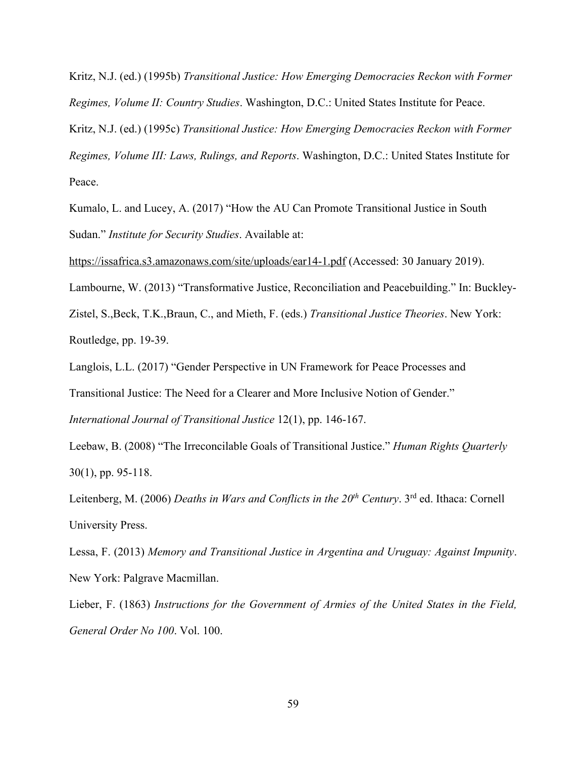Kritz, N.J. (ed.) (1995b) *Transitional Justice: How Emerging Democracies Reckon with Former Regimes, Volume II: Country Studies*. Washington, D.C.: United States Institute for Peace.

Kritz, N.J. (ed.) (1995c) *Transitional Justice: How Emerging Democracies Reckon with Former Regimes, Volume III: Laws, Rulings, and Reports*. Washington, D.C.: United States Institute for Peace.

Kumalo, L. and Lucey, A. (2017) "How the AU Can Promote Transitional Justice in South Sudan." *Institute for Security Studies*. Available at: https://issafrica.s3.amazonaws.com/site/uploads/ear14-1.pdf (Accessed: 30 January 2019).

Lambourne, W. (2013) "Transformative Justice, Reconciliation and Peacebuilding." In: Buckley-Zistel, S.,Beck, T.K.,Braun, C., and Mieth, F. (eds.) *Transitional Justice Theories*. New York: Routledge, pp. 19-39.

Langlois, L.L. (2017) "Gender Perspective in UN Framework for Peace Processes and Transitional Justice: The Need for a Clearer and More Inclusive Notion of Gender." *International Journal of Transitional Justice* 12(1), pp. 146-167.

Leebaw, B. (2008) "The Irreconcilable Goals of Transitional Justice." *Human Rights Quarterly* 30(1), pp. 95-118.

Leitenberg, M. (2006) *Deaths in Wars and Conflicts in the 20th Century*. 3rd ed. Ithaca: Cornell University Press.

Lessa, F. (2013) *Memory and Transitional Justice in Argentina and Uruguay: Against Impunity*. New York: Palgrave Macmillan.

Lieber, F. (1863) *Instructions for the Government of Armies of the United States in the Field, General Order No 100*. Vol. 100.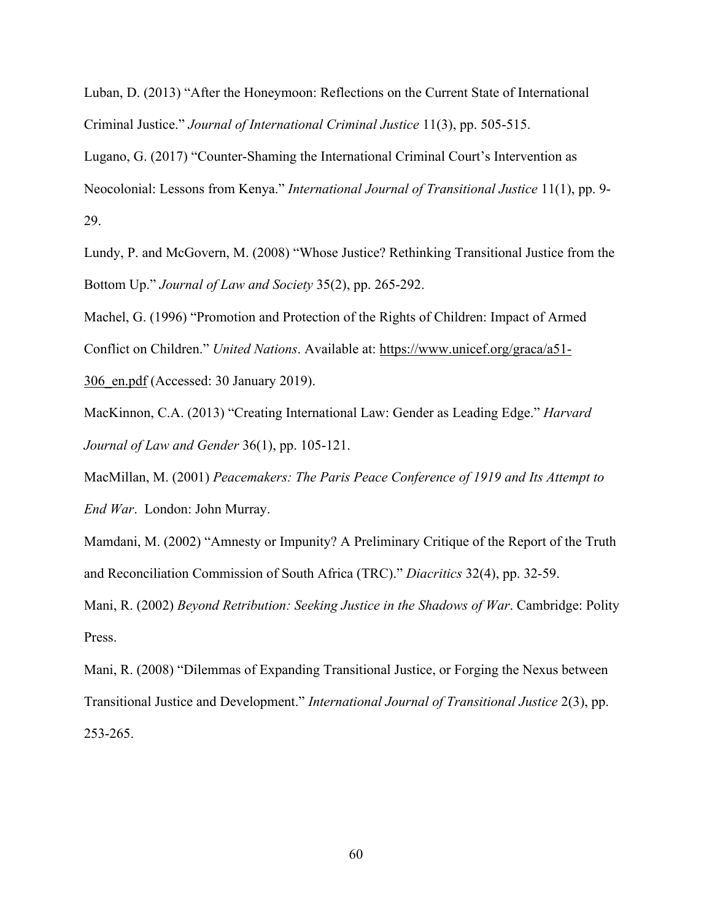Luban, D. (2013) “After the Honeymoon: Reflections on the Current State of International Criminal Justice.” *Journal of International Criminal Justice* 11(3), pp. 505-515.

Lugano, G. (2017) “Counter-Shaming the International Criminal Court’s Intervention as Neocolonial: Lessons from Kenya.” *International Journal of Transitional Justice* 11(1), pp. 9-29.

Lundy, P. and McGovern, M. (2008) “Whose Justice? Rethinking Transitional Justice from the Bottom Up.” *Journal of Law and Society* 35(2), pp. 265-292.

Machel, G. (1996) “Promotion and Protection of the Rights of Children: Impact of Armed Conflict on Children.” *United Nations*. Available at: https://www.unicef.org/graca/a51-306_en.pdf (Accessed: 30 January 2019).

MacKinnon, C.A. (2013) “Creating International Law: Gender as Leading Edge.” *Harvard Journal of Law and Gender* 36(1), pp. 105-121.

MacMillan, M. (2001) *Peacemakers: The Paris Peace Conference of 1919 and Its Attempt to End War*. London: John Murray.

Mamdani, M. (2002) “Amnesty or Impunity? A Preliminary Critique of the Report of the Truth and Reconciliation Commission of South Africa (TRC).” *Diacritics* 32(4), pp. 32-59.

Mani, R. (2002) *Beyond Retribution: Seeking Justice in the Shadows of War*. Cambridge: Polity Press.

Mani, R. (2008) “Dilemmas of Expanding Transitional Justice, or Forging the Nexus between Transitional Justice and Development.” *International Journal of Transitional Justice* 2(3), pp. 253-265.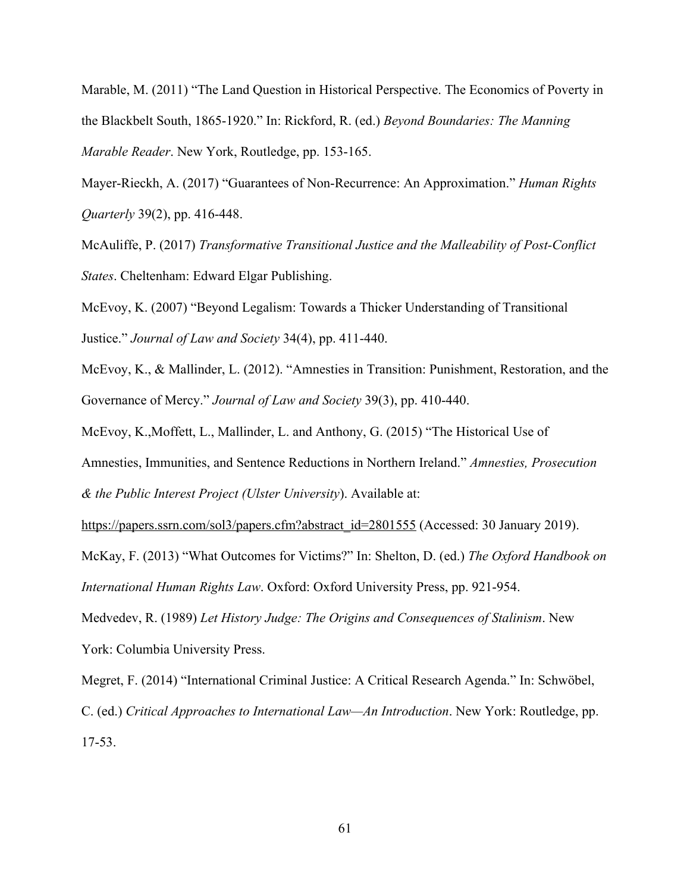Marable, M. (2011) "The Land Question in Historical Perspective. The Economics of Poverty in the Blackbelt South, 1865-1920." In: Rickford, R. (ed.) *Beyond Boundaries: The Manning Marable Reader*. New York, Routledge, pp. 153-165.

Mayer-Rieckh, A. (2017) "Guarantees of Non-Recurrence: An Approximation." *Human Rights Quarterly* 39(2), pp. 416-448.

McAuliffe, P. (2017) *Transformative Transitional Justice and the Malleability of Post-Conflict States*. Cheltenham: Edward Elgar Publishing.

McEvoy, K. (2007) "Beyond Legalism: Towards a Thicker Understanding of Transitional Justice." *Journal of Law and Society* 34(4), pp. 411-440.

McEvoy, K., & Mallinder, L. (2012). "Amnesties in Transition: Punishment, Restoration, and the Governance of Mercy." *Journal of Law and Society* 39(3), pp. 410-440.

McEvoy, K.,Moffett, L., Mallinder, L. and Anthony, G. (2015) "The Historical Use of Amnesties, Immunities, and Sentence Reductions in Northern Ireland." *Amnesties, Prosecution & the Public Interest Project (Ulster University*). Available at: https://papers.ssrn.com/sol3/papers.cfm?abstract_id=2801555 (Accessed: 30 January 2019).

McKay, F. (2013) "What Outcomes for Victims?" In: Shelton, D. (ed.) *The Oxford Handbook on International Human Rights Law*. Oxford: Oxford University Press, pp. 921-954.

Medvedev, R. (1989) *Let History Judge: The Origins and Consequences of Stalinism*. New York: Columbia University Press.

Megret, F. (2014) "International Criminal Justice: A Critical Research Agenda." In: Schwöbel, C. (ed.) *Critical Approaches to International Law—An Introduction*. New York: Routledge, pp. 17-53.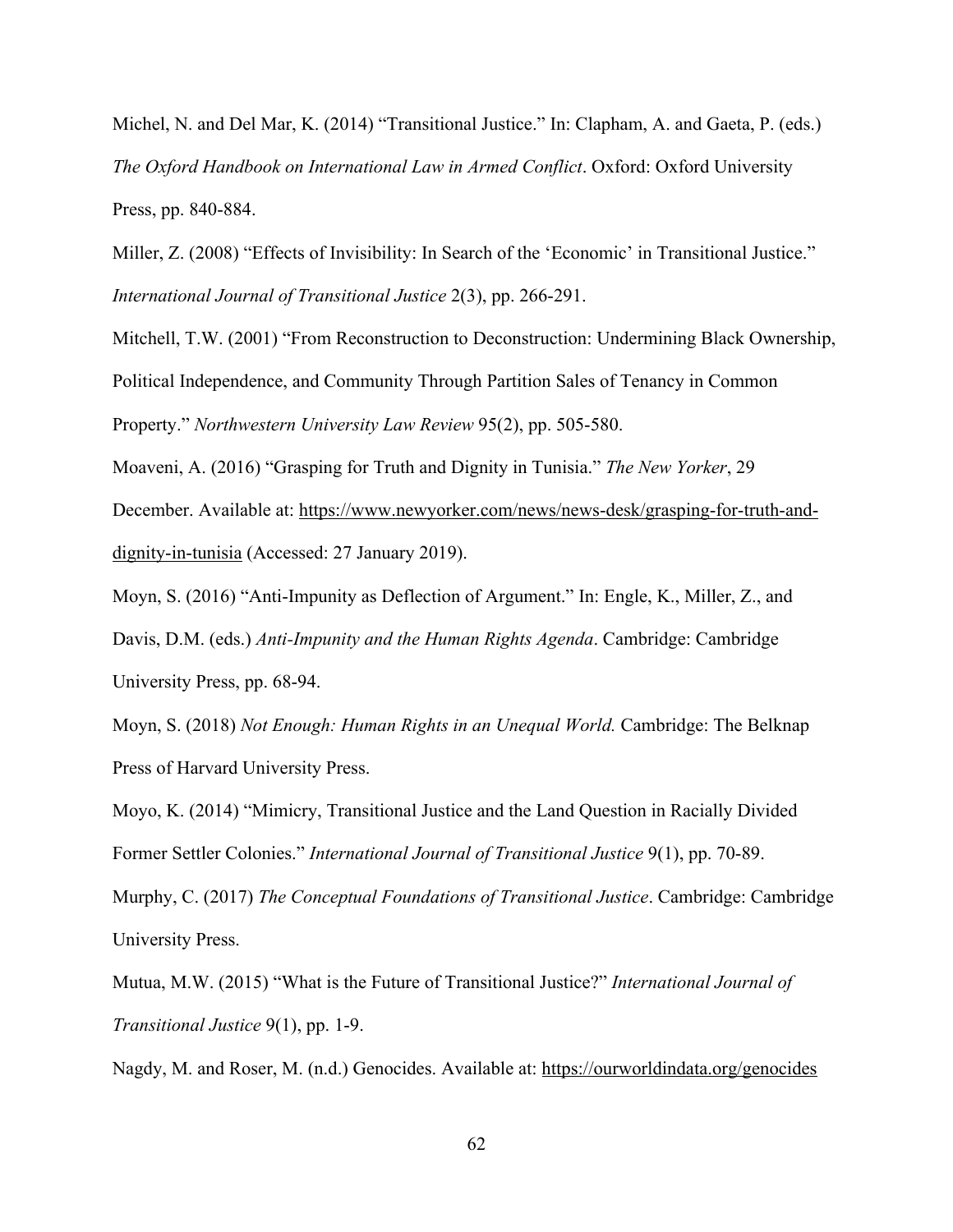Michel, N. and Del Mar, K. (2014) “Transitional Justice.” In: Clapham, A. and Gaeta, P. (eds.) *The Oxford Handbook on International Law in Armed Conflict*. Oxford: Oxford University Press, pp. 840-884.

Miller, Z. (2008) “Effects of Invisibility: In Search of the ‘Economic’ in Transitional Justice.” *International Journal of Transitional Justice* 2(3), pp. 266-291.

Mitchell, T.W. (2001) “From Reconstruction to Deconstruction: Undermining Black Ownership, Political Independence, and Community Through Partition Sales of Tenancy in Common Property.” *Northwestern University Law Review* 95(2), pp. 505-580.

Moaveni, A. (2016) “Grasping for Truth and Dignity in Tunisia.” *The New Yorker*, 29 December. Available at: https://www.newyorker.com/news/news-desk/grasping-for-truth-and-dignity-in-tunisia (Accessed: 27 January 2019).

Moyn, S. (2016) “Anti-Impunity as Deflection of Argument.” In: Engle, K., Miller, Z., and Davis, D.M. (eds.) *Anti-Impunity and the Human Rights Agenda*. Cambridge: Cambridge University Press, pp. 68-94.

Moyn, S. (2018) *Not Enough: Human Rights in an Unequal World.* Cambridge: The Belknap Press of Harvard University Press.

Moyo, K. (2014) “Mimicry, Transitional Justice and the Land Question in Racially Divided Former Settler Colonies.” *International Journal of Transitional Justice* 9(1), pp. 70-89.

Murphy, C. (2017) *The Conceptual Foundations of Transitional Justice*. Cambridge: Cambridge University Press.

Mutua, M.W. (2015) “What is the Future of Transitional Justice?” *International Journal of Transitional Justice* 9(1), pp. 1-9.

Nagdy, M. and Roser, M. (n.d.) Genocides. Available at: https://ourworldindata.org/genocides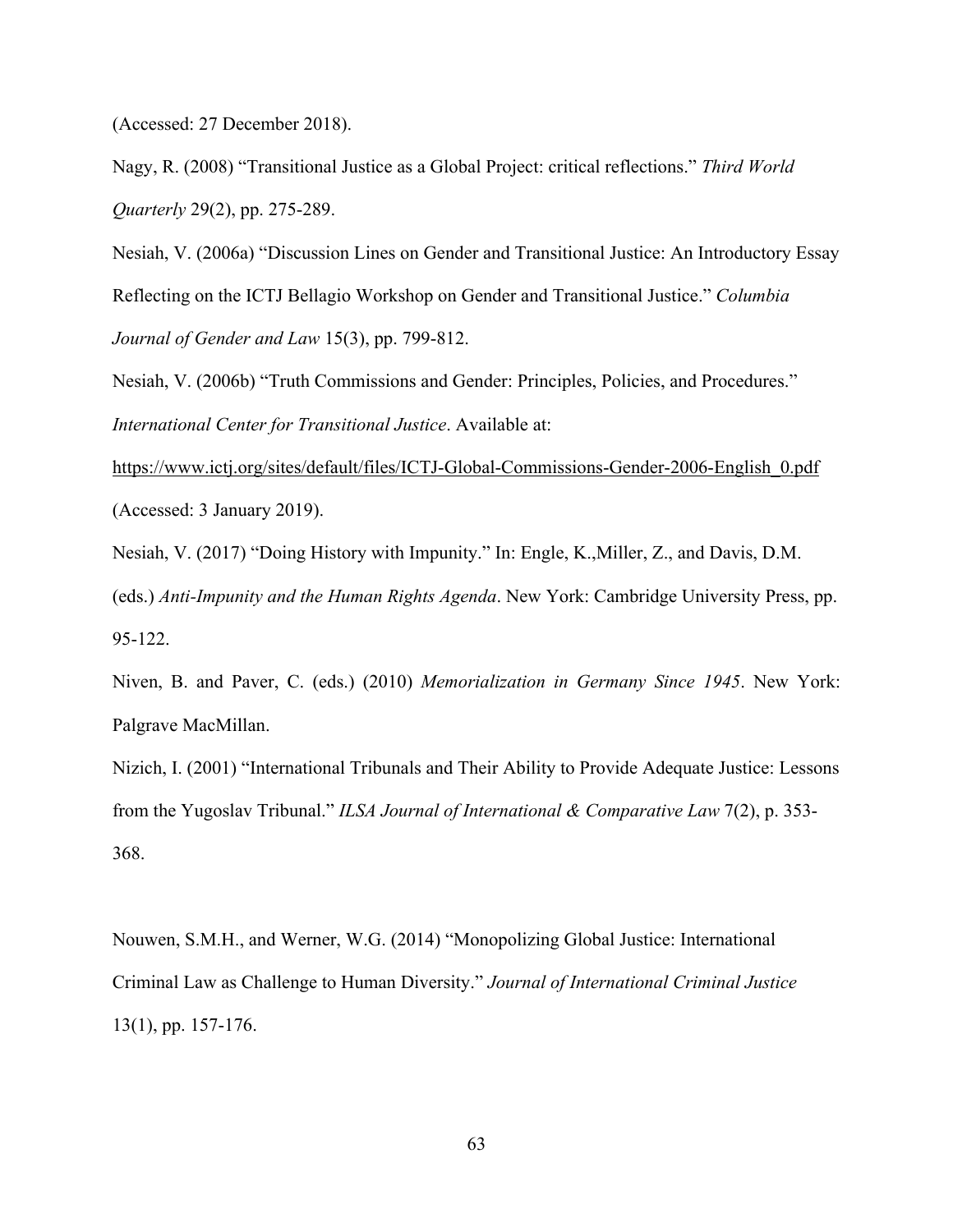(Accessed: 27 December 2018).

Nagy, R. (2008) "Transitional Justice as a Global Project: critical reflections." *Third World Quarterly* 29(2), pp. 275-289.

Nesiah, V. (2006a) "Discussion Lines on Gender and Transitional Justice: An Introductory Essay Reflecting on the ICTJ Bellagio Workshop on Gender and Transitional Justice." *Columbia Journal of Gender and Law* 15(3), pp. 799-812.

Nesiah, V. (2006b) "Truth Commissions and Gender: Principles, Policies, and Procedures." *International Center for Transitional Justice*. Available at: https://www.ictj.org/sites/default/files/ICTJ-Global-Commissions-Gender-2006-English_0.pdf (Accessed: 3 January 2019).

Nesiah, V. (2017) "Doing History with Impunity." In: Engle, K.,Miller, Z., and Davis, D.M. (eds.) *Anti-Impunity and the Human Rights Agenda*. New York: Cambridge University Press, pp. 95-122.

Niven, B. and Paver, C. (eds.) (2010) *Memorialization in Germany Since 1945*. New York: Palgrave MacMillan.

Nizich, I. (2001) "International Tribunals and Their Ability to Provide Adequate Justice: Lessons from the Yugoslav Tribunal." *ILSA Journal of International & Comparative Law* 7(2), p. 353-368.

Nouwen, S.M.H., and Werner, W.G. (2014) "Monopolizing Global Justice: International Criminal Law as Challenge to Human Diversity." *Journal of International Criminal Justice* 13(1), pp. 157-176.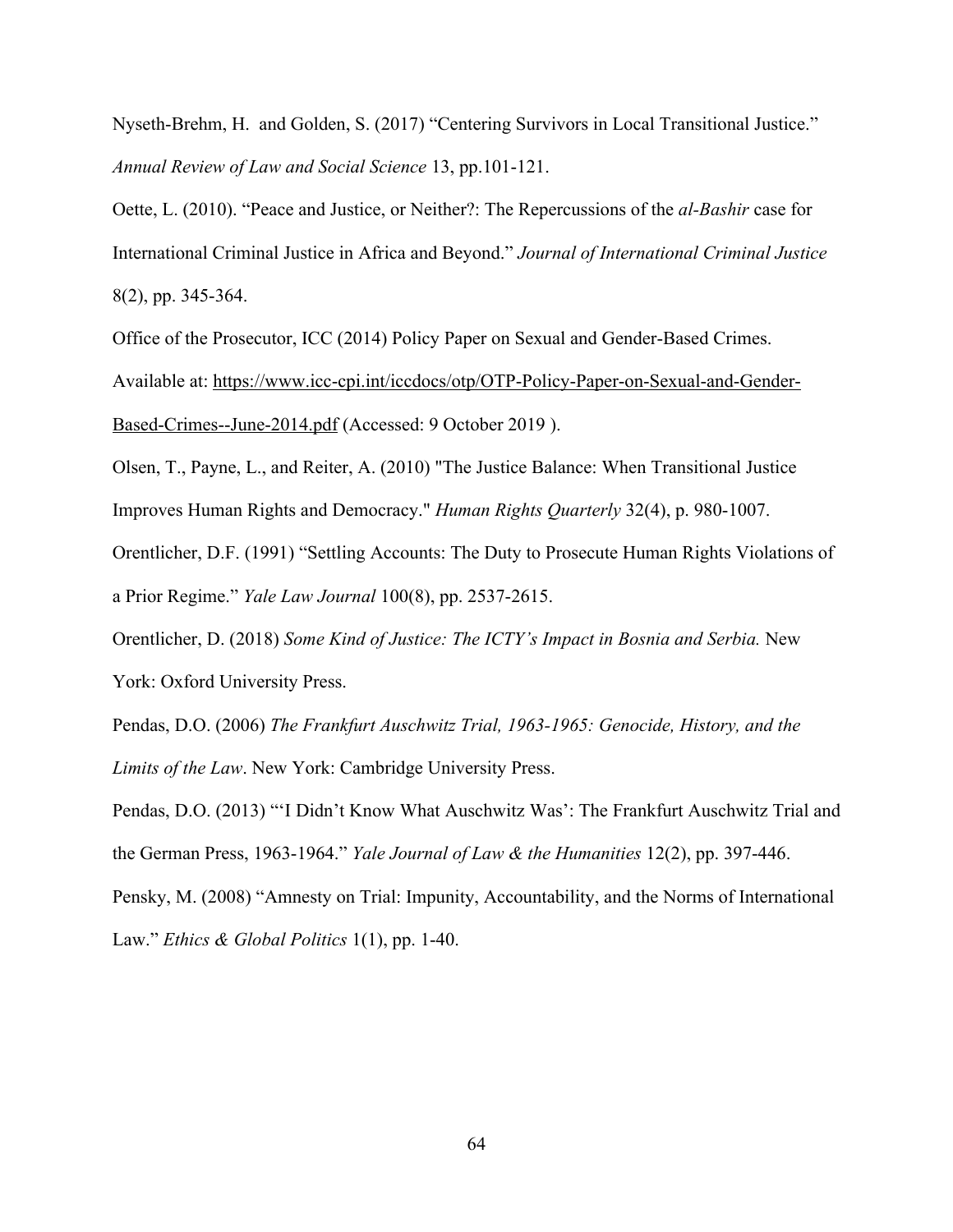Nyseth-Brehm, H.  and Golden, S. (2017) "Centering Survivors in Local Transitional Justice." *Annual Review of Law and Social Science* 13, pp.101-121.

Oette, L. (2010). "Peace and Justice, or Neither?: The Repercussions of the *al-Bashir* case for International Criminal Justice in Africa and Beyond." *Journal of International Criminal Justice* 8(2), pp. 345-364.

Office of the Prosecutor, ICC (2014) Policy Paper on Sexual and Gender-Based Crimes. Available at: https://www.icc-cpi.int/iccdocs/otp/OTP-Policy-Paper-on-Sexual-and-Gender-Based-Crimes--June-2014.pdf (Accessed: 9 October 2019 ).

Olsen, T., Payne, L., and Reiter, A. (2010) "The Justice Balance: When Transitional Justice Improves Human Rights and Democracy." *Human Rights Quarterly* 32(4), p. 980-1007.

Orentlicher, D.F. (1991) "Settling Accounts: The Duty to Prosecute Human Rights Violations of a Prior Regime." *Yale Law Journal* 100(8), pp. 2537-2615.

Orentlicher, D. (2018) *Some Kind of Justice: The ICTY's Impact in Bosnia and Serbia.* New York: Oxford University Press.

Pendas, D.O. (2006) *The Frankfurt Auschwitz Trial, 1963-1965: Genocide, History, and the Limits of the Law*. New York: Cambridge University Press.

Pendas, D.O. (2013) "'I Didn't Know What Auschwitz Was': The Frankfurt Auschwitz Trial and the German Press, 1963-1964." *Yale Journal of Law & the Humanities* 12(2), pp. 397-446.

Pensky, M. (2008) "Amnesty on Trial: Impunity, Accountability, and the Norms of International Law." *Ethics & Global Politics* 1(1), pp. 1-40.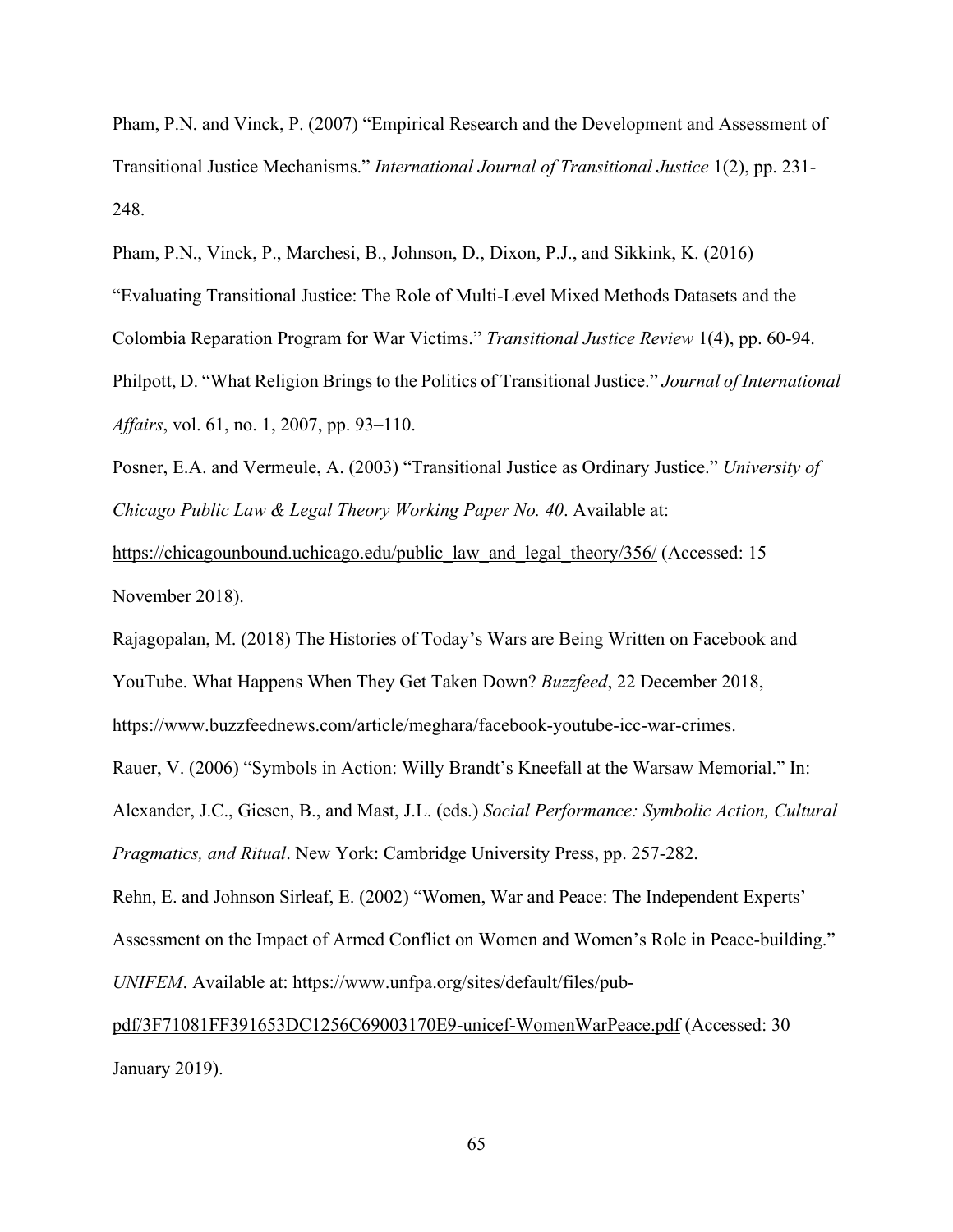Pham, P.N. and Vinck, P. (2007) "Empirical Research and the Development and Assessment of Transitional Justice Mechanisms." *International Journal of Transitional Justice* 1(2), pp. 231-248.

Pham, P.N., Vinck, P., Marchesi, B., Johnson, D., Dixon, P.J., and Sikkink, K. (2016) "Evaluating Transitional Justice: The Role of Multi-Level Mixed Methods Datasets and the Colombia Reparation Program for War Victims." *Transitional Justice Review* 1(4), pp. 60-94.

Philpott, D. "What Religion Brings to the Politics of Transitional Justice." *Journal of International Affairs*, vol. 61, no. 1, 2007, pp. 93–110.

Posner, E.A. and Vermeule, A. (2003) "Transitional Justice as Ordinary Justice." *University of Chicago Public Law & Legal Theory Working Paper No. 40*. Available at: https://chicagounbound.uchicago.edu/public_law_and_legal_theory/356/ (Accessed: 15 November 2018).

Rajagopalan, M. (2018) The Histories of Today's Wars are Being Written on Facebook and YouTube. What Happens When They Get Taken Down? *Buzzfeed*, 22 December 2018, https://www.buzzfeednews.com/article/meghara/facebook-youtube-icc-war-crimes.

Rauer, V. (2006) "Symbols in Action: Willy Brandt's Kneefall at the Warsaw Memorial." In: Alexander, J.C., Giesen, B., and Mast, J.L. (eds.) *Social Performance: Symbolic Action, Cultural Pragmatics, and Ritual*. New York: Cambridge University Press, pp. 257-282.

Rehn, E. and Johnson Sirleaf, E. (2002) "Women, War and Peace: The Independent Experts' Assessment on the Impact of Armed Conflict on Women and Women's Role in Peace-building." *UNIFEM*. Available at: https://www.unfpa.org/sites/default/files/pub-pdf/3F71081FF391653DC1256C69003170E9-unicef-WomenWarPeace.pdf (Accessed: 30 January 2019).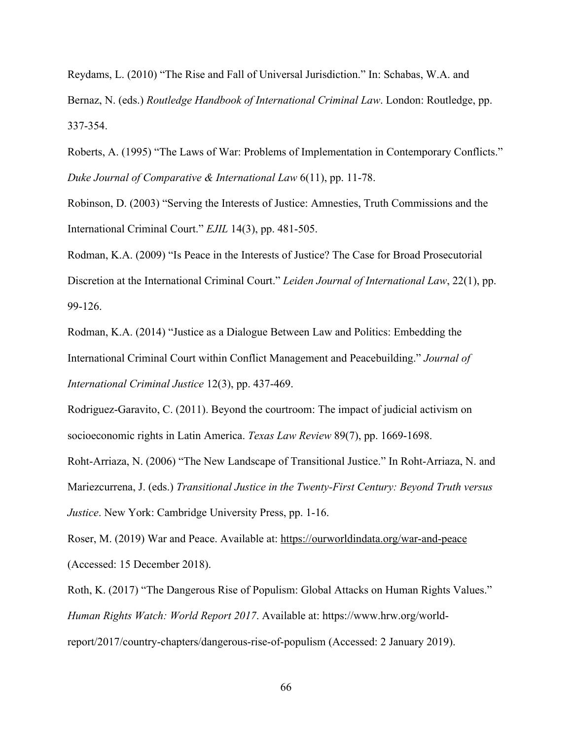Reydams, L. (2010) "The Rise and Fall of Universal Jurisdiction." In: Schabas, W.A. and Bernaz, N. (eds.) *Routledge Handbook of International Criminal Law*. London: Routledge, pp. 337-354.

Roberts, A. (1995) "The Laws of War: Problems of Implementation in Contemporary Conflicts." *Duke Journal of Comparative & International Law* 6(11), pp. 11-78.

Robinson, D. (2003) "Serving the Interests of Justice: Amnesties, Truth Commissions and the International Criminal Court." *EJIL* 14(3), pp. 481-505.

Rodman, K.A. (2009) "Is Peace in the Interests of Justice? The Case for Broad Prosecutorial Discretion at the International Criminal Court." *Leiden Journal of International Law*, 22(1), pp. 99-126.

Rodman, K.A. (2014) "Justice as a Dialogue Between Law and Politics: Embedding the International Criminal Court within Conflict Management and Peacebuilding." *Journal of International Criminal Justice* 12(3), pp. 437-469.

Rodriguez-Garavito, C. (2011). Beyond the courtroom: The impact of judicial activism on socioeconomic rights in Latin America. *Texas Law Review* 89(7), pp. 1669-1698.

Roht-Arriaza, N. (2006) "The New Landscape of Transitional Justice." In Roht-Arriaza, N. and Mariezcurrena, J. (eds.) *Transitional Justice in the Twenty-First Century: Beyond Truth versus Justice*. New York: Cambridge University Press, pp. 1-16.

Roser, M. (2019) War and Peace. Available at: https://ourworldindata.org/war-and-peace (Accessed: 15 December 2018).

Roth, K. (2017) "The Dangerous Rise of Populism: Global Attacks on Human Rights Values." *Human Rights Watch: World Report 2017*. Available at: https://www.hrw.org/world-report/2017/country-chapters/dangerous-rise-of-populism (Accessed: 2 January 2019).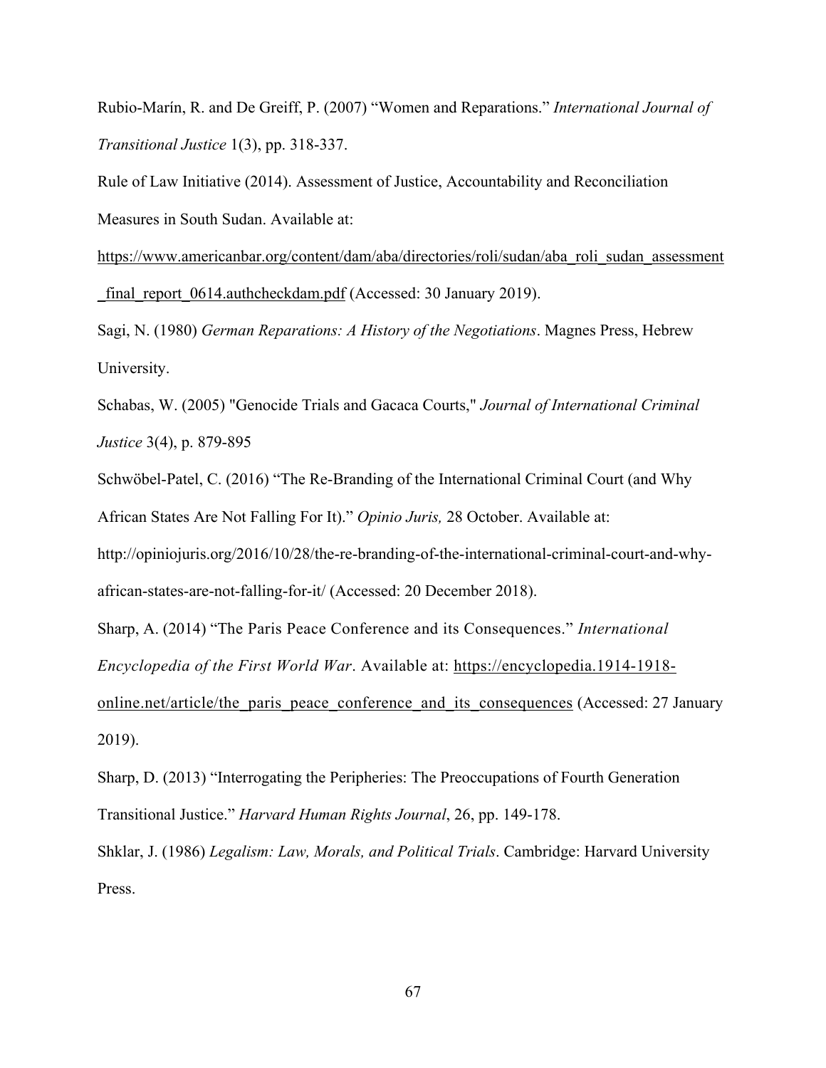Rubio-Marín, R. and De Greiff, P. (2007) "Women and Reparations." *International Journal of Transitional Justice* 1(3), pp. 318-337.

Rule of Law Initiative (2014). Assessment of Justice, Accountability and Reconciliation Measures in South Sudan. Available at: https://www.americanbar.org/content/dam/aba/directories/roli/sudan/aba_roli_sudan_assessment_final_report_0614.authcheckdam.pdf (Accessed: 30 January 2019).

Sagi, N. (1980) *German Reparations: A History of the Negotiations*. Magnes Press, Hebrew University.

Schabas, W. (2005) "Genocide Trials and Gacaca Courts," *Journal of International Criminal Justice* 3(4), p. 879-895

Schwöbel-Patel, C. (2016) "The Re-Branding of the International Criminal Court (and Why African States Are Not Falling For It)." *Opinio Juris,* 28 October. Available at: http://opiniojuris.org/2016/10/28/the-re-branding-of-the-international-criminal-court-and-why-african-states-are-not-falling-for-it/ (Accessed: 20 December 2018).

Sharp, A. (2014) "The Paris Peace Conference and its Consequences." *International Encyclopedia of the First World War*. Available at: https://encyclopedia.1914-1918-online.net/article/the_paris_peace_conference_and_its_consequences (Accessed: 27 January 2019).

Sharp, D. (2013) "Interrogating the Peripheries: The Preoccupations of Fourth Generation Transitional Justice." *Harvard Human Rights Journal*, 26, pp. 149-178.

Shklar, J. (1986) *Legalism: Law, Morals, and Political Trials*. Cambridge: Harvard University Press.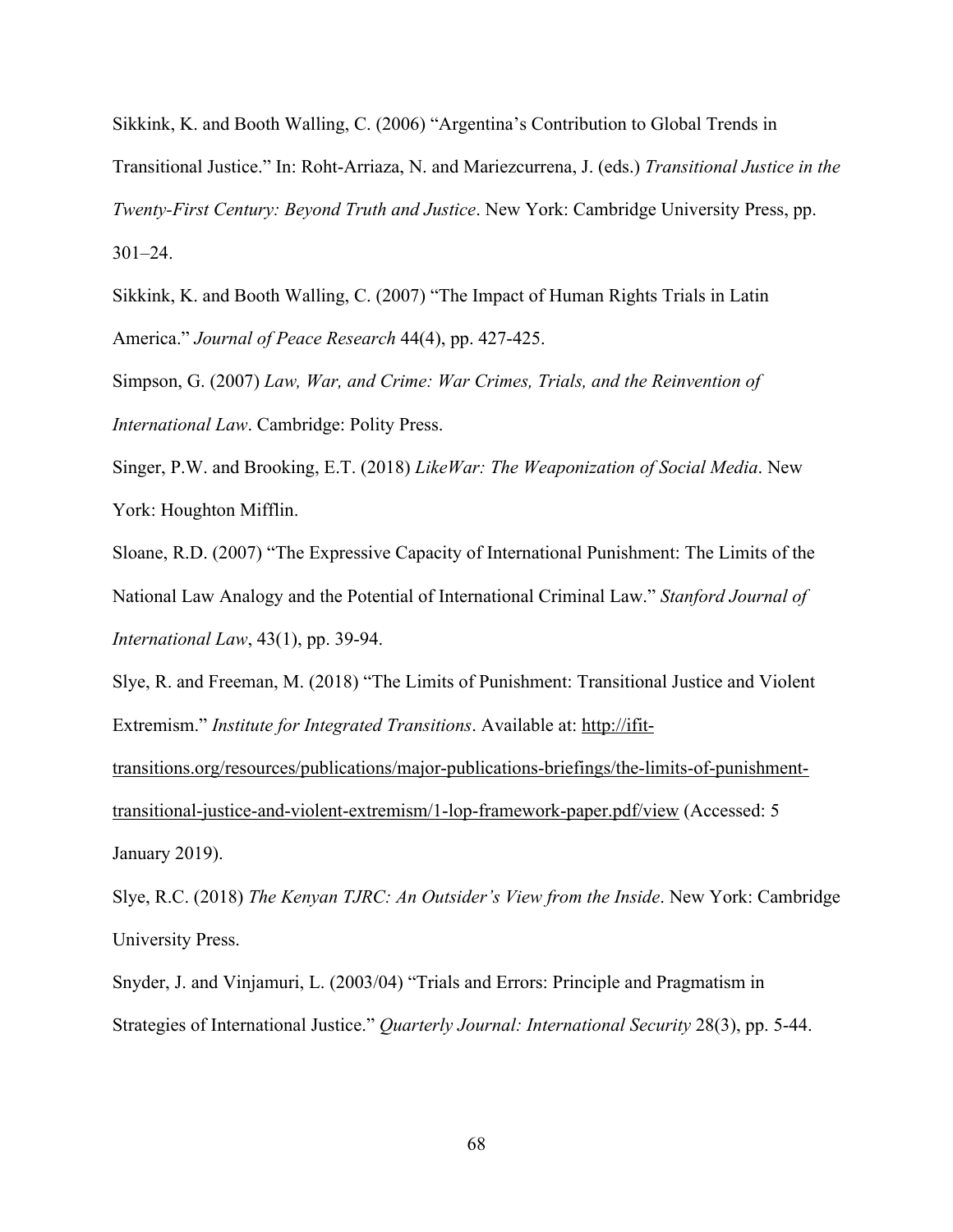Sikkink, K. and Booth Walling, C. (2006) "Argentina's Contribution to Global Trends in Transitional Justice." In: Roht-Arriaza, N. and Mariezcurrena, J. (eds.) *Transitional Justice in the Twenty-First Century: Beyond Truth and Justice*. New York: Cambridge University Press, pp. 301–24.

Sikkink, K. and Booth Walling, C. (2007) "The Impact of Human Rights Trials in Latin America." *Journal of Peace Research* 44(4), pp. 427-425.

Simpson, G. (2007) *Law, War, and Crime: War Crimes, Trials, and the Reinvention of International Law*. Cambridge: Polity Press.

Singer, P.W. and Brooking, E.T. (2018) *LikeWar: The Weaponization of Social Media*. New York: Houghton Mifflin.

Sloane, R.D. (2007) "The Expressive Capacity of International Punishment: The Limits of the National Law Analogy and the Potential of International Criminal Law." *Stanford Journal of International Law*, 43(1), pp. 39-94.

Slye, R. and Freeman, M. (2018) "The Limits of Punishment: Transitional Justice and Violent Extremism." *Institute for Integrated Transitions*. Available at: http://ifit-transitions.org/resources/publications/major-publications-briefings/the-limits-of-punishment-transitional-justice-and-violent-extremism/1-lop-framework-paper.pdf/view (Accessed: 5 January 2019).

Slye, R.C. (2018) *The Kenyan TJRC: An Outsider's View from the Inside*. New York: Cambridge University Press.

Snyder, J. and Vinjamuri, L. (2003/04) "Trials and Errors: Principle and Pragmatism in Strategies of International Justice." *Quarterly Journal: International Security* 28(3), pp. 5-44.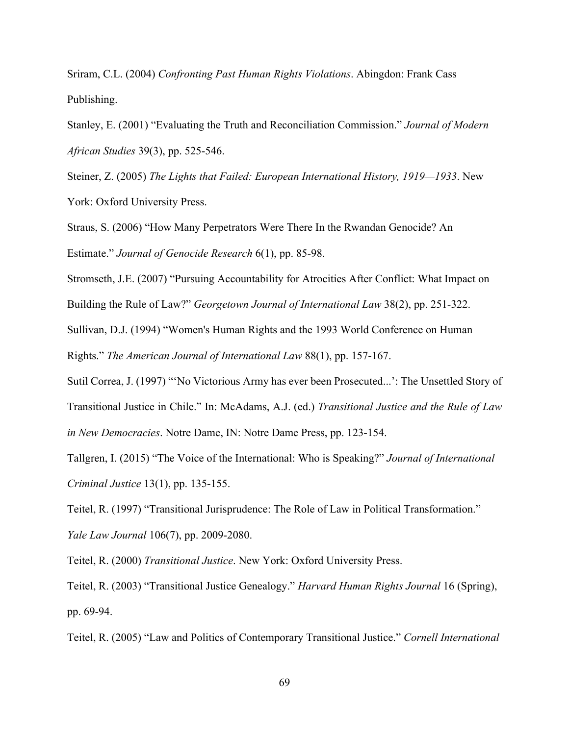Sriram, C.L. (2004) *Confronting Past Human Rights Violations*. Abingdon: Frank Cass Publishing.

Stanley, E. (2001) "Evaluating the Truth and Reconciliation Commission." *Journal of Modern African Studies* 39(3), pp. 525-546.

Steiner, Z. (2005) *The Lights that Failed: European International History, 1919—1933*. New York: Oxford University Press.

Straus, S. (2006) "How Many Perpetrators Were There In the Rwandan Genocide? An Estimate." *Journal of Genocide Research* 6(1), pp. 85-98.

Stromseth, J.E. (2007) "Pursuing Accountability for Atrocities After Conflict: What Impact on Building the Rule of Law?" *Georgetown Journal of International Law* 38(2), pp. 251-322.

Sullivan, D.J. (1994) "Women's Human Rights and the 1993 World Conference on Human Rights." *The American Journal of International Law* 88(1), pp. 157-167.

Sutil Correa, J. (1997) "'No Victorious Army has ever been Prosecuted...': The Unsettled Story of Transitional Justice in Chile." In: McAdams, A.J. (ed.) *Transitional Justice and the Rule of Law in New Democracies*. Notre Dame, IN: Notre Dame Press, pp. 123-154.

Tallgren, I. (2015) "The Voice of the International: Who is Speaking?" *Journal of International Criminal Justice* 13(1), pp. 135-155.

Teitel, R. (1997) "Transitional Jurisprudence: The Role of Law in Political Transformation." *Yale Law Journal* 106(7), pp. 2009-2080.

Teitel, R. (2000) *Transitional Justice*. New York: Oxford University Press.

Teitel, R. (2003) "Transitional Justice Genealogy." *Harvard Human Rights Journal* 16 (Spring), pp. 69-94.

Teitel, R. (2005) "Law and Politics of Contemporary Transitional Justice." *Cornell International*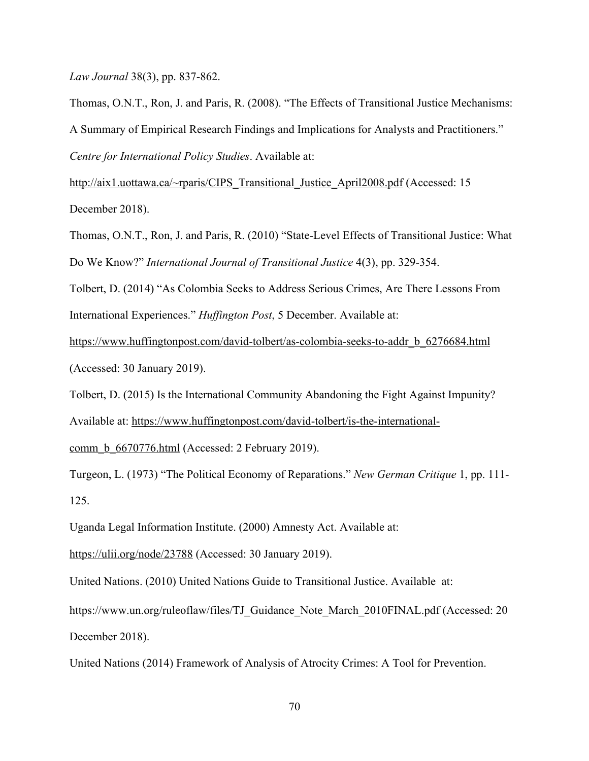*Law Journal* 38(3), pp. 837-862.

Thomas, O.N.T., Ron, J. and Paris, R. (2008). "The Effects of Transitional Justice Mechanisms: A Summary of Empirical Research Findings and Implications for Analysts and Practitioners." *Centre for International Policy Studies*. Available at: http://aix1.uottawa.ca/~rparis/CIPS_Transitional_Justice_April2008.pdf (Accessed: 15 December 2018).

Thomas, O.N.T., Ron, J. and Paris, R. (2010) "State-Level Effects of Transitional Justice: What Do We Know?" *International Journal of Transitional Justice* 4(3), pp. 329-354.

Tolbert, D. (2014) "As Colombia Seeks to Address Serious Crimes, Are There Lessons From International Experiences." *Huffington Post*, 5 December. Available at: https://www.huffingtonpost.com/david-tolbert/as-colombia-seeks-to-addr_b_6276684.html (Accessed: 30 January 2019).

Tolbert, D. (2015) Is the International Community Abandoning the Fight Against Impunity? Available at: https://www.huffingtonpost.com/david-tolbert/is-the-international-comm_b_6670776.html (Accessed: 2 February 2019).

Turgeon, L. (1973) "The Political Economy of Reparations." *New German Critique* 1, pp. 111-125.

Uganda Legal Information Institute. (2000) Amnesty Act. Available at: https://ulii.org/node/23788 (Accessed: 30 January 2019).

United Nations. (2010) United Nations Guide to Transitional Justice. Available at: https://www.un.org/ruleoflaw/files/TJ_Guidance_Note_March_2010FINAL.pdf (Accessed: 20 December 2018).

United Nations (2014) Framework of Analysis of Atrocity Crimes: A Tool for Prevention.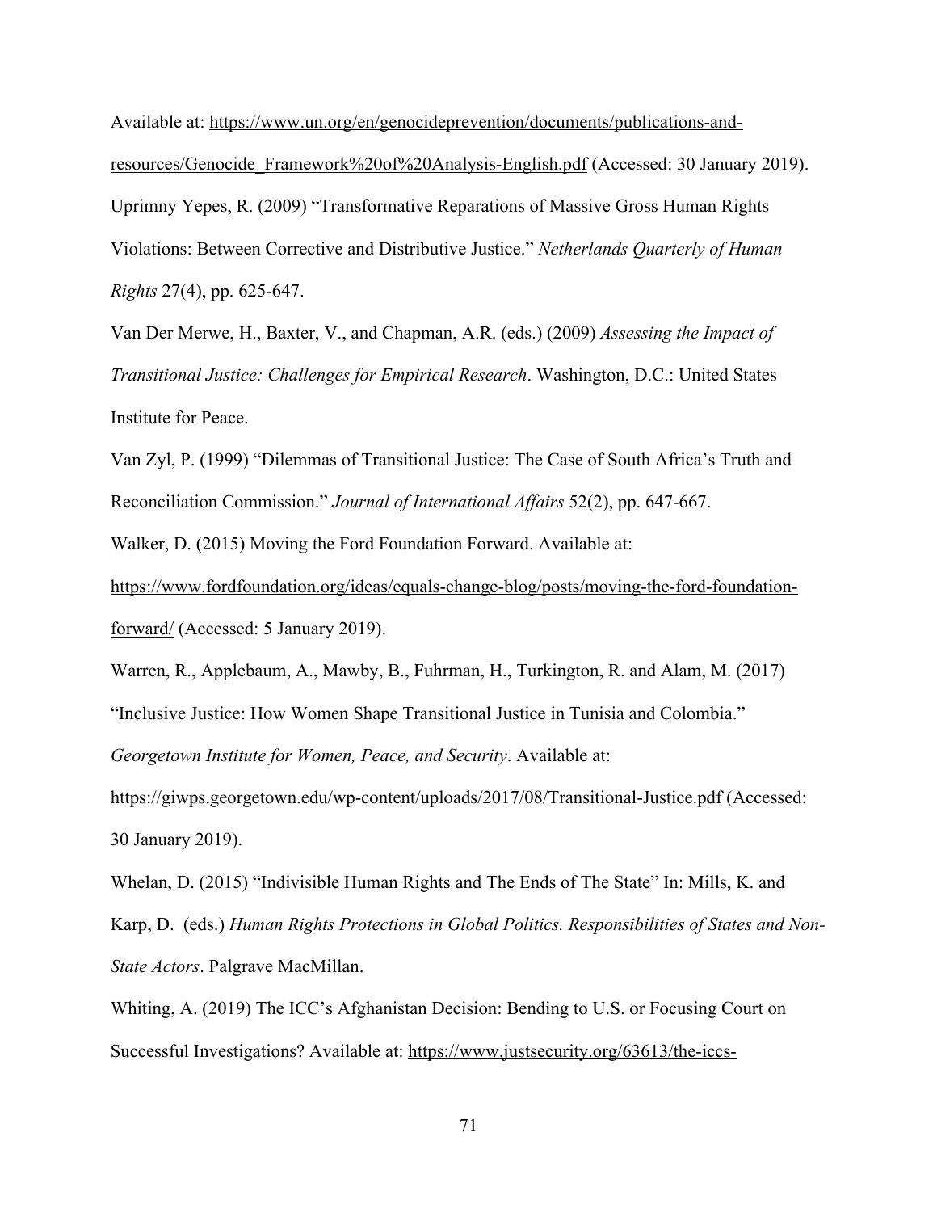Available at: https://www.un.org/en/genocideprevention/documents/publications-and-resources/Genocide_Framework%20of%20Analysis-English.pdf (Accessed: 30 January 2019).

Uprimny Yepes, R. (2009) "Transformative Reparations of Massive Gross Human Rights Violations: Between Corrective and Distributive Justice." *Netherlands Quarterly of Human Rights* 27(4), pp. 625-647.

Van Der Merwe, H., Baxter, V., and Chapman, A.R. (eds.) (2009) *Assessing the Impact of Transitional Justice: Challenges for Empirical Research*. Washington, D.C.: United States Institute for Peace.

Van Zyl, P. (1999) "Dilemmas of Transitional Justice: The Case of South Africa's Truth and Reconciliation Commission." *Journal of International Affairs* 52(2), pp. 647-667.

Walker, D. (2015) Moving the Ford Foundation Forward. Available at: https://www.fordfoundation.org/ideas/equals-change-blog/posts/moving-the-ford-foundation-forward/ (Accessed: 5 January 2019).

Warren, R., Applebaum, A., Mawby, B., Fuhrman, H., Turkington, R. and Alam, M. (2017) "Inclusive Justice: How Women Shape Transitional Justice in Tunisia and Colombia." *Georgetown Institute for Women, Peace, and Security*. Available at: https://giwps.georgetown.edu/wp-content/uploads/2017/08/Transitional-Justice.pdf (Accessed: 30 January 2019).

Whelan, D. (2015) "Indivisible Human Rights and The Ends of The State" In: Mills, K. and Karp, D. (eds.) *Human Rights Protections in Global Politics. Responsibilities of States and Non-State Actors*. Palgrave MacMillan.

Whiting, A. (2019) The ICC's Afghanistan Decision: Bending to U.S. or Focusing Court on Successful Investigations? Available at: https://www.justsecurity.org/63613/the-iccs-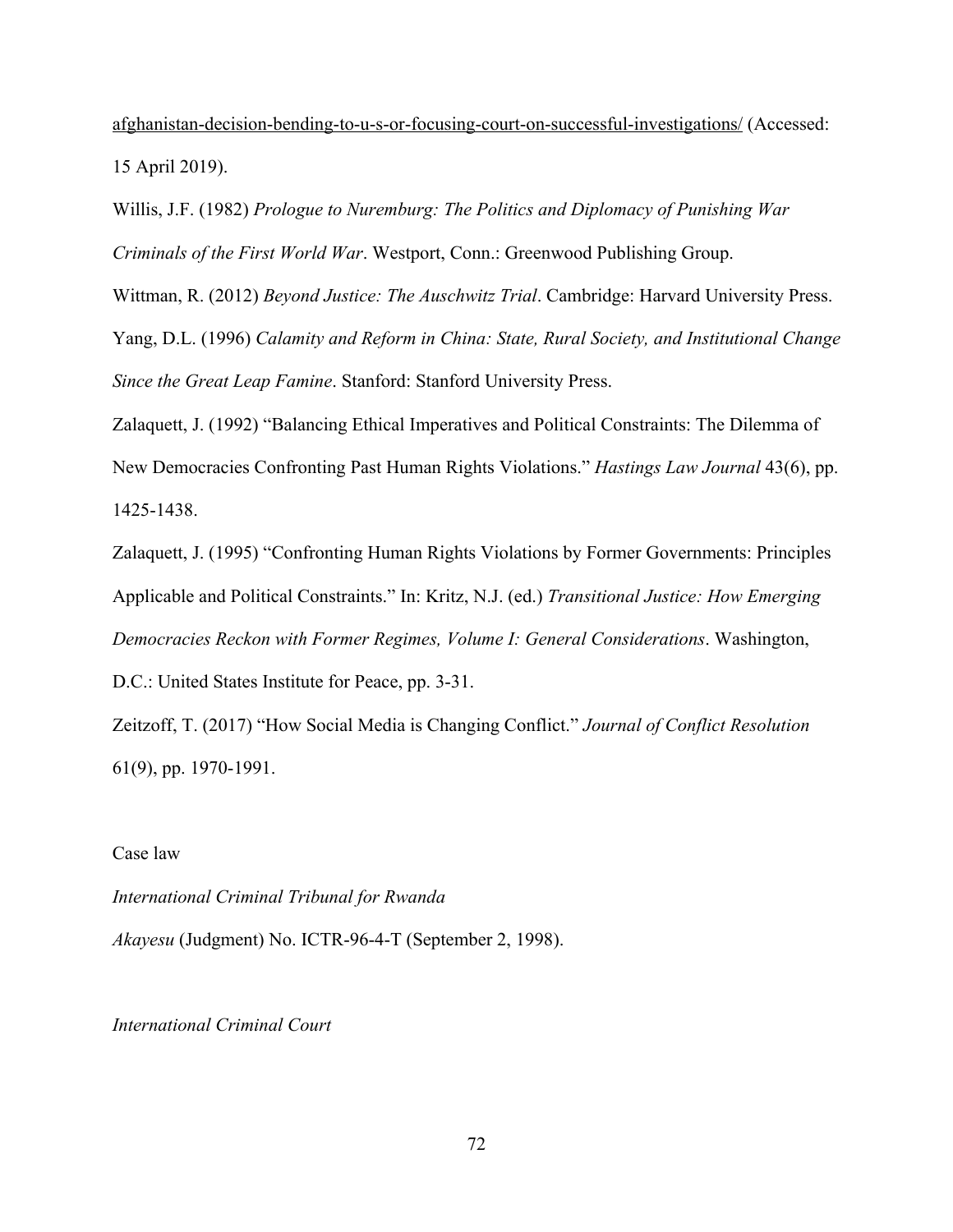afghanistan-decision-bending-to-u-s-or-focusing-court-on-successful-investigations/ (Accessed: 15 April 2019).

Willis, J.F. (1982) *Prologue to Nuremburg: The Politics and Diplomacy of Punishing War Criminals of the First World War*. Westport, Conn.: Greenwood Publishing Group.

Wittman, R. (2012) *Beyond Justice: The Auschwitz Trial*. Cambridge: Harvard University Press.

Yang, D.L. (1996) *Calamity and Reform in China: State, Rural Society, and Institutional Change Since the Great Leap Famine*. Stanford: Stanford University Press.

Zalaquett, J. (1992) "Balancing Ethical Imperatives and Political Constraints: The Dilemma of New Democracies Confronting Past Human Rights Violations." *Hastings Law Journal* 43(6), pp. 1425-1438.

Zalaquett, J. (1995) "Confronting Human Rights Violations by Former Governments: Principles Applicable and Political Constraints." In: Kritz, N.J. (ed.) *Transitional Justice: How Emerging Democracies Reckon with Former Regimes, Volume I: General Considerations*. Washington, D.C.: United States Institute for Peace, pp. 3-31.

Zeitzoff, T. (2017) "How Social Media is Changing Conflict." *Journal of Conflict Resolution* 61(9), pp. 1970-1991.

Case law

*International Criminal Tribunal for Rwanda*

*Akayesu* (Judgment) No. ICTR-96-4-T (September 2, 1998).

*International Criminal Court*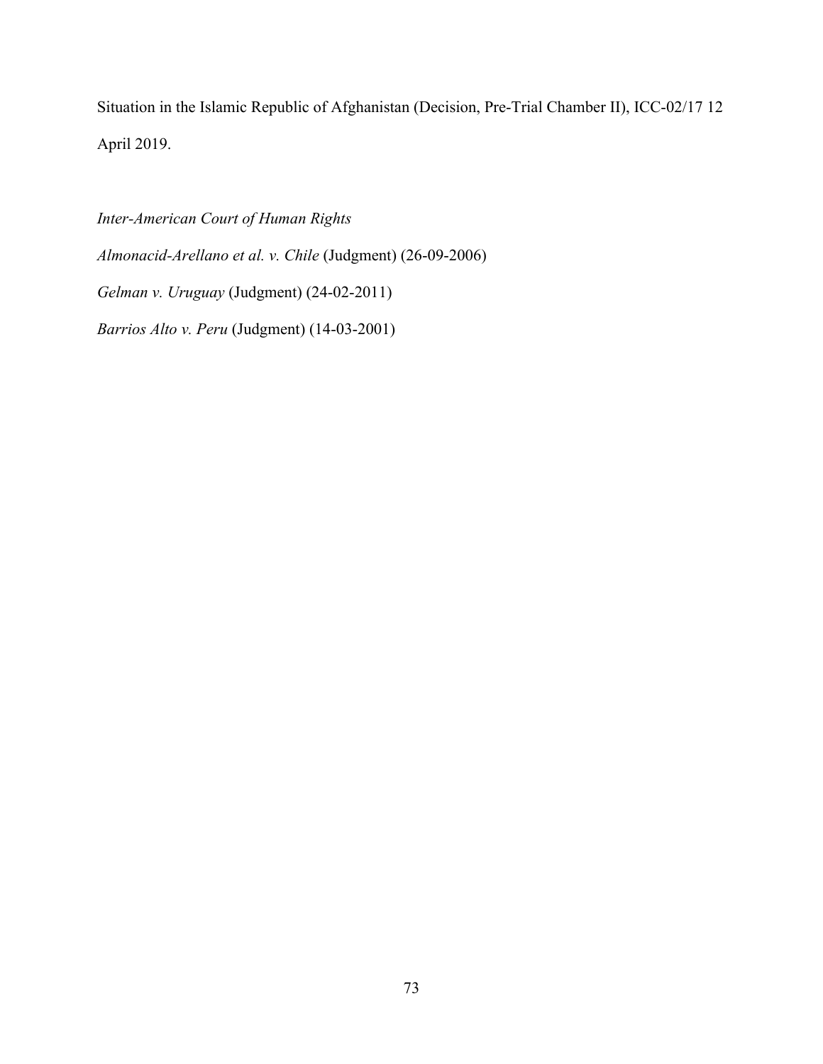Situation in the Islamic Republic of Afghanistan (Decision, Pre-Trial Chamber II), ICC-02/17 12 April 2019.

*Inter-American Court of Human Rights*

*Almonacid-Arellano et al. v. Chile* (Judgment) (26-09-2006)

*Gelman v. Uruguay* (Judgment) (24-02-2011)

*Barrios Alto v. Peru* (Judgment) (14-03-2001)